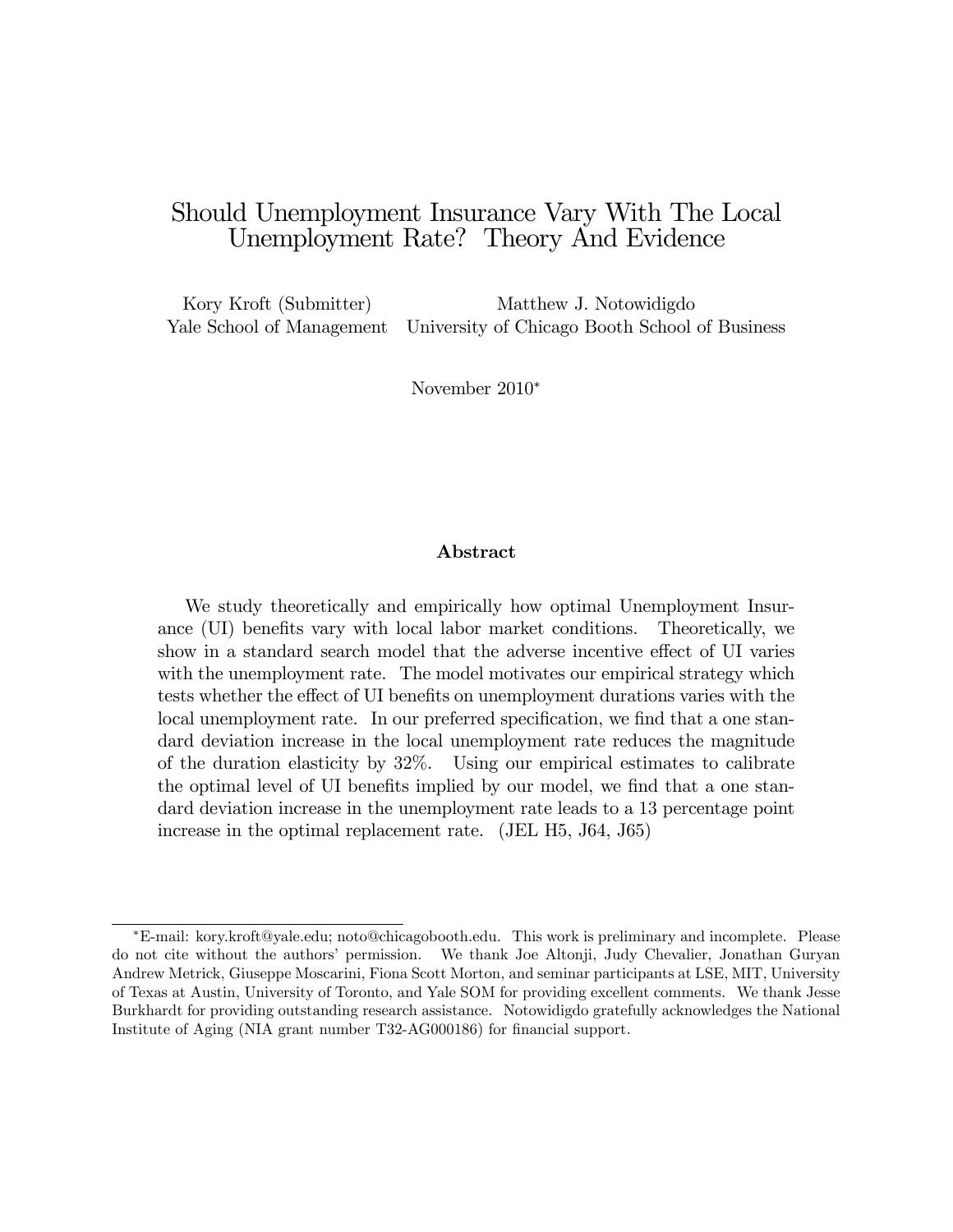# Should Unemployment Insurance Vary With The Local Unemployment Rate? Theory And Evidence

Kory Kroft (Submitter)
Yale School of Management

Matthew J. Notowidigdo
University of Chicago Booth School of Business

November 2010*

### Abstract

We study theoretically and empirically how optimal Unemployment Insurance (UI) benefits vary with local labor market conditions. Theoretically, we show in a standard search model that the adverse incentive effect of UI varies with the unemployment rate. The model motivates our empirical strategy which tests whether the effect of UI benefits on unemployment durations varies with the local unemployment rate. In our preferred specification, we find that a one standard deviation increase in the local unemployment rate reduces the magnitude of the duration elasticity by 32%. Using our empirical estimates to calibrate the optimal level of UI benefits implied by our model, we find that a one standard deviation increase in the unemployment rate leads to a 13 percentage point increase in the optimal replacement rate. (JEL H5, J64, J65)

---

*E-mail: kory.kroft@yale.edu; noto@chicagobooth.edu. This work is preliminary and incomplete. Please do not cite without the authors' permission. We thank Joe Altonji, Judy Chevalier, Jonathan Guryan Andrew Metrick, Giuseppe Moscarini, Fiona Scott Morton, and seminar participants at LSE, MIT, University of Texas at Austin, University of Toronto, and Yale SOM for providing excellent comments. We thank Jesse Burkhardt for providing outstanding research assistance. Notowidigdo gratefully acknowledges the National Institute of Aging (NIA grant number T32-AG000186) for financial support.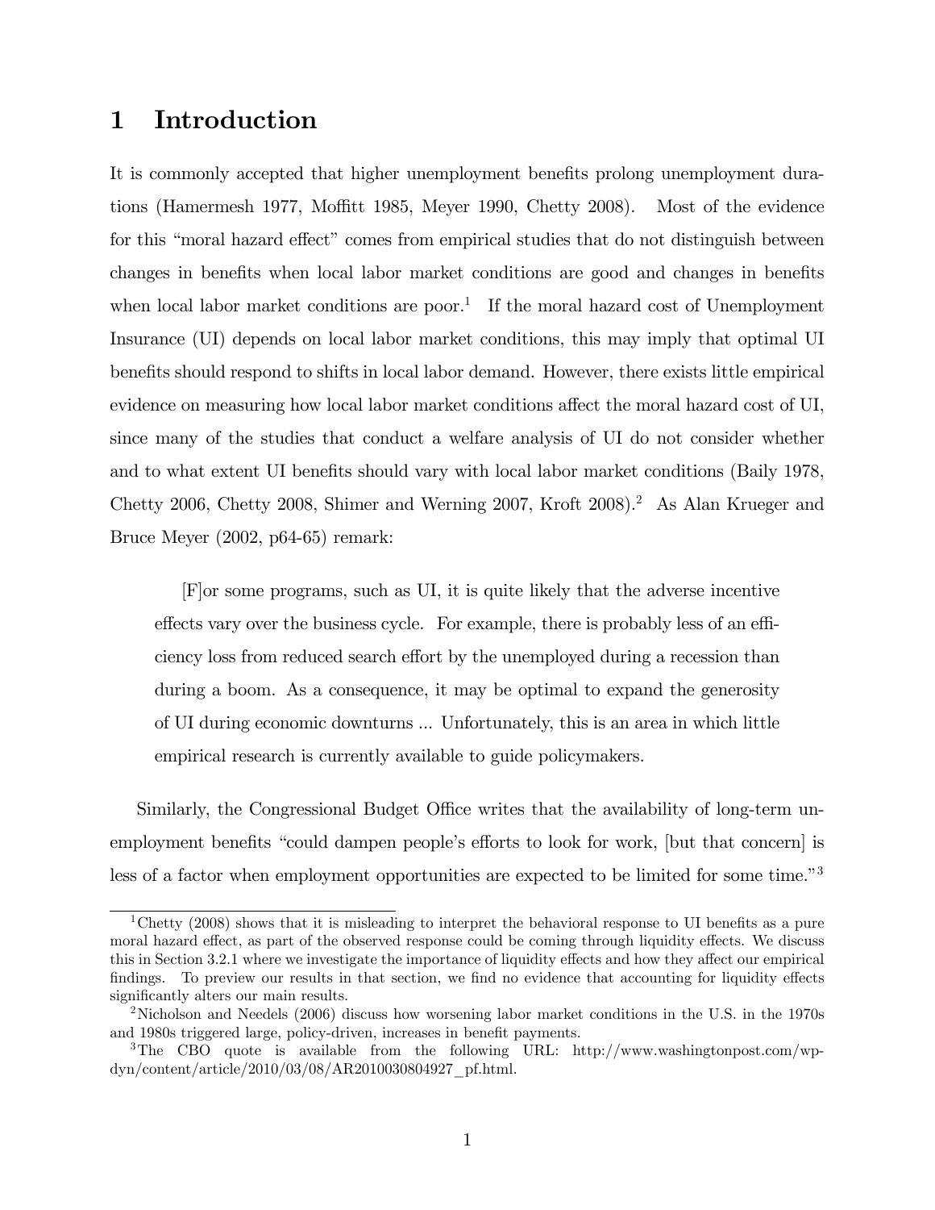# 1 Introduction

It is commonly accepted that higher unemployment benefits prolong unemployment durations (Hamermesh 1977, Moffitt 1985, Meyer 1990, Chetty 2008). Most of the evidence for this "moral hazard effect" comes from empirical studies that do not distinguish between changes in benefits when local labor market conditions are good and changes in benefits when local labor market conditions are poor.[1] If the moral hazard cost of Unemployment Insurance (UI) depends on local labor market conditions, this may imply that optimal UI benefits should respond to shifts in local labor demand. However, there exists little empirical evidence on measuring how local labor market conditions affect the moral hazard cost of UI, since many of the studies that conduct a welfare analysis of UI do not consider whether and to what extent UI benefits should vary with local labor market conditions (Baily 1978, Chetty 2006, Chetty 2008, Shimer and Werning 2007, Kroft 2008).[2] As Alan Krueger and Bruce Meyer (2002, p64-65) remark:

> [F]or some programs, such as UI, it is quite likely that the adverse incentive effects vary over the business cycle. For example, there is probably less of an efficiency loss from reduced search effort by the unemployed during a recession than during a boom. As a consequence, it may be optimal to expand the generosity of UI during economic downturns ... Unfortunately, this is an area in which little empirical research is currently available to guide policymakers.

Similarly, the Congressional Budget Office writes that the availability of long-term unemployment benefits "could dampen people's efforts to look for work, [but that concern] is less of a factor when employment opportunities are expected to be limited for some time."[3]

---

[1] Chetty (2008) shows that it is misleading to interpret the behavioral response to UI benefits as a pure moral hazard effect, as part of the observed response could be coming through liquidity effects. We discuss this in Section 3.2.1 where we investigate the importance of liquidity effects and how they affect our empirical findings. To preview our results in that section, we find no evidence that accounting for liquidity effects significantly alters our main results.

[2] Nicholson and Needels (2006) discuss how worsening labor market conditions in the U.S. in the 1970s and 1980s triggered large, policy-driven, increases in benefit payments.

[3] The CBO quote is available from the following URL: http://www.washingtonpost.com/wp-dyn/content/article/2010/03/08/AR2010030804927_pf.html.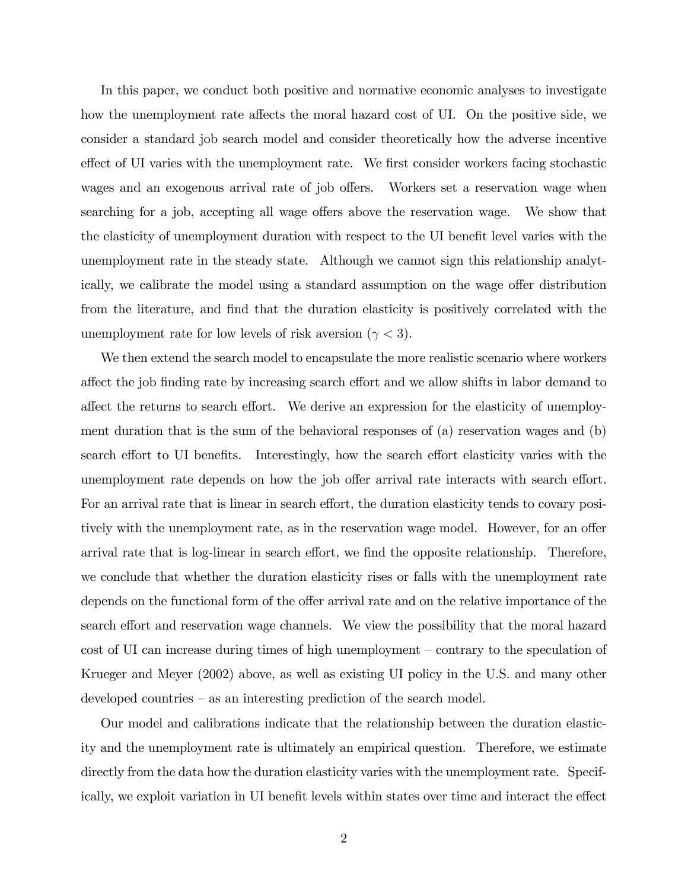In this paper, we conduct both positive and normative economic analyses to investigate how the unemployment rate affects the moral hazard cost of UI. On the positive side, we consider a standard job search model and consider theoretically how the adverse incentive effect of UI varies with the unemployment rate. We first consider workers facing stochastic wages and an exogenous arrival rate of job offers. Workers set a reservation wage when searching for a job, accepting all wage offers above the reservation wage. We show that the elasticity of unemployment duration with respect to the UI benefit level varies with the unemployment rate in the steady state. Although we cannot sign this relationship analytically, we calibrate the model using a standard assumption on the wage offer distribution from the literature, and find that the duration elasticity is positively correlated with the unemployment rate for low levels of risk aversion ($\gamma < 3$).

We then extend the search model to encapsulate the more realistic scenario where workers affect the job finding rate by increasing search effort and we allow shifts in labor demand to affect the returns to search effort. We derive an expression for the elasticity of unemployment duration that is the sum of the behavioral responses of (a) reservation wages and (b) search effort to UI benefits. Interestingly, how the search effort elasticity varies with the unemployment rate depends on how the job offer arrival rate interacts with search effort. For an arrival rate that is linear in search effort, the duration elasticity tends to covary positively with the unemployment rate, as in the reservation wage model. However, for an offer arrival rate that is log-linear in search effort, we find the opposite relationship. Therefore, we conclude that whether the duration elasticity rises or falls with the unemployment rate depends on the functional form of the offer arrival rate and on the relative importance of the search effort and reservation wage channels. We view the possibility that the moral hazard cost of UI can increase during times of high unemployment – contrary to the speculation of Krueger and Meyer (2002) above, as well as existing UI policy in the U.S. and many other developed countries – as an interesting prediction of the search model.

Our model and calibrations indicate that the relationship between the duration elasticity and the unemployment rate is ultimately an empirical question. Therefore, we estimate directly from the data how the duration elasticity varies with the unemployment rate. Specifically, we exploit variation in UI benefit levels within states over time and interact the effect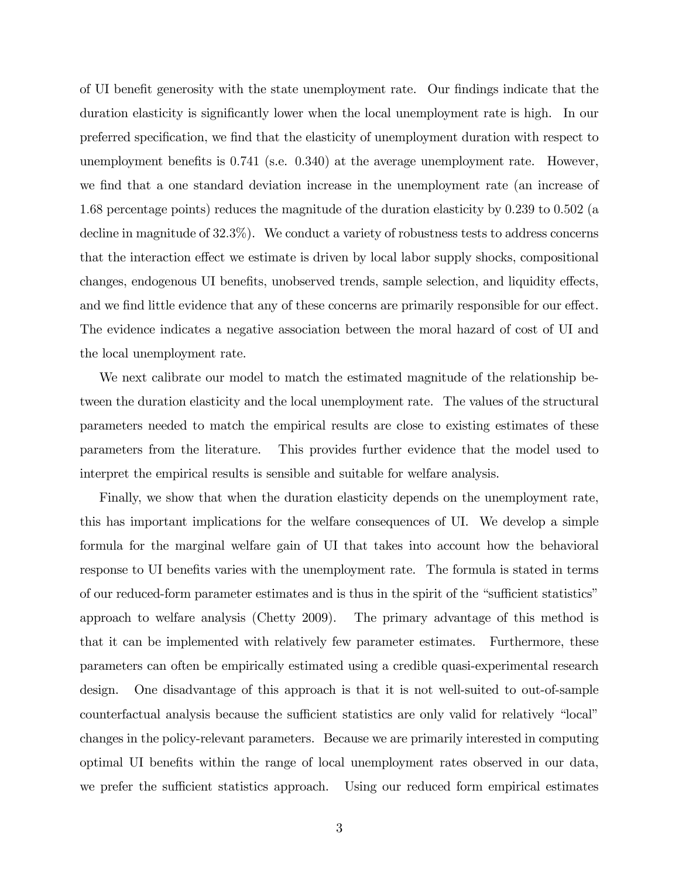of UI benefit generosity with the state unemployment rate. Our findings indicate that the duration elasticity is significantly lower when the local unemployment rate is high. In our preferred specification, we find that the elasticity of unemployment duration with respect to unemployment benefits is 0.741 (s.e. 0.340) at the average unemployment rate. However, we find that a one standard deviation increase in the unemployment rate (an increase of 1.68 percentage points) reduces the magnitude of the duration elasticity by 0.239 to 0.502 (a decline in magnitude of 32.3%). We conduct a variety of robustness tests to address concerns that the interaction effect we estimate is driven by local labor supply shocks, compositional changes, endogenous UI benefits, unobserved trends, sample selection, and liquidity effects, and we find little evidence that any of these concerns are primarily responsible for our effect. The evidence indicates a negative association between the moral hazard of cost of UI and the local unemployment rate.

We next calibrate our model to match the estimated magnitude of the relationship between the duration elasticity and the local unemployment rate. The values of the structural parameters needed to match the empirical results are close to existing estimates of these parameters from the literature. This provides further evidence that the model used to interpret the empirical results is sensible and suitable for welfare analysis.

Finally, we show that when the duration elasticity depends on the unemployment rate, this has important implications for the welfare consequences of UI. We develop a simple formula for the marginal welfare gain of UI that takes into account how the behavioral response to UI benefits varies with the unemployment rate. The formula is stated in terms of our reduced-form parameter estimates and is thus in the spirit of the "sufficient statistics" approach to welfare analysis (Chetty 2009). The primary advantage of this method is that it can be implemented with relatively few parameter estimates. Furthermore, these parameters can often be empirically estimated using a credible quasi-experimental research design. One disadvantage of this approach is that it is not well-suited to out-of-sample counterfactual analysis because the sufficient statistics are only valid for relatively "local" changes in the policy-relevant parameters. Because we are primarily interested in computing optimal UI benefits within the range of local unemployment rates observed in our data, we prefer the sufficient statistics approach. Using our reduced form empirical estimates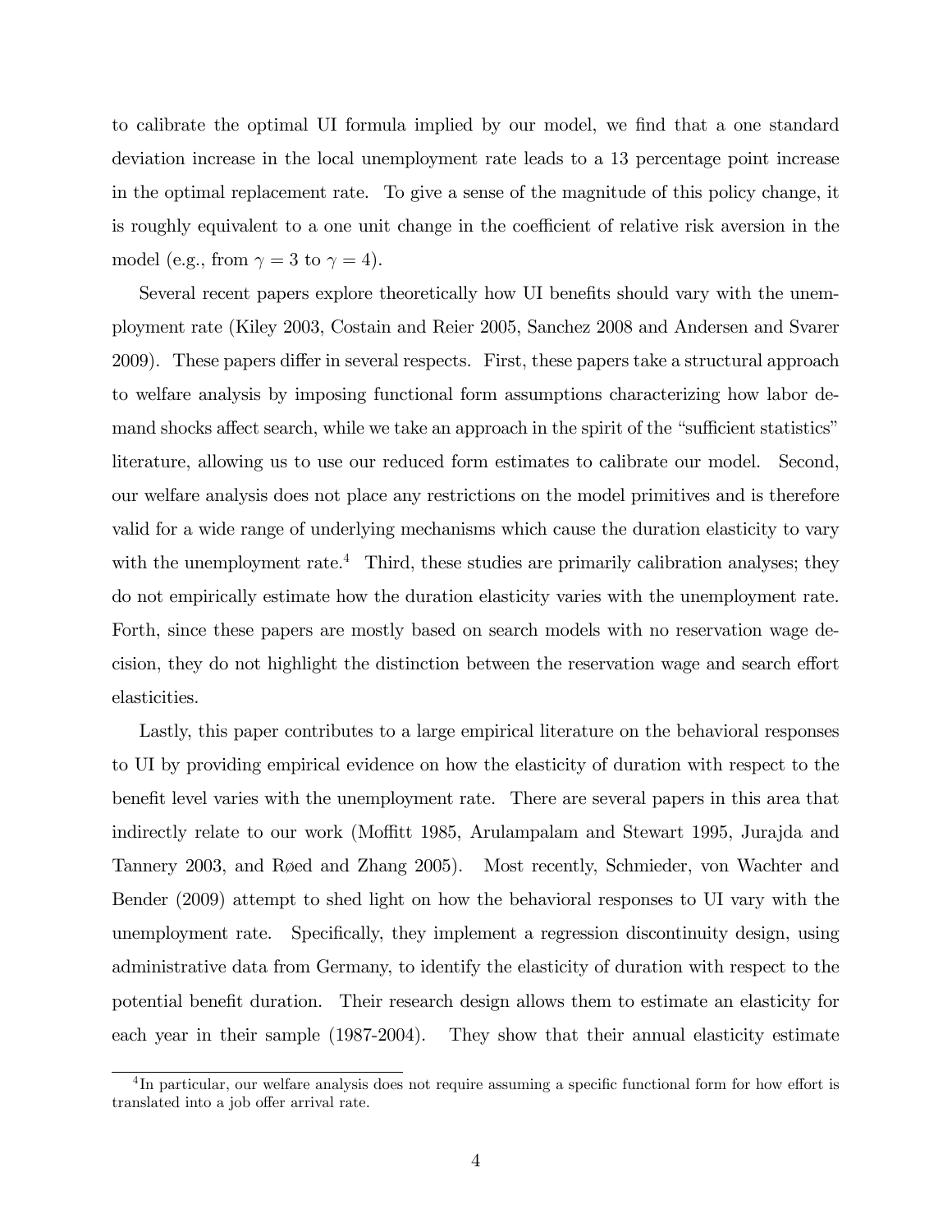to calibrate the optimal UI formula implied by our model, we find that a one standard deviation increase in the local unemployment rate leads to a 13 percentage point increase in the optimal replacement rate. To give a sense of the magnitude of this policy change, it is roughly equivalent to a one unit change in the coefficient of relative risk aversion in the model (e.g., from $\gamma = 3$ to $\gamma = 4$).

Several recent papers explore theoretically how UI benefits should vary with the unemployment rate (Kiley 2003, Costain and Reier 2005, Sanchez 2008 and Andersen and Svarer 2009). These papers differ in several respects. First, these papers take a structural approach to welfare analysis by imposing functional form assumptions characterizing how labor demand shocks affect search, while we take an approach in the spirit of the "sufficient statistics" literature, allowing us to use our reduced form estimates to calibrate our model. Second, our welfare analysis does not place any restrictions on the model primitives and is therefore valid for a wide range of underlying mechanisms which cause the duration elasticity to vary with the unemployment rate.[4] Third, these studies are primarily calibration analyses; they do not empirically estimate how the duration elasticity varies with the unemployment rate. Forth, since these papers are mostly based on search models with no reservation wage decision, they do not highlight the distinction between the reservation wage and search effort elasticities.

Lastly, this paper contributes to a large empirical literature on the behavioral responses to UI by providing empirical evidence on how the elasticity of duration with respect to the benefit level varies with the unemployment rate. There are several papers in this area that indirectly relate to our work (Moffitt 1985, Arulampalam and Stewart 1995, Jurajda and Tannery 2003, and Røed and Zhang 2005). Most recently, Schmieder, von Wachter and Bender (2009) attempt to shed light on how the behavioral responses to UI vary with the unemployment rate. Specifically, they implement a regression discontinuity design, using administrative data from Germany, to identify the elasticity of duration with respect to the potential benefit duration. Their research design allows them to estimate an elasticity for each year in their sample (1987-2004). They show that their annual elasticity estimate

[4] In particular, our welfare analysis does not require assuming a specific functional form for how effort is translated into a job offer arrival rate.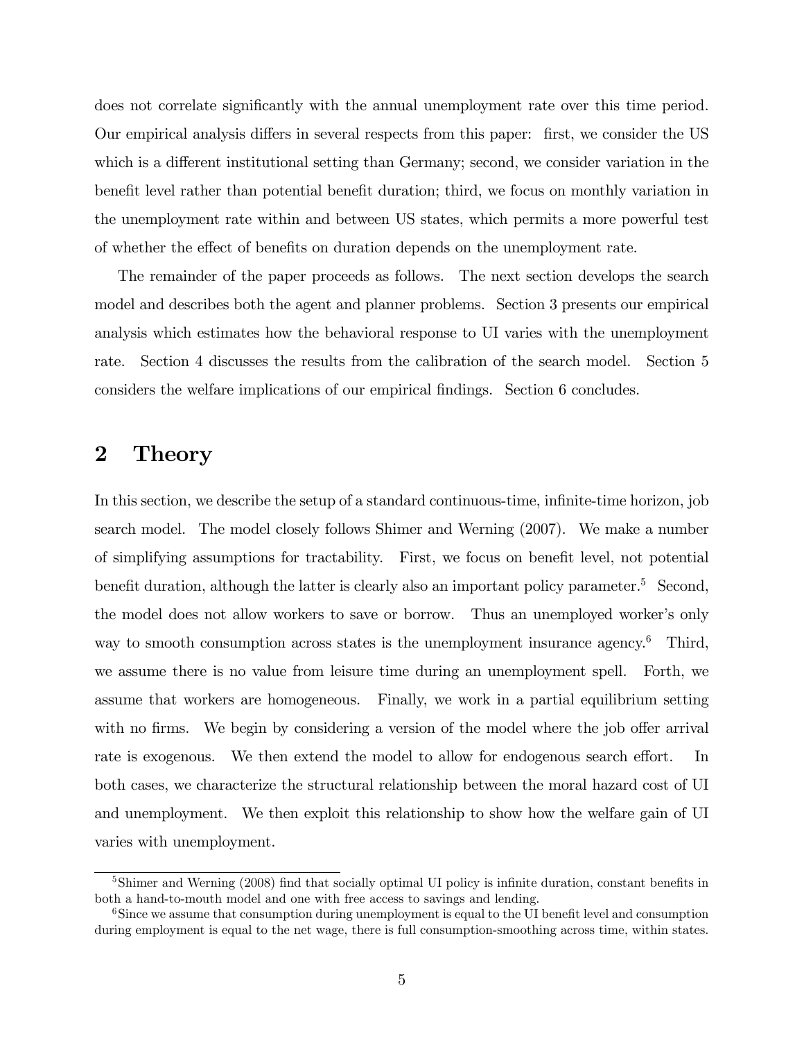does not correlate significantly with the annual unemployment rate over this time period. Our empirical analysis differs in several respects from this paper: first, we consider the US which is a different institutional setting than Germany; second, we consider variation in the benefit level rather than potential benefit duration; third, we focus on monthly variation in the unemployment rate within and between US states, which permits a more powerful test of whether the effect of benefits on duration depends on the unemployment rate.

The remainder of the paper proceeds as follows. The next section develops the search model and describes both the agent and planner problems. Section 3 presents our empirical analysis which estimates how the behavioral response to UI varies with the unemployment rate. Section 4 discusses the results from the calibration of the search model. Section 5 considers the welfare implications of our empirical findings. Section 6 concludes.

## 2 Theory

In this section, we describe the setup of a standard continuous-time, infinite-time horizon, job search model. The model closely follows Shimer and Werning (2007). We make a number of simplifying assumptions for tractability. First, we focus on benefit level, not potential benefit duration, although the latter is clearly also an important policy parameter.[5] Second, the model does not allow workers to save or borrow. Thus an unemployed worker's only way to smooth consumption across states is the unemployment insurance agency.[6] Third, we assume there is no value from leisure time during an unemployment spell. Forth, we assume that workers are homogeneous. Finally, we work in a partial equilibrium setting with no firms. We begin by considering a version of the model where the job offer arrival rate is exogenous. We then extend the model to allow for endogenous search effort. In both cases, we characterize the structural relationship between the moral hazard cost of UI and unemployment. We then exploit this relationship to show how the welfare gain of UI varies with unemployment.

[5] Shimer and Werning (2008) find that socially optimal UI policy is infinite duration, constant benefits in both a hand-to-mouth model and one with free access to savings and lending.

[6] Since we assume that consumption during unemployment is equal to the UI benefit level and consumption during employment is equal to the net wage, there is full consumption-smoothing across time, within states.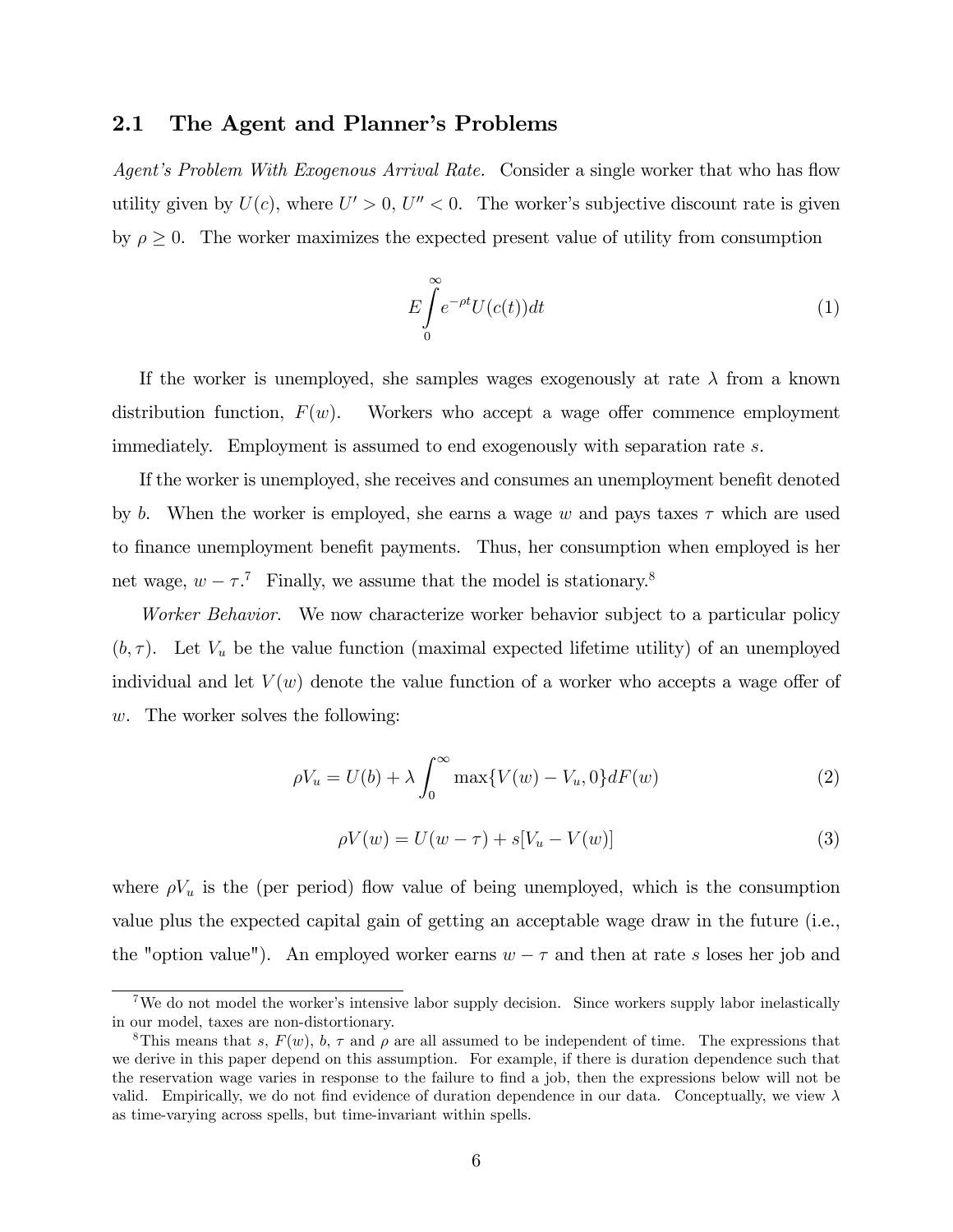## 2.1 The Agent and Planner's Problems

*Agent's Problem With Exogenous Arrival Rate.* Consider a single worker that who has flow utility given by $U(c)$, where $U' > 0$, $U'' < 0$. The worker's subjective discount rate is given by $\rho \geq 0$. The worker maximizes the expected present value of utility from consumption

$$E\int_0^\infty e^{-\rho t}U(c(t))dt \tag{1}$$

If the worker is unemployed, she samples wages exogenously at rate $\lambda$ from a known distribution function, $F(w)$. Workers who accept a wage offer commence employment immediately. Employment is assumed to end exogenously with separation rate $s$.

If the worker is unemployed, she receives and consumes an unemployment benefit denoted by $b$. When the worker is employed, she earns a wage $w$ and pays taxes $\tau$ which are used to finance unemployment benefit payments. Thus, her consumption when employed is her net wage, $w - \tau$.[7] Finally, we assume that the model is stationary.[8]

*Worker Behavior.* We now characterize worker behavior subject to a particular policy $(b, \tau)$. Let $V_u$ be the value function (maximal expected lifetime utility) of an unemployed individual and let $V(w)$ denote the value function of a worker who accepts a wage offer of $w$. The worker solves the following:

$$\rho V_u = U(b) + \lambda \int_0^\infty \max\{V(w) - V_u, 0\}dF(w) \tag{2}$$

$$\rho V(w) = U(w - \tau) + s[V_u - V(w)] \tag{3}$$

where $\rho V_u$ is the (per period) flow value of being unemployed, which is the consumption value plus the expected capital gain of getting an acceptable wage draw in the future (i.e., the "option value"). An employed worker earns $w - \tau$ and then at rate $s$ loses her job and

[7] We do not model the worker's intensive labor supply decision. Since workers supply labor inelastically in our model, taxes are non-distortionary.

[8] This means that $s$, $F(w)$, $b$, $\tau$ and $\rho$ are all assumed to be independent of time. The expressions that we derive in this paper depend on this assumption. For example, if there is duration dependence such that the reservation wage varies in response to the failure to find a job, then the expressions below will not be valid. Empirically, we do not find evidence of duration dependence in our data. Conceptually, we view $\lambda$ as time-varying across spells, but time-invariant within spells.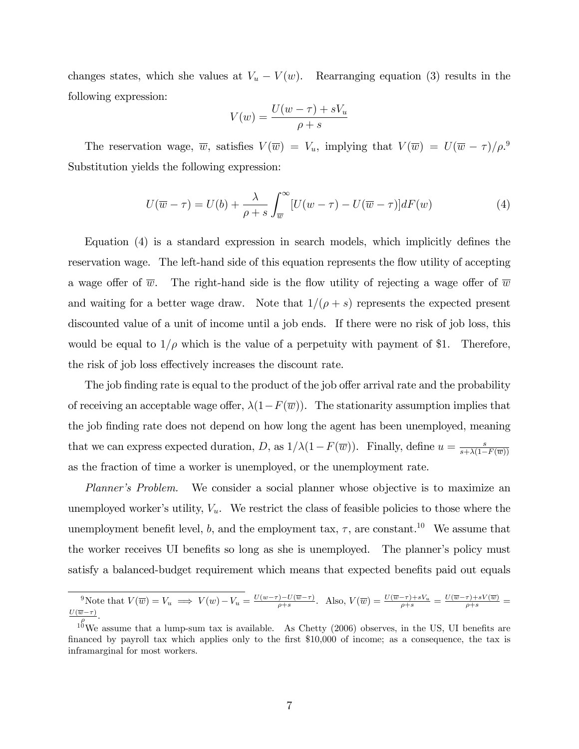changes states, which she values at $V_u - V(w)$. Rearranging equation (3) results in the following expression:

$$V(w) = \frac{U(w - \tau) + sV_u}{\rho + s}$$

The reservation wage, $\overline{w}$, satisfies $V(\overline{w}) = V_u$, implying that $V(\overline{w}) = U(\overline{w} - \tau)/\rho$.[9] Substitution yields the following expression:

$$U(\overline{w} - \tau) = U(b) + \frac{\lambda}{\rho + s} \int_{\overline{w}}^{\infty} [U(w - \tau) - U(\overline{w} - \tau)] dF(w) \tag{4}$$

Equation (4) is a standard expression in search models, which implicitly defines the reservation wage. The left-hand side of this equation represents the flow utility of accepting a wage offer of $\overline{w}$. The right-hand side is the flow utility of rejecting a wage offer of $\overline{w}$ and waiting for a better wage draw. Note that $1/(\rho + s)$ represents the expected present discounted value of a unit of income until a job ends. If there were no risk of job loss, this would be equal to $1/\rho$ which is the value of a perpetuity with payment of \$1. Therefore, the risk of job loss effectively increases the discount rate.

The job finding rate is equal to the product of the job offer arrival rate and the probability of receiving an acceptable wage offer, $\lambda(1 - F(\overline{w}))$. The stationarity assumption implies that the job finding rate does not depend on how long the agent has been unemployed, meaning that we can express expected duration, $D$, as $1/\lambda(1 - F(\overline{w}))$. Finally, define $u = \frac{s}{s + \lambda(1 - F(\overline{w}))}$ as the fraction of time a worker is unemployed, or the unemployment rate.

*Planner's Problem.* We consider a social planner whose objective is to maximize an unemployed worker's utility, $V_u$. We restrict the class of feasible policies to those where the unemployment benefit level, $b$, and the employment tax, $\tau$, are constant.[10] We assume that the worker receives UI benefits so long as she is unemployed. The planner's policy must satisfy a balanced-budget requirement which means that expected benefits paid out equals

---

[9] Note that $V(\overline{w}) = V_u \implies V(w) - V_u = \frac{U(w-\tau) - U(\overline{w}-\tau)}{\rho + s}$. Also, $V(\overline{w}) = \frac{U(\overline{w}-\tau) + sV_u}{\rho + s} = \frac{U(\overline{w}-\tau) + sV(\overline{w})}{\rho + s} = \frac{U(\overline{w}-\tau)}{\rho}$.

[10] We assume that a lump-sum tax is available. As Chetty (2006) observes, in the US, UI benefits are financed by payroll tax which applies only to the first \$10,000 of income; as a consequence, the tax is inframarginal for most workers.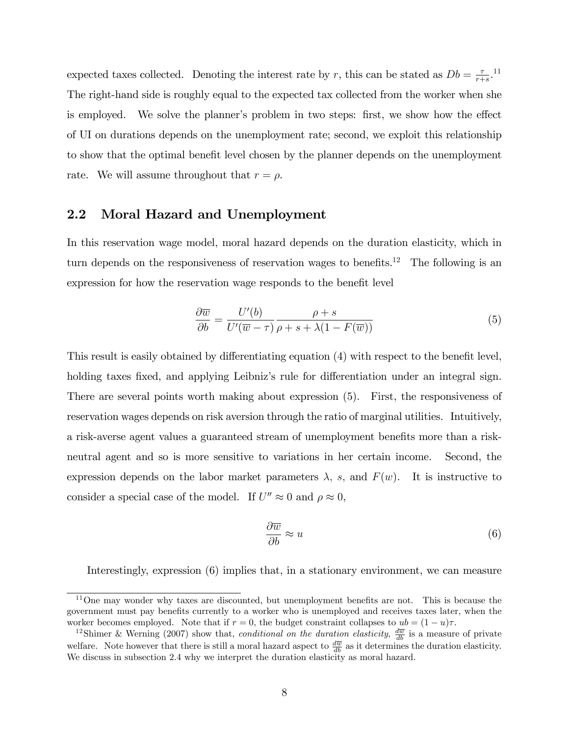expected taxes collected. Denoting the interest rate by $r$, this can be stated as $Db = \frac{\tau}{r+s}$.[11] The right-hand side is roughly equal to the expected tax collected from the worker when she is employed. We solve the planner's problem in two steps: first, we show how the effect of UI on durations depends on the unemployment rate; second, we exploit this relationship to show that the optimal benefit level chosen by the planner depends on the unemployment rate. We will assume throughout that $r = \rho$.

## 2.2 Moral Hazard and Unemployment

In this reservation wage model, moral hazard depends on the duration elasticity, which in turn depends on the responsiveness of reservation wages to benefits.[12] The following is an expression for how the reservation wage responds to the benefit level

$$\frac{\partial \overline{w}}{\partial b} = \frac{U'(b)}{U'(\overline{w} - \tau)} \frac{\rho + s}{\rho + s + \lambda(1 - F(\overline{w}))} \tag{5}$$

This result is easily obtained by differentiating equation (4) with respect to the benefit level, holding taxes fixed, and applying Leibniz's rule for differentiation under an integral sign. There are several points worth making about expression (5). First, the responsiveness of reservation wages depends on risk aversion through the ratio of marginal utilities. Intuitively, a risk-averse agent values a guaranteed stream of unemployment benefits more than a risk-neutral agent and so is more sensitive to variations in her certain income. Second, the expression depends on the labor market parameters $\lambda$, $s$, and $F(w)$. It is instructive to consider a special case of the model. If $U'' \approx 0$ and $\rho \approx 0$,

$$\frac{\partial \overline{w}}{\partial b} \approx u \tag{6}$$

Interestingly, expression (6) implies that, in a stationary environment, we can measure

---

[11] One may wonder why taxes are discounted, but unemployment benefits are not. This is because the government must pay benefits currently to a worker who is unemployed and receives taxes later, when the worker becomes employed. Note that if $r = 0$, the budget constraint collapses to $ub = (1 - u)\tau$.

[12] Shimer & Werning (2007) show that, *conditional on the duration elasticity*, $\frac{d\overline{w}}{db}$ is a measure of private welfare. Note however that there is still a moral hazard aspect to $\frac{d\overline{w}}{db}$ as it determines the duration elasticity. We discuss in subsection 2.4 why we interpret the duration elasticity as moral hazard.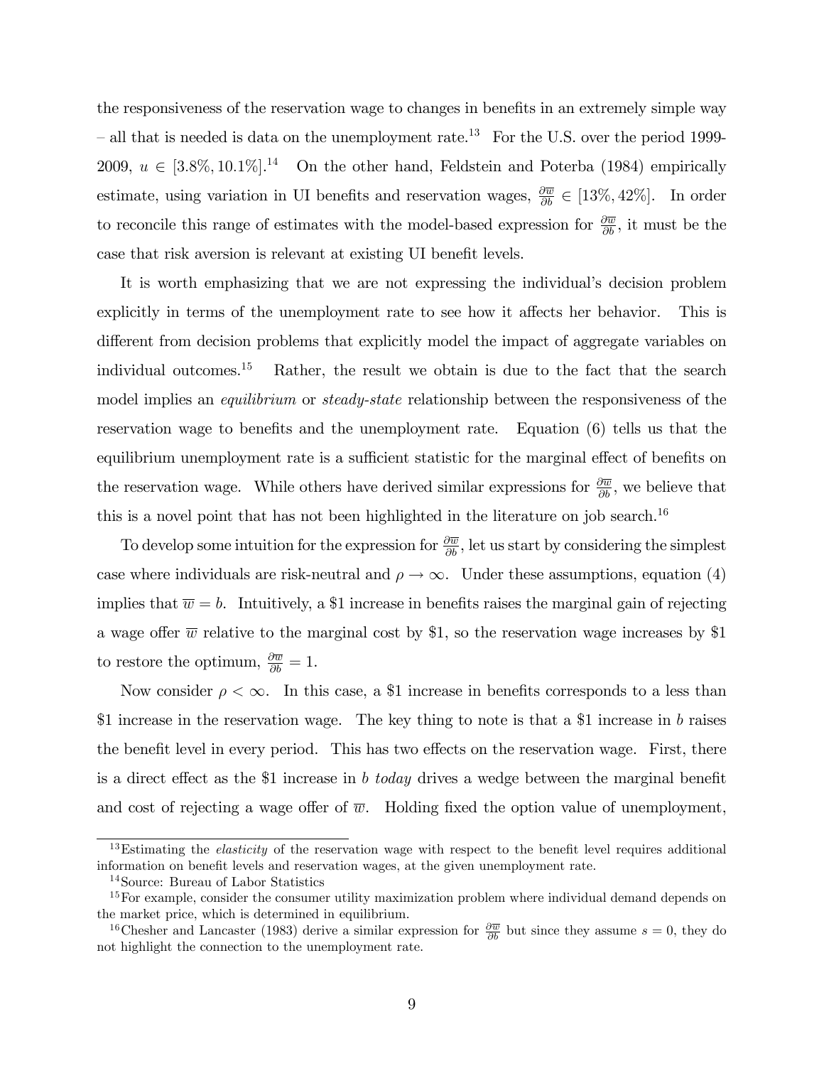the responsiveness of the reservation wage to changes in benefits in an extremely simple way – all that is needed is data on the unemployment rate.[13] For the U.S. over the period 1999-2009, $u \in [3.8\%, 10.1\%]$.[14] On the other hand, Feldstein and Poterba (1984) empirically estimate, using variation in UI benefits and reservation wages, $\frac{\partial \overline{w}}{\partial b} \in [13\%, 42\%]$. In order to reconcile this range of estimates with the model-based expression for $\frac{\partial \overline{w}}{\partial b}$, it must be the case that risk aversion is relevant at existing UI benefit levels.

It is worth emphasizing that we are not expressing the individual's decision problem explicitly in terms of the unemployment rate to see how it affects her behavior. This is different from decision problems that explicitly model the impact of aggregate variables on individual outcomes.[15] Rather, the result we obtain is due to the fact that the search model implies an *equilibrium* or *steady-state* relationship between the responsiveness of the reservation wage to benefits and the unemployment rate. Equation (6) tells us that the equilibrium unemployment rate is a sufficient statistic for the marginal effect of benefits on the reservation wage. While others have derived similar expressions for $\frac{\partial \overline{w}}{\partial b}$, we believe that this is a novel point that has not been highlighted in the literature on job search.[16]

To develop some intuition for the expression for $\frac{\partial \overline{w}}{\partial b}$, let us start by considering the simplest case where individuals are risk-neutral and $\rho \to \infty$. Under these assumptions, equation (4) implies that $\overline{w} = b$. Intuitively, a \$1 increase in benefits raises the marginal gain of rejecting a wage offer $\overline{w}$ relative to the marginal cost by \$1, so the reservation wage increases by \$1 to restore the optimum, $\frac{\partial \overline{w}}{\partial b} = 1$.

Now consider $\rho < \infty$. In this case, a \$1 increase in benefits corresponds to a less than \$1 increase in the reservation wage. The key thing to note is that a \$1 increase in $b$ raises the benefit level in every period. This has two effects on the reservation wage. First, there is a direct effect as the \$1 increase in $b$ *today* drives a wedge between the marginal benefit and cost of rejecting a wage offer of $\overline{w}$. Holding fixed the option value of unemployment,

[13] Estimating the *elasticity* of the reservation wage with respect to the benefit level requires additional information on benefit levels and reservation wages, at the given unemployment rate.

[14] Source: Bureau of Labor Statistics

[15] For example, consider the consumer utility maximization problem where individual demand depends on the market price, which is determined in equilibrium.

[16] Chesher and Lancaster (1983) derive a similar expression for $\frac{\partial \overline{w}}{\partial b}$ but since they assume $s = 0$, they do not highlight the connection to the unemployment rate.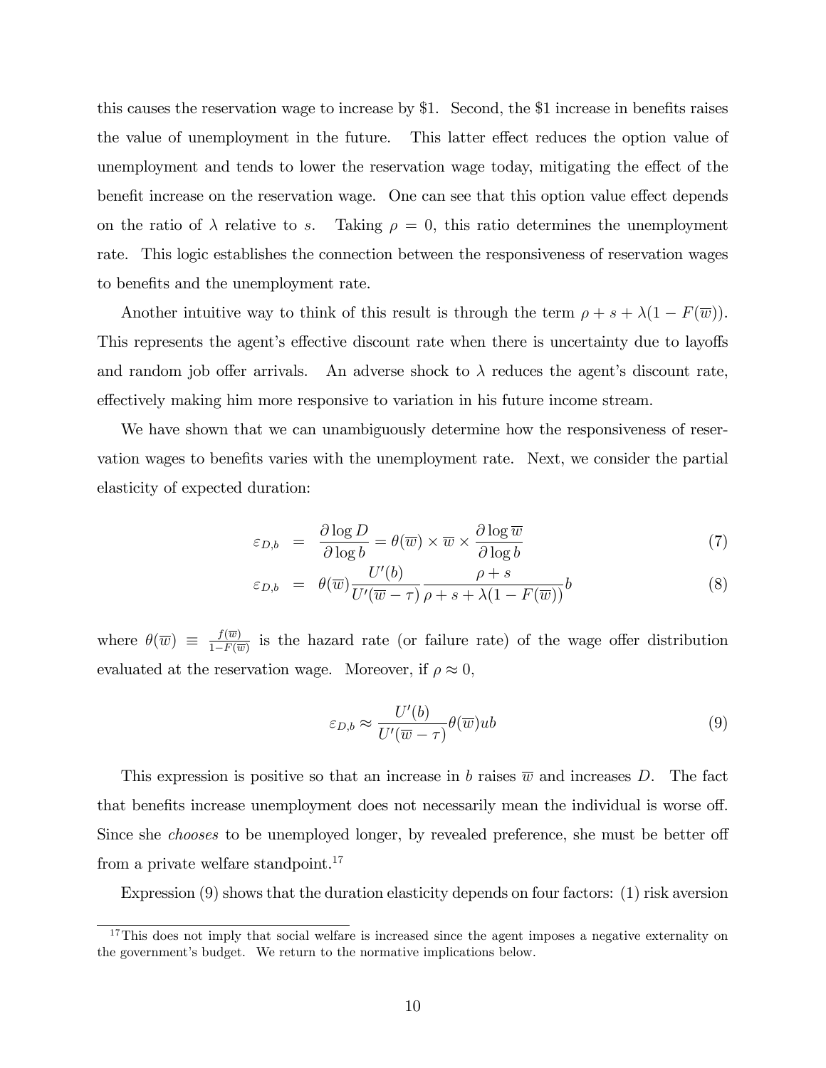this causes the reservation wage to increase by \$1. Second, the \$1 increase in benefits raises the value of unemployment in the future. This latter effect reduces the option value of unemployment and tends to lower the reservation wage today, mitigating the effect of the benefit increase on the reservation wage. One can see that this option value effect depends on the ratio of $\lambda$ relative to $s$. Taking $\rho = 0$, this ratio determines the unemployment rate. This logic establishes the connection between the responsiveness of reservation wages to benefits and the unemployment rate.

Another intuitive way to think of this result is through the term $\rho + s + \lambda(1 - F(\overline{w}))$. This represents the agent's effective discount rate when there is uncertainty due to layoffs and random job offer arrivals. An adverse shock to $\lambda$ reduces the agent's discount rate, effectively making him more responsive to variation in his future income stream.

We have shown that we can unambiguously determine how the responsiveness of reservation wages to benefits varies with the unemployment rate. Next, we consider the partial elasticity of expected duration:

$$\varepsilon_{D,b} = \frac{\partial \log D}{\partial \log b} = \theta(\overline{w}) \times \overline{w} \times \frac{\partial \log \overline{w}}{\partial \log b} \tag{7}$$

$$\varepsilon_{D,b} = \theta(\overline{w}) \frac{U'(b)}{U'(\overline{w} - \tau)} \frac{\rho + s}{\rho + s + \lambda(1 - F(\overline{w}))} b \tag{8}$$

where $\theta(\overline{w}) \equiv \frac{f(\overline{w})}{1 - F(\overline{w})}$ is the hazard rate (or failure rate) of the wage offer distribution evaluated at the reservation wage. Moreover, if $\rho \approx 0$,

$$\varepsilon_{D,b} \approx \frac{U'(b)}{U'(\overline{w} - \tau)} \theta(\overline{w}) u b \tag{9}$$

This expression is positive so that an increase in $b$ raises $\overline{w}$ and increases $D$. The fact that benefits increase unemployment does not necessarily mean the individual is worse off. Since she *chooses* to be unemployed longer, by revealed preference, she must be better off from a private welfare standpoint.[17]

Expression (9) shows that the duration elasticity depends on four factors: (1) risk aversion

[17] This does not imply that social welfare is increased since the agent imposes a negative externality on the government's budget. We return to the normative implications below.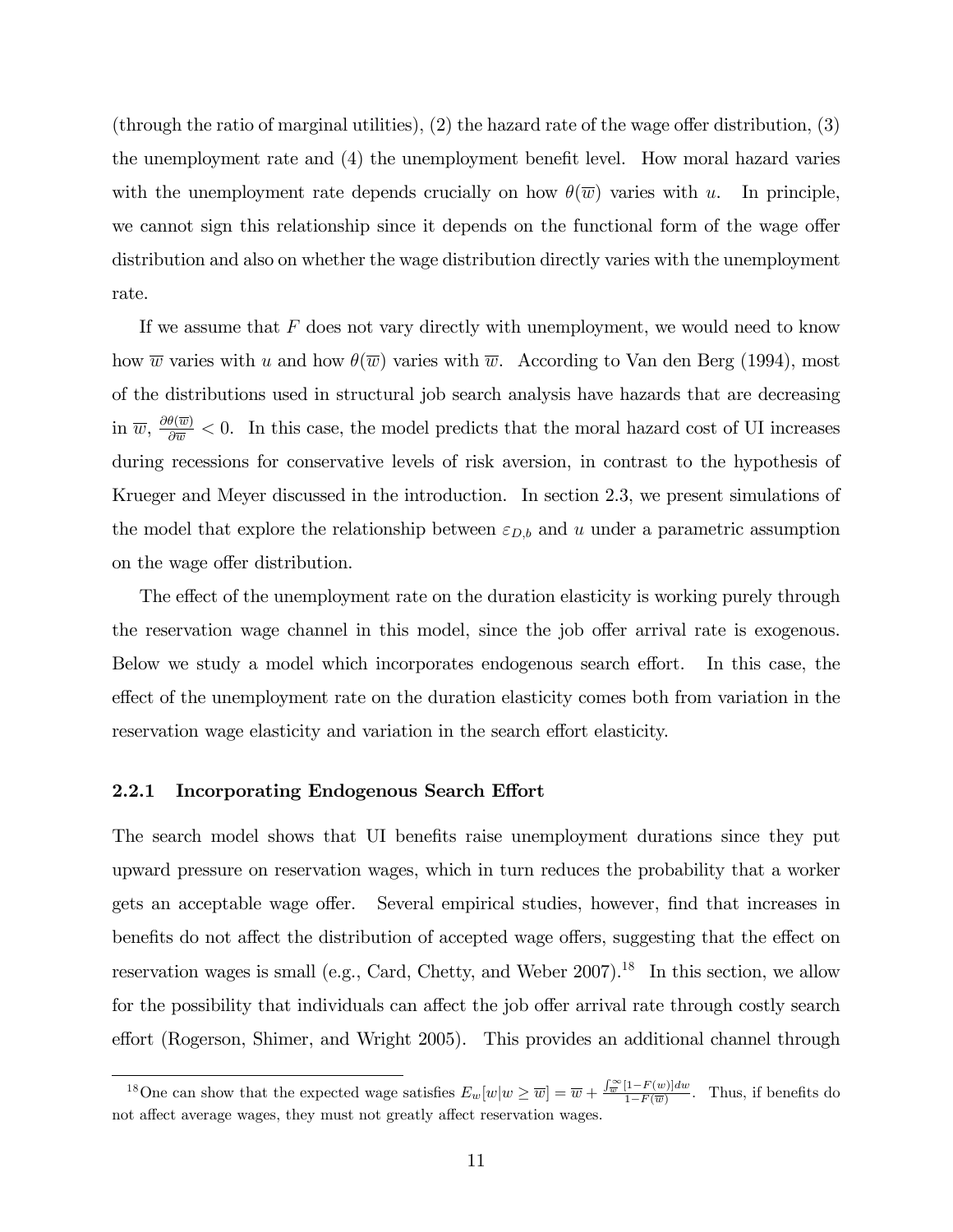(through the ratio of marginal utilities), (2) the hazard rate of the wage offer distribution, (3) the unemployment rate and (4) the unemployment benefit level. How moral hazard varies with the unemployment rate depends crucially on how $\theta(\overline{w})$ varies with $u$. In principle, we cannot sign this relationship since it depends on the functional form of the wage offer distribution and also on whether the wage distribution directly varies with the unemployment rate.

If we assume that $F$ does not vary directly with unemployment, we would need to know how $\overline{w}$ varies with $u$ and how $\theta(\overline{w})$ varies with $\overline{w}$. According to Van den Berg (1994), most of the distributions used in structural job search analysis have hazards that are decreasing in $\overline{w}$, $\frac{\partial \theta(\overline{w})}{\partial \overline{w}} < 0$. In this case, the model predicts that the moral hazard cost of UI increases during recessions for conservative levels of risk aversion, in contrast to the hypothesis of Krueger and Meyer discussed in the introduction. In section 2.3, we present simulations of the model that explore the relationship between $\varepsilon_{D,b}$ and $u$ under a parametric assumption on the wage offer distribution.

The effect of the unemployment rate on the duration elasticity is working purely through the reservation wage channel in this model, since the job offer arrival rate is exogenous. Below we study a model which incorporates endogenous search effort. In this case, the effect of the unemployment rate on the duration elasticity comes both from variation in the reservation wage elasticity and variation in the search effort elasticity.

### 2.2.1 Incorporating Endogenous Search Effort

The search model shows that UI benefits raise unemployment durations since they put upward pressure on reservation wages, which in turn reduces the probability that a worker gets an acceptable wage offer. Several empirical studies, however, find that increases in benefits do not affect the distribution of accepted wage offers, suggesting that the effect on reservation wages is small (e.g., Card, Chetty, and Weber 2007).[18] In this section, we allow for the possibility that individuals can affect the job offer arrival rate through costly search effort (Rogerson, Shimer, and Wright 2005). This provides an additional channel through

[18] One can show that the expected wage satisfies $E_w[w|w \geq \overline{w}] = \overline{w} + \frac{\int_{\overline{w}}^{\infty}[1-F(w)]dw}{1-F(\overline{w})}$. Thus, if benefits do not affect average wages, they must not greatly affect reservation wages.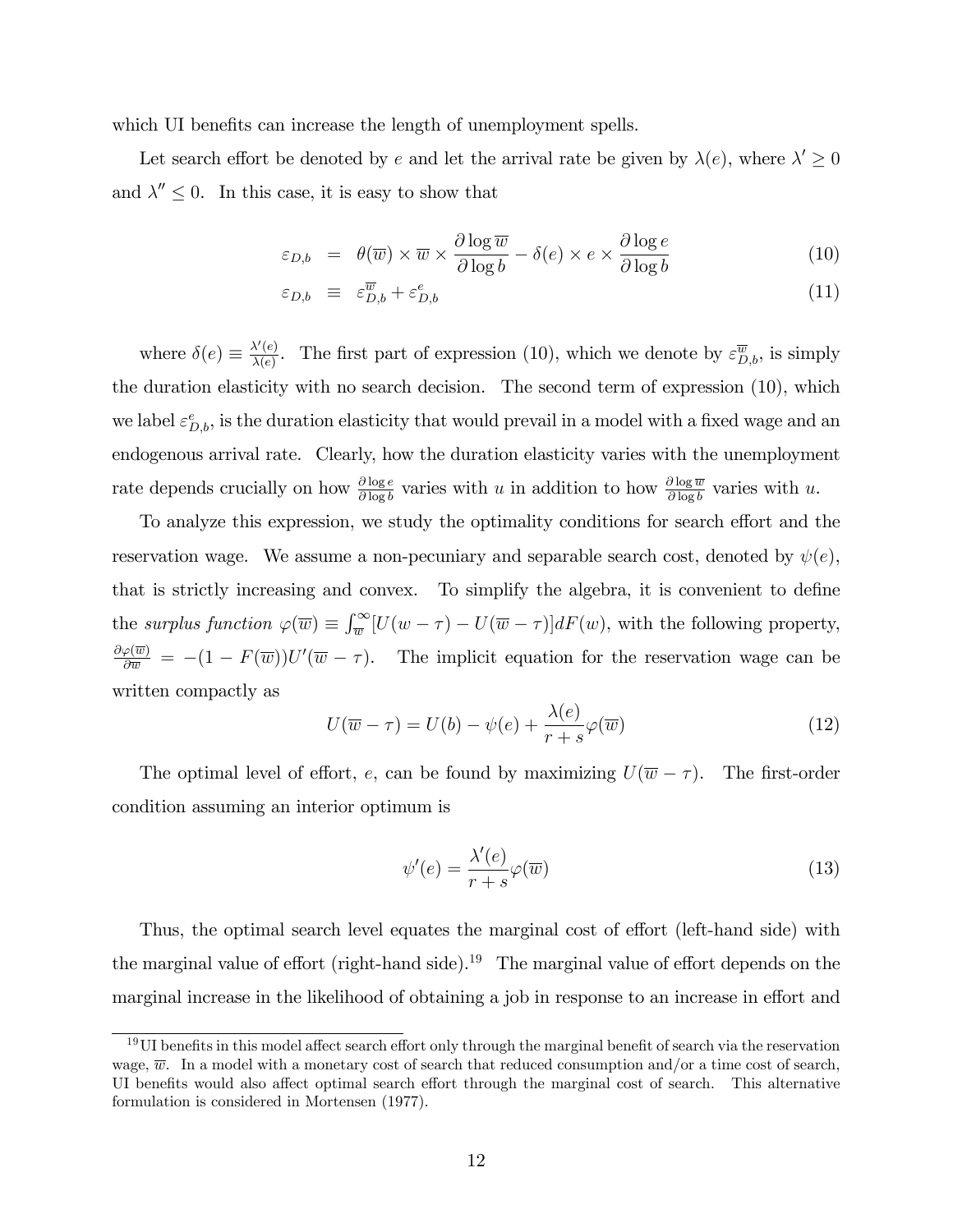which UI benefits can increase the length of unemployment spells.

Let search effort be denoted by $e$ and let the arrival rate be given by $\lambda(e)$, where $\lambda' \geq 0$ and $\lambda'' \leq 0$. In this case, it is easy to show that

$$\varepsilon_{D,b} = \theta(\overline{w}) \times \overline{w} \times \frac{\partial \log \overline{w}}{\partial \log b} - \delta(e) \times e \times \frac{\partial \log e}{\partial \log b} \tag{10}$$

$$\varepsilon_{D,b} \equiv \varepsilon_{D,b}^{\overline{w}} + \varepsilon_{D,b}^{e} \tag{11}$$

where $\delta(e) \equiv \frac{\lambda'(e)}{\lambda(e)}$. The first part of expression (10), which we denote by $\varepsilon_{D,b}^{\overline{w}}$, is simply the duration elasticity with no search decision. The second term of expression (10), which we label $\varepsilon_{D,b}^{e}$, is the duration elasticity that would prevail in a model with a fixed wage and an endogenous arrival rate. Clearly, how the duration elasticity varies with the unemployment rate depends crucially on how $\frac{\partial \log e}{\partial \log b}$ varies with $u$ in addition to how $\frac{\partial \log \overline{w}}{\partial \log b}$ varies with $u$.

To analyze this expression, we study the optimality conditions for search effort and the reservation wage. We assume a non-pecuniary and separable search cost, denoted by $\psi(e)$, that is strictly increasing and convex. To simplify the algebra, it is convenient to define the *surplus function* $\varphi(\overline{w}) \equiv \int_{\overline{w}}^{\infty} [U(w - \tau) - U(\overline{w} - \tau)] dF(w)$, with the following property, $\frac{\partial \varphi(\overline{w})}{\partial \overline{w}} = -(1 - F(\overline{w}))U'(\overline{w} - \tau)$. The implicit equation for the reservation wage can be written compactly as

$$U(\overline{w} - \tau) = U(b) - \psi(e) + \frac{\lambda(e)}{r + s} \varphi(\overline{w}) \tag{12}$$

The optimal level of effort, $e$, can be found by maximizing $U(\overline{w} - \tau)$. The first-order condition assuming an interior optimum is

$$\psi'(e) = \frac{\lambda'(e)}{r + s} \varphi(\overline{w}) \tag{13}$$

Thus, the optimal search level equates the marginal cost of effort (left-hand side) with the marginal value of effort (right-hand side).[19] The marginal value of effort depends on the marginal increase in the likelihood of obtaining a job in response to an increase in effort and

[19] UI benefits in this model affect search effort only through the marginal benefit of search via the reservation wage, $\overline{w}$. In a model with a monetary cost of search that reduced consumption and/or a time cost of search, UI benefits would also affect optimal search effort through the marginal cost of search. This alternative formulation is considered in Mortensen (1977).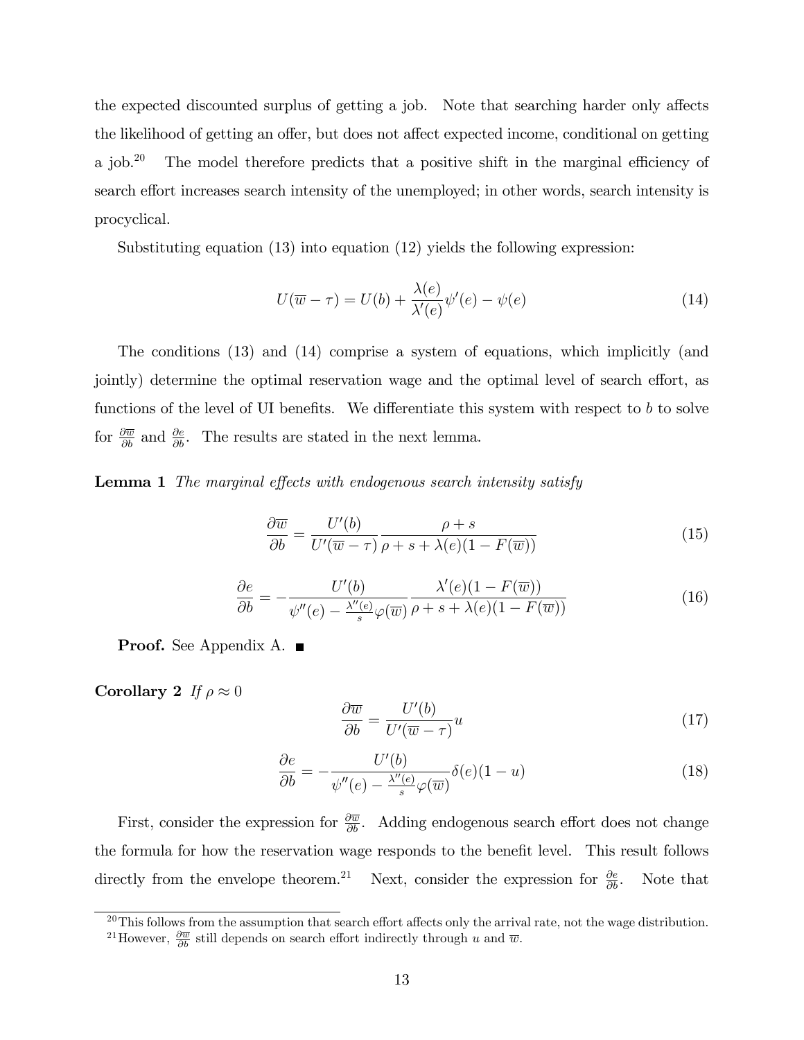the expected discounted surplus of getting a job. Note that searching harder only affects the likelihood of getting an offer, but does not affect expected income, conditional on getting a job.[20] The model therefore predicts that a positive shift in the marginal efficiency of search effort increases search intensity of the unemployed; in other words, search intensity is procyclical.

Substituting equation (13) into equation (12) yields the following expression:

$$U(\overline{w} - \tau) = U(b) + \frac{\lambda(e)}{\lambda'(e)}\psi'(e) - \psi(e) \tag{14}$$

The conditions (13) and (14) comprise a system of equations, which implicitly (and jointly) determine the optimal reservation wage and the optimal level of search effort, as functions of the level of UI benefits. We differentiate this system with respect to $b$ to solve for $\frac{\partial \overline{w}}{\partial b}$ and $\frac{\partial e}{\partial b}$. The results are stated in the next lemma.

**Lemma 1** *The marginal effects with endogenous search intensity satisfy*

$$\frac{\partial \overline{w}}{\partial b} = \frac{U'(b)}{U'(\overline{w} - \tau)} \frac{\rho + s}{\rho + s + \lambda(e)(1 - F(\overline{w}))} \tag{15}$$

$$\frac{\partial e}{\partial b} = -\frac{U'(b)}{\psi''(e) - \frac{\lambda''(e)}{s}\varphi(\overline{w})} \frac{\lambda'(e)(1 - F(\overline{w}))}{\rho + s + \lambda(e)(1 - F(\overline{w}))} \tag{16}$$

**Proof.** See Appendix A. ■

**Corollary 2** *If* $\rho \approx 0$

$$\frac{\partial \overline{w}}{\partial b} = \frac{U'(b)}{U'(\overline{w} - \tau)} u \tag{17}$$

$$\frac{\partial e}{\partial b} = -\frac{U'(b)}{\psi''(e) - \frac{\lambda''(e)}{s}\varphi(\overline{w})} \delta(e)(1 - u) \tag{18}$$

First, consider the expression for $\frac{\partial \overline{w}}{\partial b}$. Adding endogenous search effort does not change the formula for how the reservation wage responds to the benefit level. This result follows directly from the envelope theorem.[21] Next, consider the expression for $\frac{\partial e}{\partial b}$. Note that

[20] This follows from the assumption that search effort affects only the arrival rate, not the wage distribution.

[21] However, $\frac{\partial \overline{w}}{\partial b}$ still depends on search effort indirectly through $u$ and $\overline{w}$.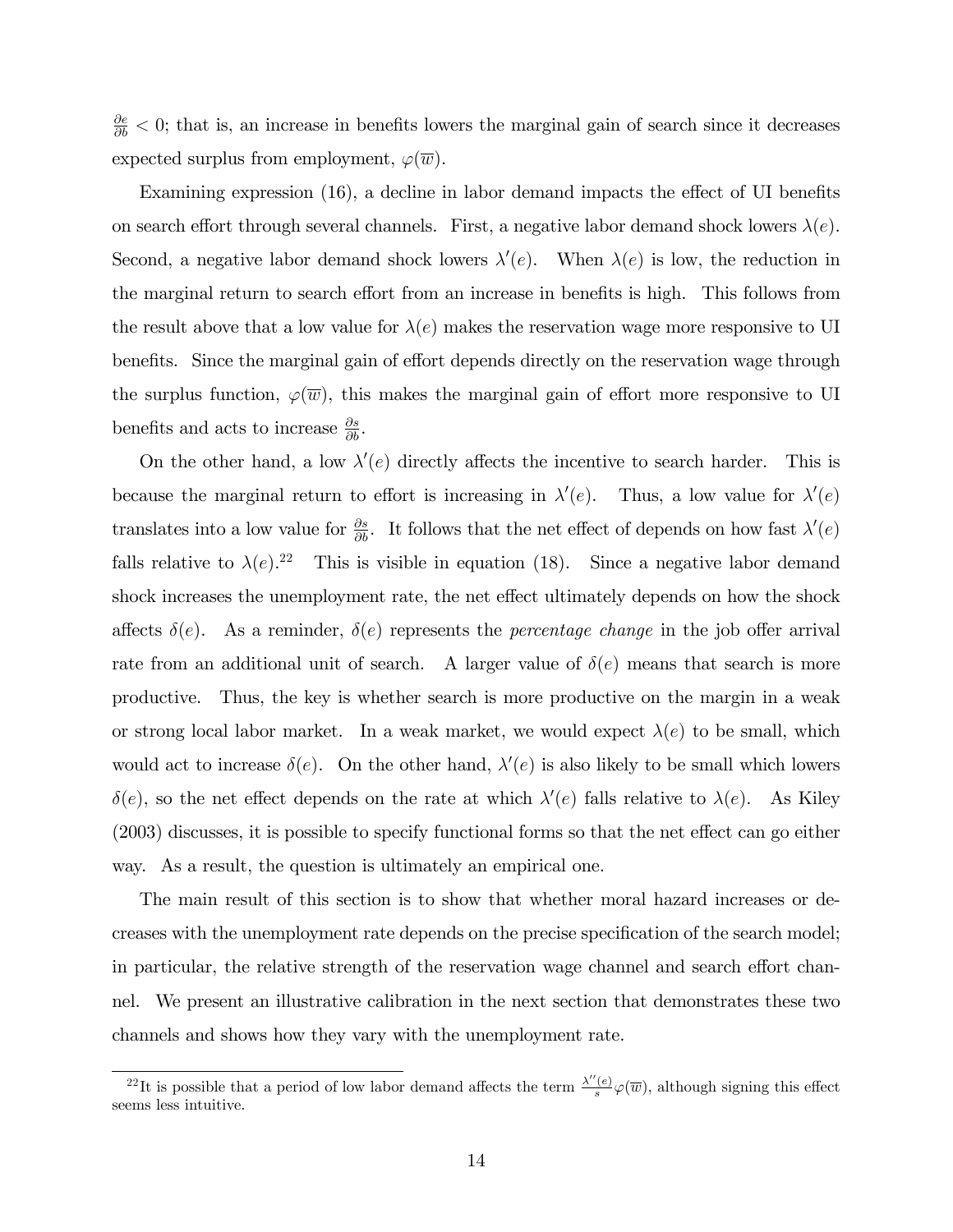$\frac{\partial e}{\partial b} < 0$; that is, an increase in benefits lowers the marginal gain of search since it decreases expected surplus from employment, $\varphi(\overline{w})$.

Examining expression (16), a decline in labor demand impacts the effect of UI benefits on search effort through several channels. First, a negative labor demand shock lowers $\lambda(e)$. Second, a negative labor demand shock lowers $\lambda'(e)$. When $\lambda(e)$ is low, the reduction in the marginal return to search effort from an increase in benefits is high. This follows from the result above that a low value for $\lambda(e)$ makes the reservation wage more responsive to UI benefits. Since the marginal gain of effort depends directly on the reservation wage through the surplus function, $\varphi(\overline{w})$, this makes the marginal gain of effort more responsive to UI benefits and acts to increase $\frac{\partial s}{\partial b}$.

On the other hand, a low $\lambda'(e)$ directly affects the incentive to search harder. This is because the marginal return to effort is increasing in $\lambda'(e)$. Thus, a low value for $\lambda'(e)$ translates into a low value for $\frac{\partial s}{\partial b}$. It follows that the net effect of depends on how fast $\lambda'(e)$ falls relative to $\lambda(e)$.[22] This is visible in equation (18). Since a negative labor demand shock increases the unemployment rate, the net effect ultimately depends on how the shock affects $\delta(e)$. As a reminder, $\delta(e)$ represents the *percentage change* in the job offer arrival rate from an additional unit of search. A larger value of $\delta(e)$ means that search is more productive. Thus, the key is whether search is more productive on the margin in a weak or strong local labor market. In a weak market, we would expect $\lambda(e)$ to be small, which would act to increase $\delta(e)$. On the other hand, $\lambda'(e)$ is also likely to be small which lowers $\delta(e)$, so the net effect depends on the rate at which $\lambda'(e)$ falls relative to $\lambda(e)$. As Kiley (2003) discusses, it is possible to specify functional forms so that the net effect can go either way. As a result, the question is ultimately an empirical one.

The main result of this section is to show that whether moral hazard increases or decreases with the unemployment rate depends on the precise specification of the search model; in particular, the relative strength of the reservation wage channel and search effort channel. We present an illustrative calibration in the next section that demonstrates these two channels and shows how they vary with the unemployment rate.

[22] It is possible that a period of low labor demand affects the term $\frac{\lambda''(e)}{s}\varphi(\overline{w})$, although signing this effect seems less intuitive.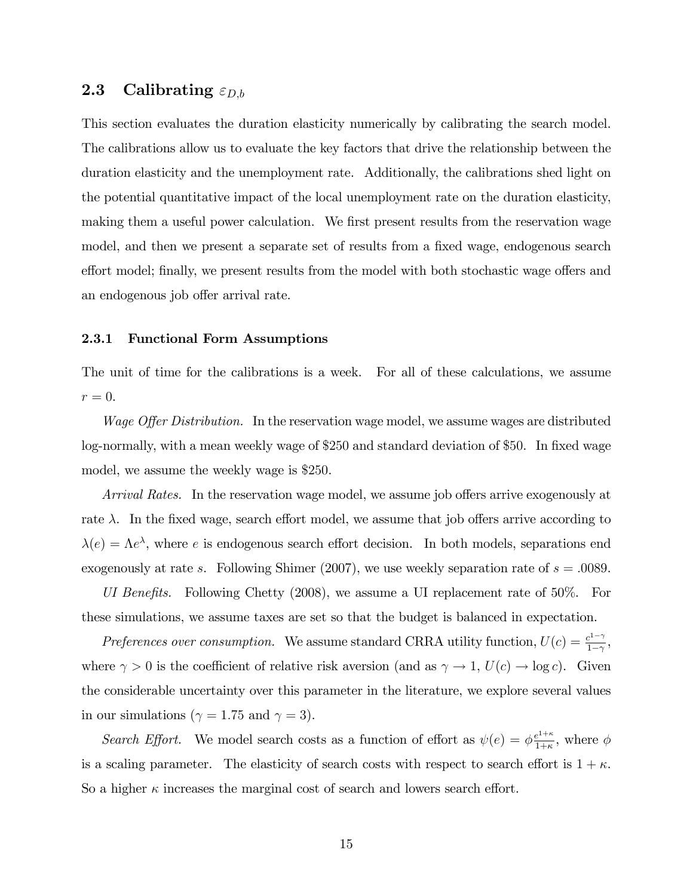## 2.3 Calibrating $\varepsilon_{D,b}$

This section evaluates the duration elasticity numerically by calibrating the search model. The calibrations allow us to evaluate the key factors that drive the relationship between the duration elasticity and the unemployment rate. Additionally, the calibrations shed light on the potential quantitative impact of the local unemployment rate on the duration elasticity, making them a useful power calculation. We first present results from the reservation wage model, and then we present a separate set of results from a fixed wage, endogenous search effort model; finally, we present results from the model with both stochastic wage offers and an endogenous job offer arrival rate.

### 2.3.1 Functional Form Assumptions

The unit of time for the calibrations is a week. For all of these calculations, we assume $r = 0$.

*Wage Offer Distribution.* In the reservation wage model, we assume wages are distributed log-normally, with a mean weekly wage of \$250 and standard deviation of \$50. In fixed wage model, we assume the weekly wage is \$250.

*Arrival Rates.* In the reservation wage model, we assume job offers arrive exogenously at rate $\lambda$. In the fixed wage, search effort model, we assume that job offers arrive according to $\lambda(e) = \Lambda e^{\lambda}$, where $e$ is endogenous search effort decision. In both models, separations end exogenously at rate $s$. Following Shimer (2007), we use weekly separation rate of $s = .0089$.

*UI Benefits.* Following Chetty (2008), we assume a UI replacement rate of 50%. For these simulations, we assume taxes are set so that the budget is balanced in expectation.

*Preferences over consumption.* We assume standard CRRA utility function, $U(c) = \frac{c^{1-\gamma}}{1-\gamma}$, where $\gamma > 0$ is the coefficient of relative risk aversion (and as $\gamma \to 1$, $U(c) \to \log c$). Given the considerable uncertainty over this parameter in the literature, we explore several values in our simulations ($\gamma = 1.75$ and $\gamma = 3$).

*Search Effort.* We model search costs as a function of effort as $\psi(e) = \phi \frac{e^{1+\kappa}}{1+\kappa}$, where $\phi$ is a scaling parameter. The elasticity of search costs with respect to search effort is $1 + \kappa$. So a higher $\kappa$ increases the marginal cost of search and lowers search effort.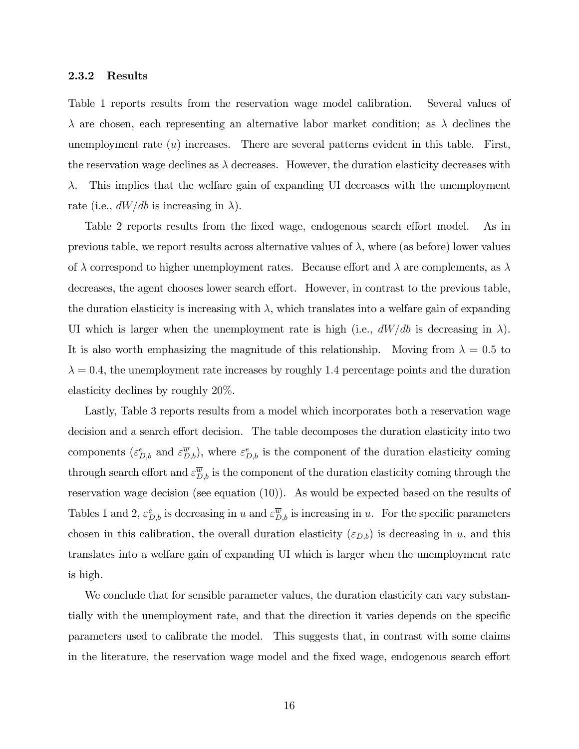### 2.3.2 Results

Table 1 reports results from the reservation wage model calibration. Several values of $\lambda$ are chosen, each representing an alternative labor market condition; as $\lambda$ declines the unemployment rate ($u$) increases. There are several patterns evident in this table. First, the reservation wage declines as $\lambda$ decreases. However, the duration elasticity decreases with $\lambda$. This implies that the welfare gain of expanding UI decreases with the unemployment rate (i.e., $dW/db$ is increasing in $\lambda$).

Table 2 reports results from the fixed wage, endogenous search effort model. As in previous table, we report results across alternative values of $\lambda$, where (as before) lower values of $\lambda$ correspond to higher unemployment rates. Because effort and $\lambda$ are complements, as $\lambda$ decreases, the agent chooses lower search effort. However, in contrast to the previous table, the duration elasticity is increasing with $\lambda$, which translates into a welfare gain of expanding UI which is larger when the unemployment rate is high (i.e., $dW/db$ is decreasing in $\lambda$). It is also worth emphasizing the magnitude of this relationship. Moving from $\lambda = 0.5$ to $\lambda = 0.4$, the unemployment rate increases by roughly 1.4 percentage points and the duration elasticity declines by roughly 20%.

Lastly, Table 3 reports results from a model which incorporates both a reservation wage decision and a search effort decision. The table decomposes the duration elasticity into two components ($\varepsilon^{e}_{D,b}$ and $\varepsilon^{\overline{w}}_{D,b}$), where $\varepsilon^{e}_{D,b}$ is the component of the duration elasticity coming through search effort and $\varepsilon^{\overline{w}}_{D,b}$ is the component of the duration elasticity coming through the reservation wage decision (see equation (10)). As would be expected based on the results of Tables 1 and 2, $\varepsilon^{e}_{D,b}$ is decreasing in $u$ and $\varepsilon^{\overline{w}}_{D,b}$ is increasing in $u$. For the specific parameters chosen in this calibration, the overall duration elasticity ($\varepsilon_{D,b}$) is decreasing in $u$, and this translates into a welfare gain of expanding UI which is larger when the unemployment rate is high.

We conclude that for sensible parameter values, the duration elasticity can vary substantially with the unemployment rate, and that the direction it varies depends on the specific parameters used to calibrate the model. This suggests that, in contrast with some claims in the literature, the reservation wage model and the fixed wage, endogenous search effort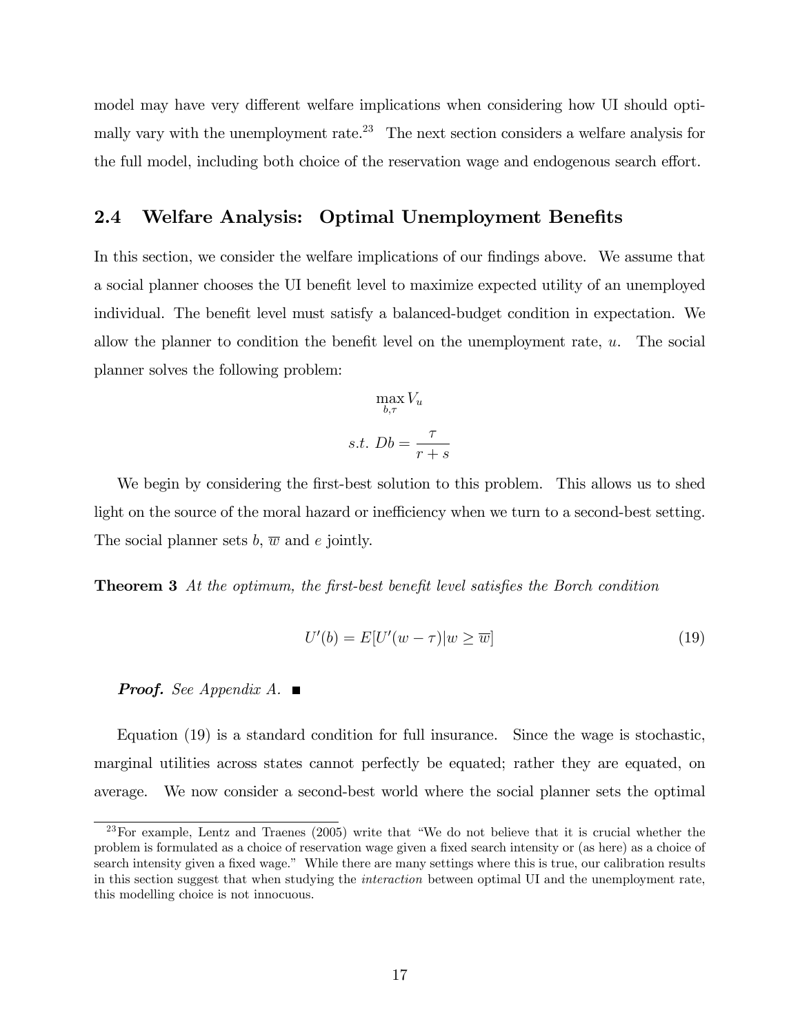model may have very different welfare implications when considering how UI should optimally vary with the unemployment rate.[23] The next section considers a welfare analysis for the full model, including both choice of the reservation wage and endogenous search effort.

## 2.4 Welfare Analysis: Optimal Unemployment Benefits

In this section, we consider the welfare implications of our findings above. We assume that a social planner chooses the UI benefit level to maximize expected utility of an unemployed individual. The benefit level must satisfy a balanced-budget condition in expectation. We allow the planner to condition the benefit level on the unemployment rate, $u$. The social planner solves the following problem:

$$\max_{b,\tau} V_u$$

$$s.t.\ Db = \frac{\tau}{r+s}$$

We begin by considering the first-best solution to this problem. This allows us to shed light on the source of the moral hazard or inefficiency when we turn to a second-best setting. The social planner sets $b$, $\overline{w}$ and $e$ jointly.

**Theorem 3** *At the optimum, the first-best benefit level satisfies the Borch condition*

$$U'(b) = E[U'(w-\tau)|w \geq \overline{w}] \tag{19}$$

***Proof.*** *See Appendix A.* ■

Equation (19) is a standard condition for full insurance. Since the wage is stochastic, marginal utilities across states cannot perfectly be equated; rather they are equated, on average. We now consider a second-best world where the social planner sets the optimal

[23] For example, Lentz and Traenes (2005) write that "We do not believe that it is crucial whether the problem is formulated as a choice of reservation wage given a fixed search intensity or (as here) as a choice of search intensity given a fixed wage." While there are many settings where this is true, our calibration results in this section suggest that when studying the *interaction* between optimal UI and the unemployment rate, this modelling choice is not innocuous.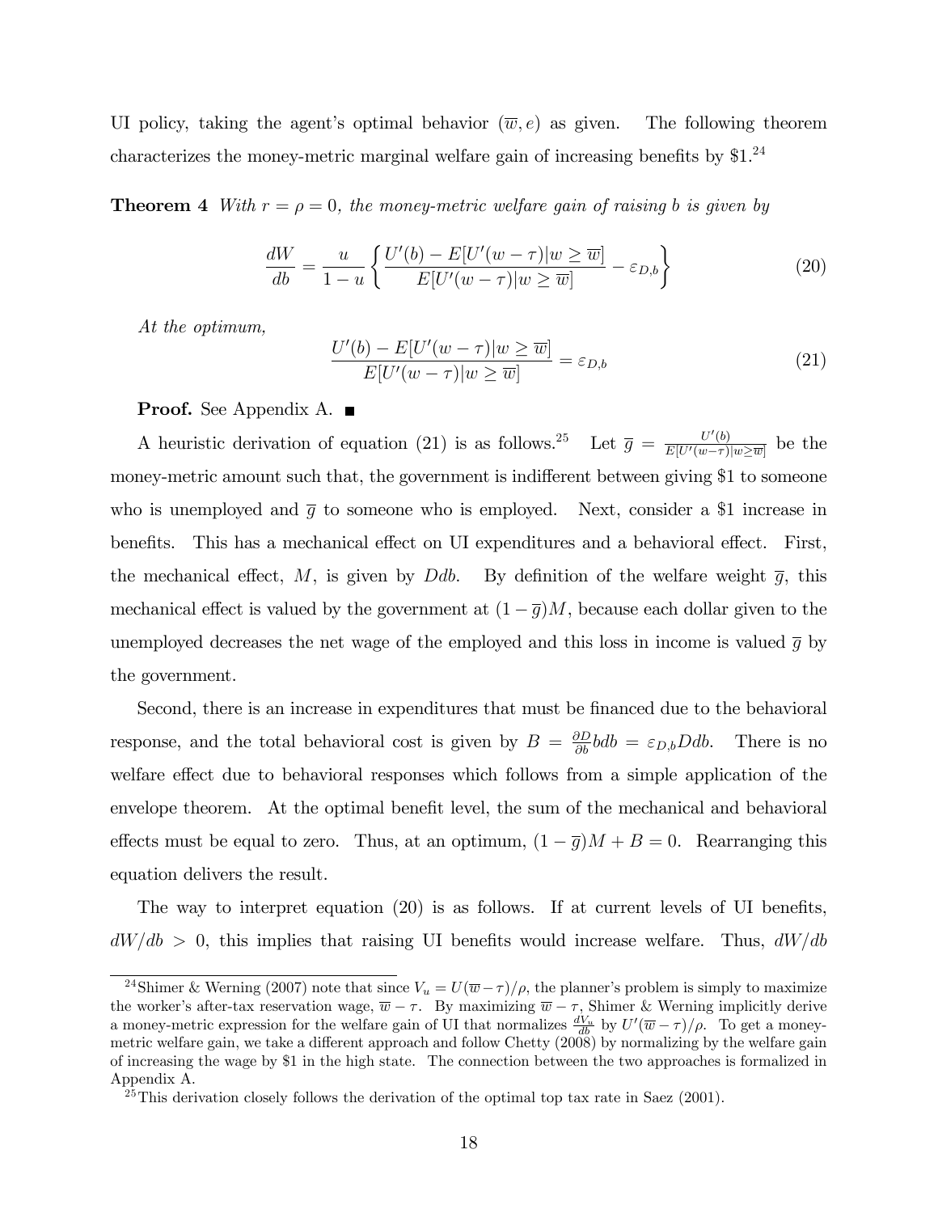UI policy, taking the agent's optimal behavior $(\overline{w}, e)$ as given. The following theorem characterizes the money-metric marginal welfare gain of increasing benefits by \$1.[24]

**Theorem 4** *With $r = \rho = 0$, the money-metric welfare gain of raising $b$ is given by*

$$\frac{dW}{db} = \frac{u}{1-u}\left\{\frac{U'(b) - E[U'(w-\tau)|w \geq \overline{w}]}{E[U'(w-\tau)|w \geq \overline{w}]} - \varepsilon_{D,b}\right\} \tag{20}$$

*At the optimum,*

$$\frac{U'(b) - E[U'(w-\tau)|w \geq \overline{w}]}{E[U'(w-\tau)|w \geq \overline{w}]} = \varepsilon_{D,b} \tag{21}$$

**Proof.** See Appendix A. ■

A heuristic derivation of equation (21) is as follows.[25] Let $\overline{g} = \frac{U'(b)}{E[U'(w-\tau)|w \geq \overline{w}]}$ be the money-metric amount such that, the government is indifferent between giving \$1 to someone who is unemployed and $\overline{g}$ to someone who is employed. Next, consider a \$1 increase in benefits. This has a mechanical effect on UI expenditures and a behavioral effect. First, the mechanical effect, $M$, is given by $Ddb$. By definition of the welfare weight $\overline{g}$, this mechanical effect is valued by the government at $(1-\overline{g})M$, because each dollar given to the unemployed decreases the net wage of the employed and this loss in income is valued $\overline{g}$ by the government.

Second, there is an increase in expenditures that must be financed due to the behavioral response, and the total behavioral cost is given by $B = \frac{\partial D}{\partial b} b db = \varepsilon_{D,b} D db$. There is no welfare effect due to behavioral responses which follows from a simple application of the envelope theorem. At the optimal benefit level, the sum of the mechanical and behavioral effects must be equal to zero. Thus, at an optimum, $(1-\overline{g})M + B = 0$. Rearranging this equation delivers the result.

The way to interpret equation (20) is as follows. If at current levels of UI benefits, $dW/db > 0$, this implies that raising UI benefits would increase welfare. Thus, $dW/db$

---

[24] Shimer & Werning (2007) note that since $V_u = U(\overline{w} - \tau)/\rho$, the planner's problem is simply to maximize the worker's after-tax reservation wage, $\overline{w} - \tau$. By maximizing $\overline{w} - \tau$, Shimer & Werning implicitly derive a money-metric expression for the welfare gain of UI that normalizes $\frac{dV_u}{db}$ by $U'(\overline{w} - \tau)/\rho$. To get a money-metric welfare gain, we take a different approach and follow Chetty (2008) by normalizing by the welfare gain of increasing the wage by \$1 in the high state. The connection between the two approaches is formalized in Appendix A.

[25] This derivation closely follows the derivation of the optimal top tax rate in Saez (2001).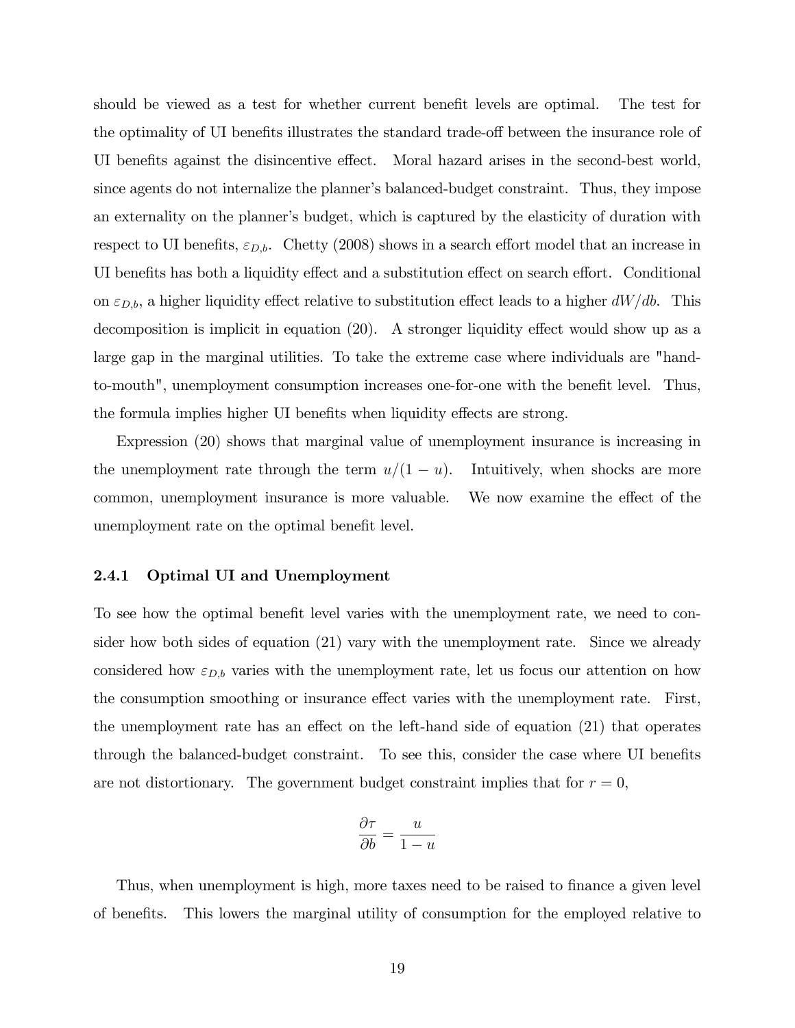should be viewed as a test for whether current benefit levels are optimal. The test for the optimality of UI benefits illustrates the standard trade-off between the insurance role of UI benefits against the disincentive effect. Moral hazard arises in the second-best world, since agents do not internalize the planner's balanced-budget constraint. Thus, they impose an externality on the planner's budget, which is captured by the elasticity of duration with respect to UI benefits, $\varepsilon_{D,b}$. Chetty (2008) shows in a search effort model that an increase in UI benefits has both a liquidity effect and a substitution effect on search effort. Conditional on $\varepsilon_{D,b}$, a higher liquidity effect relative to substitution effect leads to a higher $dW/db$. This decomposition is implicit in equation (20). A stronger liquidity effect would show up as a large gap in the marginal utilities. To take the extreme case where individuals are "hand-to-mouth", unemployment consumption increases one-for-one with the benefit level. Thus, the formula implies higher UI benefits when liquidity effects are strong.

Expression (20) shows that marginal value of unemployment insurance is increasing in the unemployment rate through the term $u/(1-u)$. Intuitively, when shocks are more common, unemployment insurance is more valuable. We now examine the effect of the unemployment rate on the optimal benefit level.

### 2.4.1 Optimal UI and Unemployment

To see how the optimal benefit level varies with the unemployment rate, we need to consider how both sides of equation (21) vary with the unemployment rate. Since we already considered how $\varepsilon_{D,b}$ varies with the unemployment rate, let us focus our attention on how the consumption smoothing or insurance effect varies with the unemployment rate. First, the unemployment rate has an effect on the left-hand side of equation (21) that operates through the balanced-budget constraint. To see this, consider the case where UI benefits are not distortionary. The government budget constraint implies that for $r = 0$,

$$\frac{\partial \tau}{\partial b} = \frac{u}{1-u}$$

Thus, when unemployment is high, more taxes need to be raised to finance a given level of benefits. This lowers the marginal utility of consumption for the employed relative to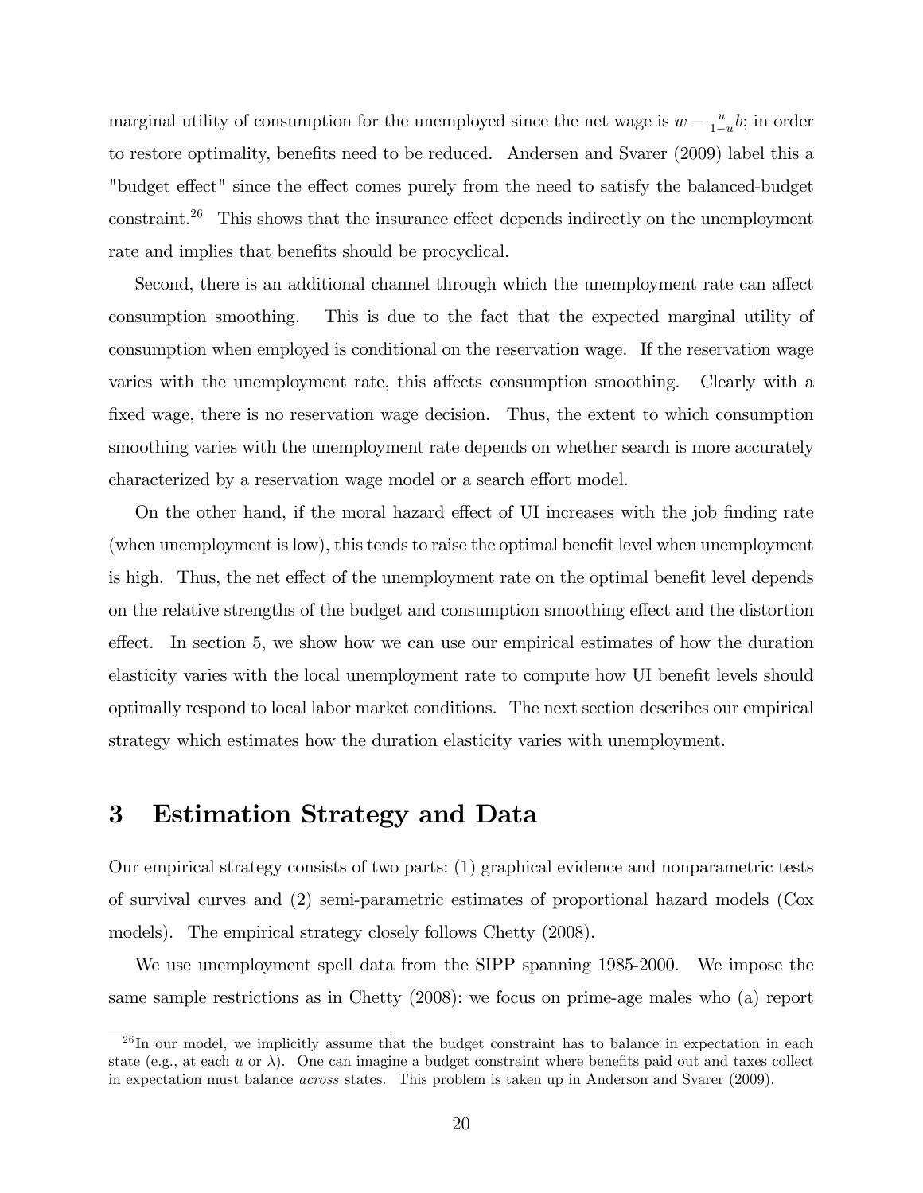marginal utility of consumption for the unemployed since the net wage is $w - \frac{u}{1-u}b$; in order to restore optimality, benefits need to be reduced. Andersen and Svarer (2009) label this a "budget effect" since the effect comes purely from the need to satisfy the balanced-budget constraint.[26] This shows that the insurance effect depends indirectly on the unemployment rate and implies that benefits should be procyclical.

Second, there is an additional channel through which the unemployment rate can affect consumption smoothing. This is due to the fact that the expected marginal utility of consumption when employed is conditional on the reservation wage. If the reservation wage varies with the unemployment rate, this affects consumption smoothing. Clearly with a fixed wage, there is no reservation wage decision. Thus, the extent to which consumption smoothing varies with the unemployment rate depends on whether search is more accurately characterized by a reservation wage model or a search effort model.

On the other hand, if the moral hazard effect of UI increases with the job finding rate (when unemployment is low), this tends to raise the optimal benefit level when unemployment is high. Thus, the net effect of the unemployment rate on the optimal benefit level depends on the relative strengths of the budget and consumption smoothing effect and the distortion effect. In section 5, we show how we can use our empirical estimates of how the duration elasticity varies with the local unemployment rate to compute how UI benefit levels should optimally respond to local labor market conditions. The next section describes our empirical strategy which estimates how the duration elasticity varies with unemployment.

# 3 Estimation Strategy and Data

Our empirical strategy consists of two parts: (1) graphical evidence and nonparametric tests of survival curves and (2) semi-parametric estimates of proportional hazard models (Cox models). The empirical strategy closely follows Chetty (2008).

We use unemployment spell data from the SIPP spanning 1985-2000. We impose the same sample restrictions as in Chetty (2008): we focus on prime-age males who (a) report

[26] In our model, we implicitly assume that the budget constraint has to balance in expectation in each state (e.g., at each $u$ or $\lambda$). One can imagine a budget constraint where benefits paid out and taxes collect in expectation must balance *across* states. This problem is taken up in Anderson and Svarer (2009).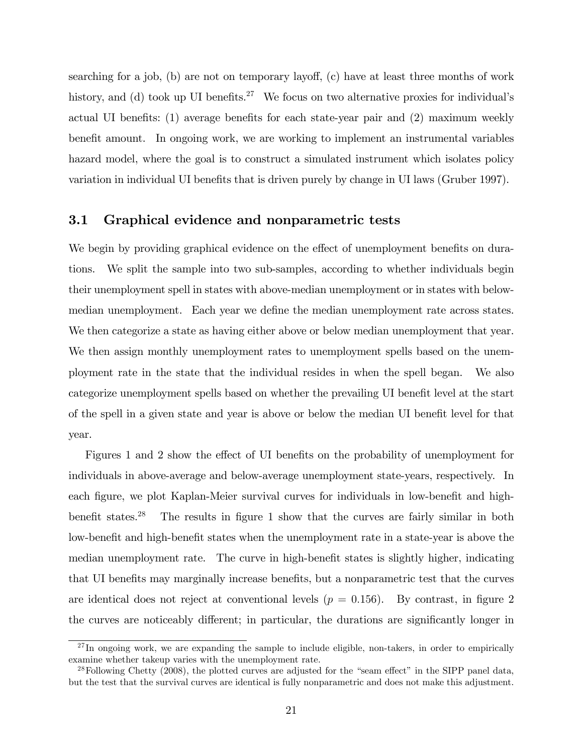searching for a job, (b) are not on temporary layoff, (c) have at least three months of work history, and (d) took up UI benefits.[27] We focus on two alternative proxies for individual's actual UI benefits: (1) average benefits for each state-year pair and (2) maximum weekly benefit amount. In ongoing work, we are working to implement an instrumental variables hazard model, where the goal is to construct a simulated instrument which isolates policy variation in individual UI benefits that is driven purely by change in UI laws (Gruber 1997).

### 3.1 Graphical evidence and nonparametric tests

We begin by providing graphical evidence on the effect of unemployment benefits on durations. We split the sample into two sub-samples, according to whether individuals begin their unemployment spell in states with above-median unemployment or in states with below-median unemployment. Each year we define the median unemployment rate across states. We then categorize a state as having either above or below median unemployment that year. We then assign monthly unemployment rates to unemployment spells based on the unemployment rate in the state that the individual resides in when the spell began. We also categorize unemployment spells based on whether the prevailing UI benefit level at the start of the spell in a given state and year is above or below the median UI benefit level for that year.

Figures 1 and 2 show the effect of UI benefits on the probability of unemployment for individuals in above-average and below-average unemployment state-years, respectively. In each figure, we plot Kaplan-Meier survival curves for individuals in low-benefit and high-benefit states.[28] The results in figure 1 show that the curves are fairly similar in both low-benefit and high-benefit states when the unemployment rate in a state-year is above the median unemployment rate. The curve in high-benefit states is slightly higher, indicating that UI benefits may marginally increase benefits, but a nonparametric test that the curves are identical does not reject at conventional levels ($p = 0.156$). By contrast, in figure 2 the curves are noticeably different; in particular, the durations are significantly longer in

[27] In ongoing work, we are expanding the sample to include eligible, non-takers, in order to empirically examine whether takeup varies with the unemployment rate.

[28] Following Chetty (2008), the plotted curves are adjusted for the "seam effect" in the SIPP panel data, but the test that the survival curves are identical is fully nonparametric and does not make this adjustment.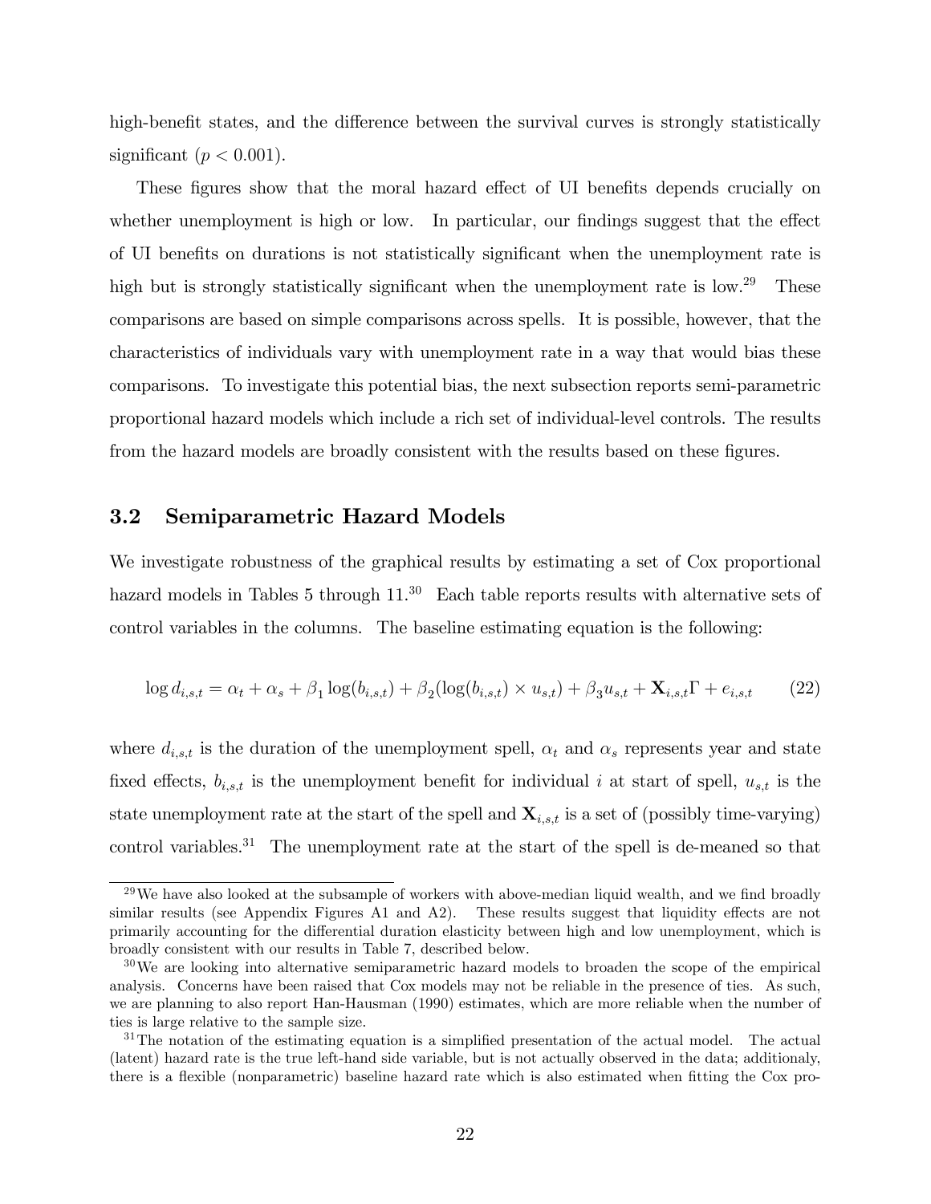high-benefit states, and the difference between the survival curves is strongly statistically significant ($p < 0.001$).

These figures show that the moral hazard effect of UI benefits depends crucially on whether unemployment is high or low. In particular, our findings suggest that the effect of UI benefits on durations is not statistically significant when the unemployment rate is high but is strongly statistically significant when the unemployment rate is low.[29] These comparisons are based on simple comparisons across spells. It is possible, however, that the characteristics of individuals vary with unemployment rate in a way that would bias these comparisons. To investigate this potential bias, the next subsection reports semi-parametric proportional hazard models which include a rich set of individual-level controls. The results from the hazard models are broadly consistent with the results based on these figures.

## 3.2 Semiparametric Hazard Models

We investigate robustness of the graphical results by estimating a set of Cox proportional hazard models in Tables 5 through 11.[30] Each table reports results with alternative sets of control variables in the columns. The baseline estimating equation is the following:

$$\log d_{i,s,t} = \alpha_t + \alpha_s + \beta_1 \log(b_{i,s,t}) + \beta_2(\log(b_{i,s,t}) \times u_{s,t}) + \beta_3 u_{s,t} + \mathbf{X}_{i,s,t}\Gamma + e_{i,s,t} \tag{22}$$

where $d_{i,s,t}$ is the duration of the unemployment spell, $\alpha_t$ and $\alpha_s$ represents year and state fixed effects, $b_{i,s,t}$ is the unemployment benefit for individual $i$ at start of spell, $u_{s,t}$ is the state unemployment rate at the start of the spell and $\mathbf{X}_{i,s,t}$ is a set of (possibly time-varying) control variables.[31] The unemployment rate at the start of the spell is de-meaned so that

[29] We have also looked at the subsample of workers with above-median liquid wealth, and we find broadly similar results (see Appendix Figures A1 and A2). These results suggest that liquidity effects are not primarily accounting for the differential duration elasticity between high and low unemployment, which is broadly consistent with our results in Table 7, described below.

[30] We are looking into alternative semiparametric hazard models to broaden the scope of the empirical analysis. Concerns have been raised that Cox models may not be reliable in the presence of ties. As such, we are planning to also report Han-Hausman (1990) estimates, which are more reliable when the number of ties is large relative to the sample size.

[31] The notation of the estimating equation is a simplified presentation of the actual model. The actual (latent) hazard rate is the true left-hand side variable, but is not actually observed in the data; additionaly, there is a flexible (nonparametric) baseline hazard rate which is also estimated when fitting the Cox pro-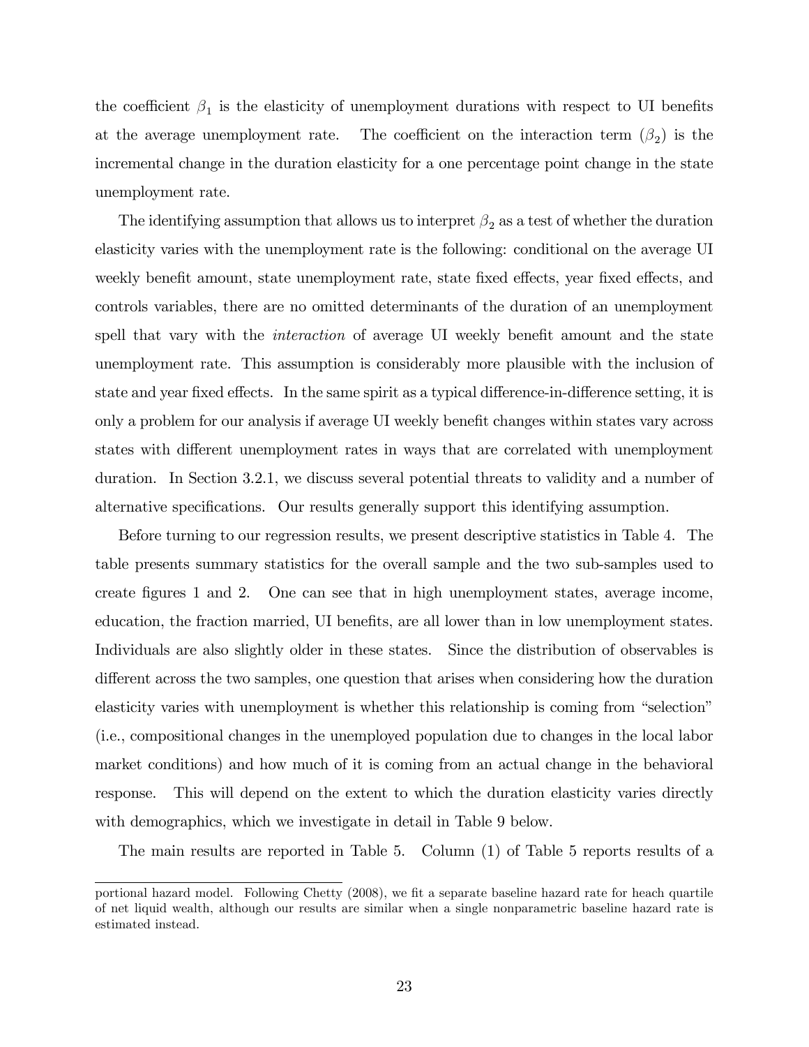the coefficient $\beta_1$ is the elasticity of unemployment durations with respect to UI benefits at the average unemployment rate. The coefficient on the interaction term ($\beta_2$) is the incremental change in the duration elasticity for a one percentage point change in the state unemployment rate.

The identifying assumption that allows us to interpret $\beta_2$ as a test of whether the duration elasticity varies with the unemployment rate is the following: conditional on the average UI weekly benefit amount, state unemployment rate, state fixed effects, year fixed effects, and controls variables, there are no omitted determinants of the duration of an unemployment spell that vary with the *interaction* of average UI weekly benefit amount and the state unemployment rate. This assumption is considerably more plausible with the inclusion of state and year fixed effects. In the same spirit as a typical difference-in-difference setting, it is only a problem for our analysis if average UI weekly benefit changes within states vary across states with different unemployment rates in ways that are correlated with unemployment duration. In Section 3.2.1, we discuss several potential threats to validity and a number of alternative specifications. Our results generally support this identifying assumption.

Before turning to our regression results, we present descriptive statistics in Table 4. The table presents summary statistics for the overall sample and the two sub-samples used to create figures 1 and 2. One can see that in high unemployment states, average income, education, the fraction married, UI benefits, are all lower than in low unemployment states. Individuals are also slightly older in these states. Since the distribution of observables is different across the two samples, one question that arises when considering how the duration elasticity varies with unemployment is whether this relationship is coming from "selection" (i.e., compositional changes in the unemployed population due to changes in the local labor market conditions) and how much of it is coming from an actual change in the behavioral response. This will depend on the extent to which the duration elasticity varies directly with demographics, which we investigate in detail in Table 9 below.

The main results are reported in Table 5. Column (1) of Table 5 reports results of a

---

portional hazard model. Following Chetty (2008), we fit a separate baseline hazard rate for heach quartile of net liquid wealth, although our results are similar when a single nonparametric baseline hazard rate is estimated instead.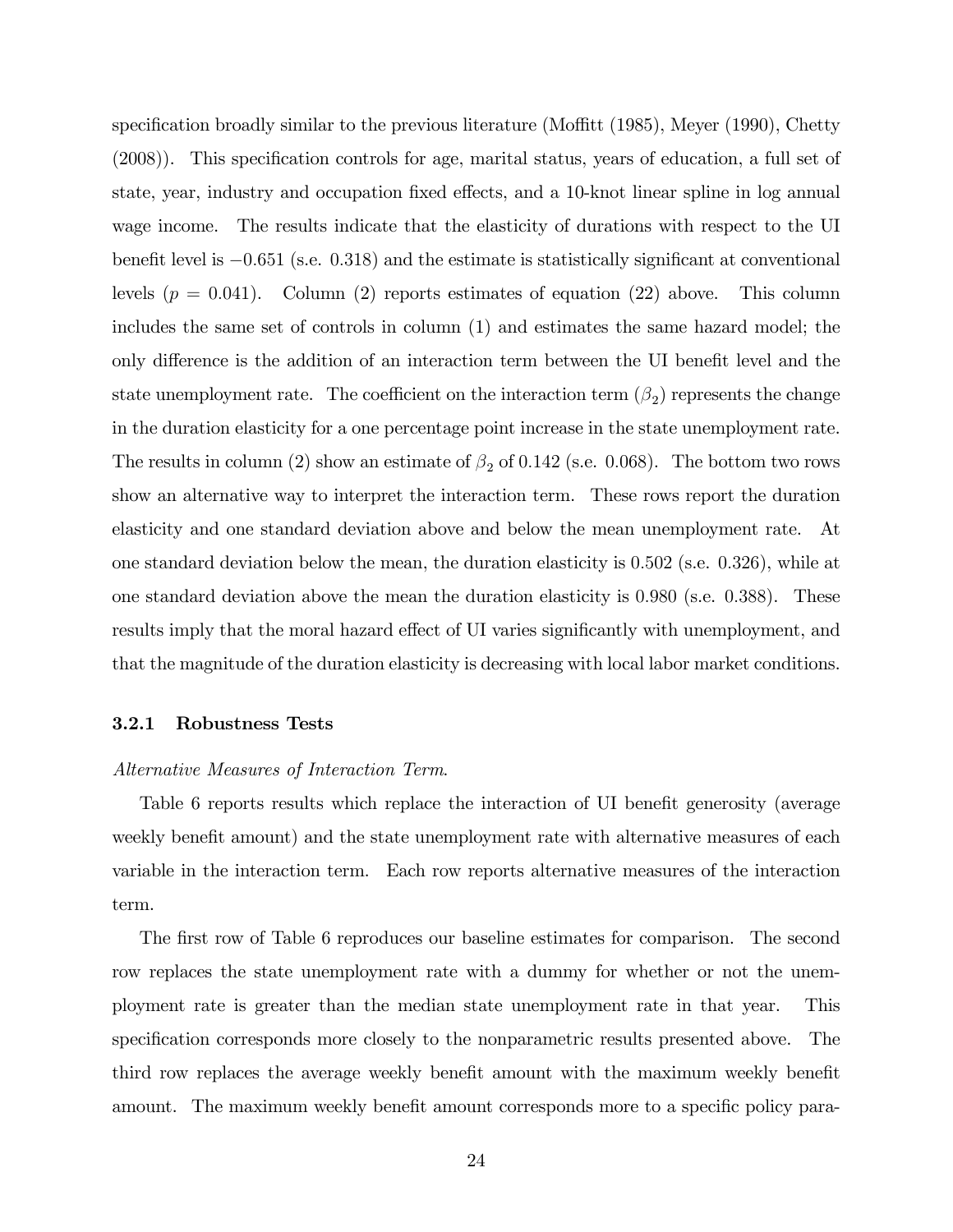specification broadly similar to the previous literature (Moffitt (1985), Meyer (1990), Chetty (2008)). This specification controls for age, marital status, years of education, a full set of state, year, industry and occupation fixed effects, and a 10-knot linear spline in log annual wage income. The results indicate that the elasticity of durations with respect to the UI benefit level is $-0.651$ (s.e. 0.318) and the estimate is statistically significant at conventional levels ($p = 0.041$). Column (2) reports estimates of equation (22) above. This column includes the same set of controls in column (1) and estimates the same hazard model; the only difference is the addition of an interaction term between the UI benefit level and the state unemployment rate. The coefficient on the interaction term ($\beta_2$) represents the change in the duration elasticity for a one percentage point increase in the state unemployment rate. The results in column (2) show an estimate of $\beta_2$ of 0.142 (s.e. 0.068). The bottom two rows show an alternative way to interpret the interaction term. These rows report the duration elasticity and one standard deviation above and below the mean unemployment rate. At one standard deviation below the mean, the duration elasticity is 0.502 (s.e. 0.326), while at one standard deviation above the mean the duration elasticity is 0.980 (s.e. 0.388). These results imply that the moral hazard effect of UI varies significantly with unemployment, and that the magnitude of the duration elasticity is decreasing with local labor market conditions.

### 3.2.1 Robustness Tests

*Alternative Measures of Interaction Term.*

Table 6 reports results which replace the interaction of UI benefit generosity (average weekly benefit amount) and the state unemployment rate with alternative measures of each variable in the interaction term. Each row reports alternative measures of the interaction term.

The first row of Table 6 reproduces our baseline estimates for comparison. The second row replaces the state unemployment rate with a dummy for whether or not the unemployment rate is greater than the median state unemployment rate in that year. This specification corresponds more closely to the nonparametric results presented above. The third row replaces the average weekly benefit amount with the maximum weekly benefit amount. The maximum weekly benefit amount corresponds more to a specific policy para-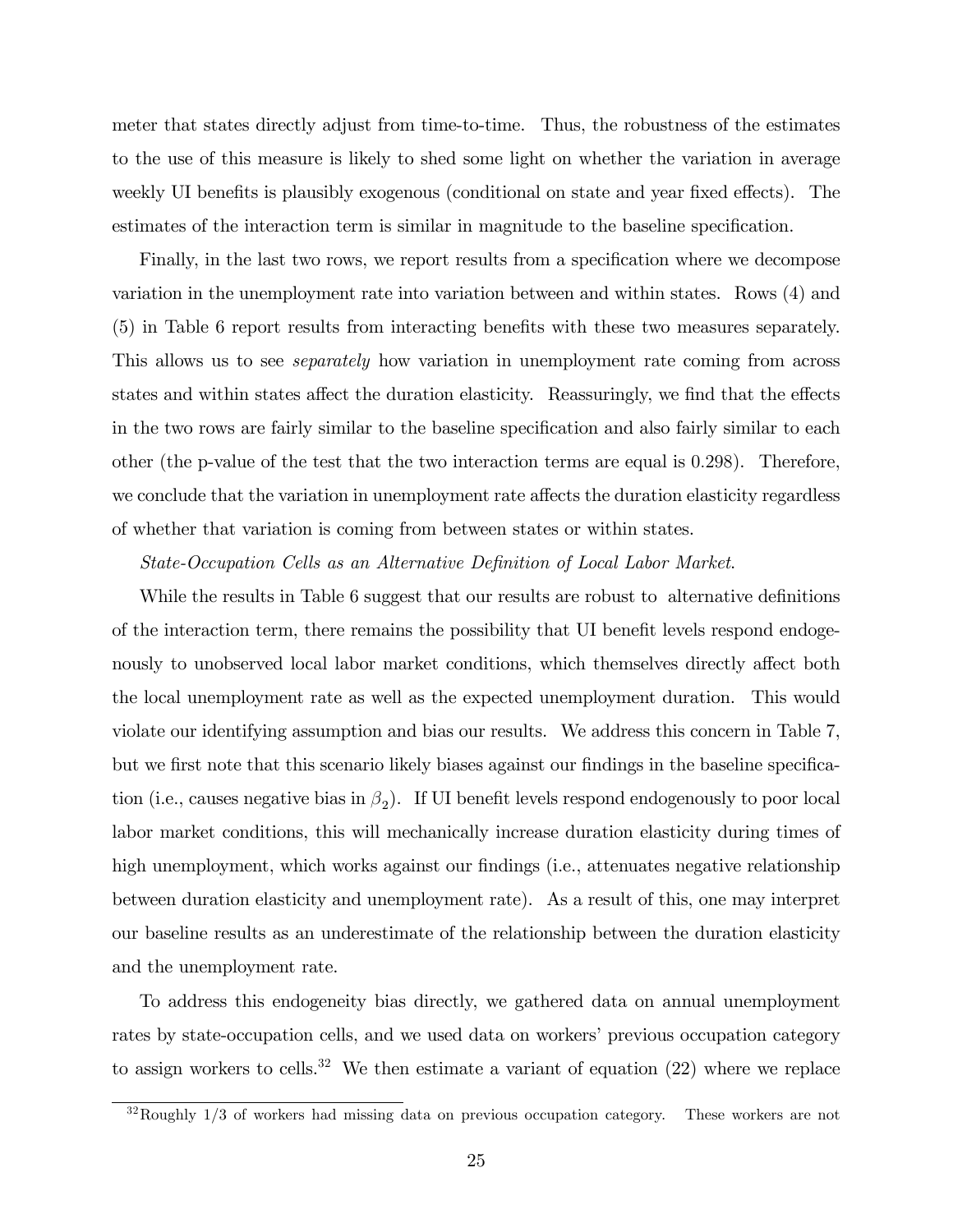meter that states directly adjust from time-to-time. Thus, the robustness of the estimates to the use of this measure is likely to shed some light on whether the variation in average weekly UI benefits is plausibly exogenous (conditional on state and year fixed effects). The estimates of the interaction term is similar in magnitude to the baseline specification.

Finally, in the last two rows, we report results from a specification where we decompose variation in the unemployment rate into variation between and within states. Rows (4) and (5) in Table 6 report results from interacting benefits with these two measures separately. This allows us to see *separately* how variation in unemployment rate coming from across states and within states affect the duration elasticity. Reassuringly, we find that the effects in the two rows are fairly similar to the baseline specification and also fairly similar to each other (the p-value of the test that the two interaction terms are equal is 0.298). Therefore, we conclude that the variation in unemployment rate affects the duration elasticity regardless of whether that variation is coming from between states or within states.

*State-Occupation Cells as an Alternative Definition of Local Labor Market.*

While the results in Table 6 suggest that our results are robust to alternative definitions of the interaction term, there remains the possibility that UI benefit levels respond endogenously to unobserved local labor market conditions, which themselves directly affect both the local unemployment rate as well as the expected unemployment duration. This would violate our identifying assumption and bias our results. We address this concern in Table 7, but we first note that this scenario likely biases against our findings in the baseline specification (i.e., causes negative bias in $\beta_2$). If UI benefit levels respond endogenously to poor local labor market conditions, this will mechanically increase duration elasticity during times of high unemployment, which works against our findings (i.e., attenuates negative relationship between duration elasticity and unemployment rate). As a result of this, one may interpret our baseline results as an underestimate of the relationship between the duration elasticity and the unemployment rate.

To address this endogeneity bias directly, we gathered data on annual unemployment rates by state-occupation cells, and we used data on workers' previous occupation category to assign workers to cells.[32] We then estimate a variant of equation (22) where we replace

[32] Roughly 1/3 of workers had missing data on previous occupation category. These workers are not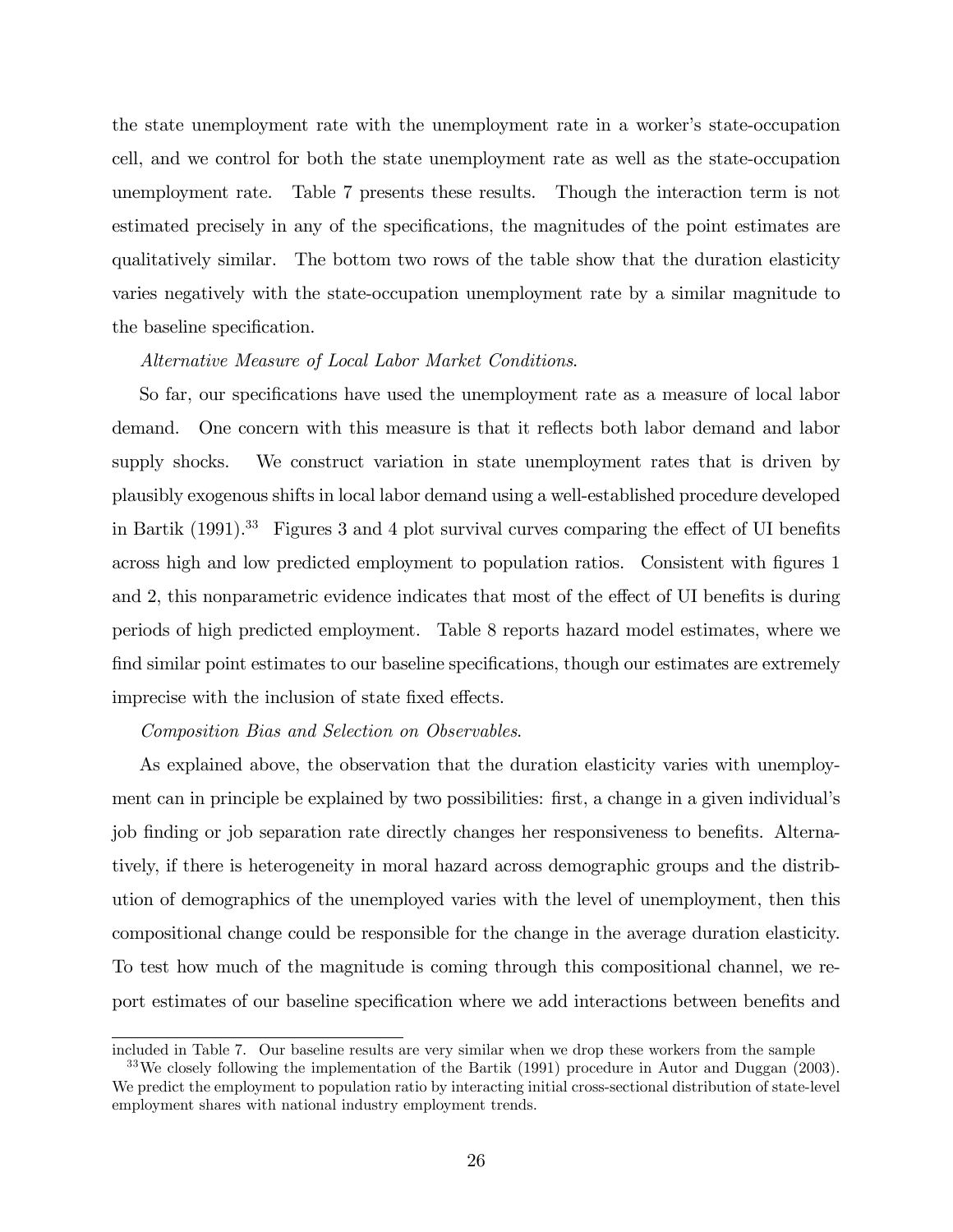the state unemployment rate with the unemployment rate in a worker's state-occupation cell, and we control for both the state unemployment rate as well as the state-occupation unemployment rate. Table 7 presents these results. Though the interaction term is not estimated precisely in any of the specifications, the magnitudes of the point estimates are qualitatively similar. The bottom two rows of the table show that the duration elasticity varies negatively with the state-occupation unemployment rate by a similar magnitude to the baseline specification.

*Alternative Measure of Local Labor Market Conditions*.

So far, our specifications have used the unemployment rate as a measure of local labor demand. One concern with this measure is that it reflects both labor demand and labor supply shocks. We construct variation in state unemployment rates that is driven by plausibly exogenous shifts in local labor demand using a well-established procedure developed in Bartik (1991).[33] Figures 3 and 4 plot survival curves comparing the effect of UI benefits across high and low predicted employment to population ratios. Consistent with figures 1 and 2, this nonparametric evidence indicates that most of the effect of UI benefits is during periods of high predicted employment. Table 8 reports hazard model estimates, where we find similar point estimates to our baseline specifications, though our estimates are extremely imprecise with the inclusion of state fixed effects.

*Composition Bias and Selection on Observables*.

As explained above, the observation that the duration elasticity varies with unemployment can in principle be explained by two possibilities: first, a change in a given individual's job finding or job separation rate directly changes her responsiveness to benefits. Alternatively, if there is heterogeneity in moral hazard across demographic groups and the distribution of demographics of the unemployed varies with the level of unemployment, then this compositional change could be responsible for the change in the average duration elasticity. To test how much of the magnitude is coming through this compositional channel, we report estimates of our baseline specification where we add interactions between benefits and

---

included in Table 7. Our baseline results are very similar when we drop these workers from the sample

[33] We closely following the implementation of the Bartik (1991) procedure in Autor and Duggan (2003). We predict the employment to population ratio by interacting initial cross-sectional distribution of state-level employment shares with national industry employment trends.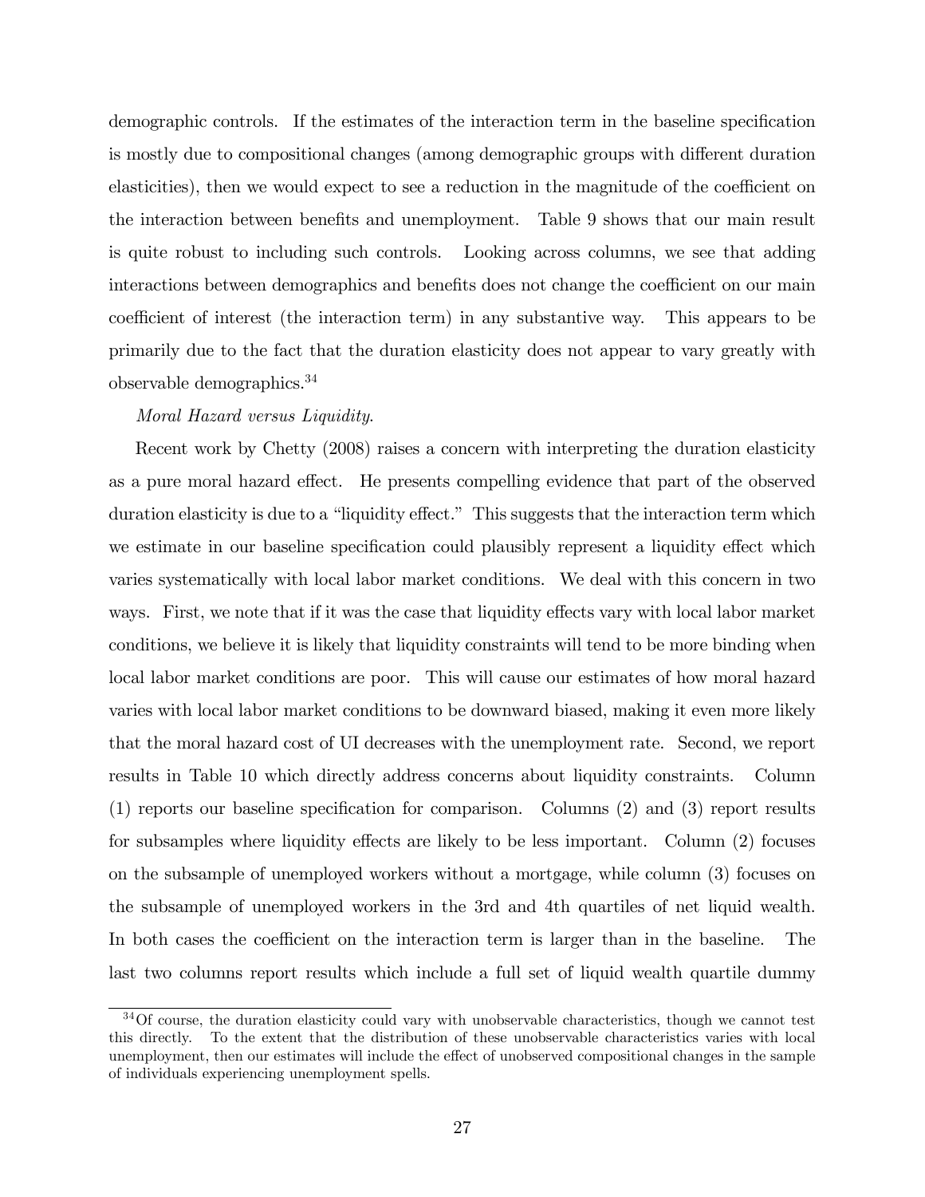demographic controls. If the estimates of the interaction term in the baseline specification is mostly due to compositional changes (among demographic groups with different duration elasticities), then we would expect to see a reduction in the magnitude of the coefficient on the interaction between benefits and unemployment. Table 9 shows that our main result is quite robust to including such controls. Looking across columns, we see that adding interactions between demographics and benefits does not change the coefficient on our main coefficient of interest (the interaction term) in any substantive way. This appears to be primarily due to the fact that the duration elasticity does not appear to vary greatly with observable demographics.[34]

*Moral Hazard versus Liquidity.*

Recent work by Chetty (2008) raises a concern with interpreting the duration elasticity as a pure moral hazard effect. He presents compelling evidence that part of the observed duration elasticity is due to a "liquidity effect." This suggests that the interaction term which we estimate in our baseline specification could plausibly represent a liquidity effect which varies systematically with local labor market conditions. We deal with this concern in two ways. First, we note that if it was the case that liquidity effects vary with local labor market conditions, we believe it is likely that liquidity constraints will tend to be more binding when local labor market conditions are poor. This will cause our estimates of how moral hazard varies with local labor market conditions to be downward biased, making it even more likely that the moral hazard cost of UI decreases with the unemployment rate. Second, we report results in Table 10 which directly address concerns about liquidity constraints. Column (1) reports our baseline specification for comparison. Columns (2) and (3) report results for subsamples where liquidity effects are likely to be less important. Column (2) focuses on the subsample of unemployed workers without a mortgage, while column (3) focuses on the subsample of unemployed workers in the 3rd and 4th quartiles of net liquid wealth. In both cases the coefficient on the interaction term is larger than in the baseline. The last two columns report results which include a full set of liquid wealth quartile dummy

[34] Of course, the duration elasticity could vary with unobservable characteristics, though we cannot test this directly. To the extent that the distribution of these unobservable characteristics varies with local unemployment, then our estimates will include the effect of unobserved compositional changes in the sample of individuals experiencing unemployment spells.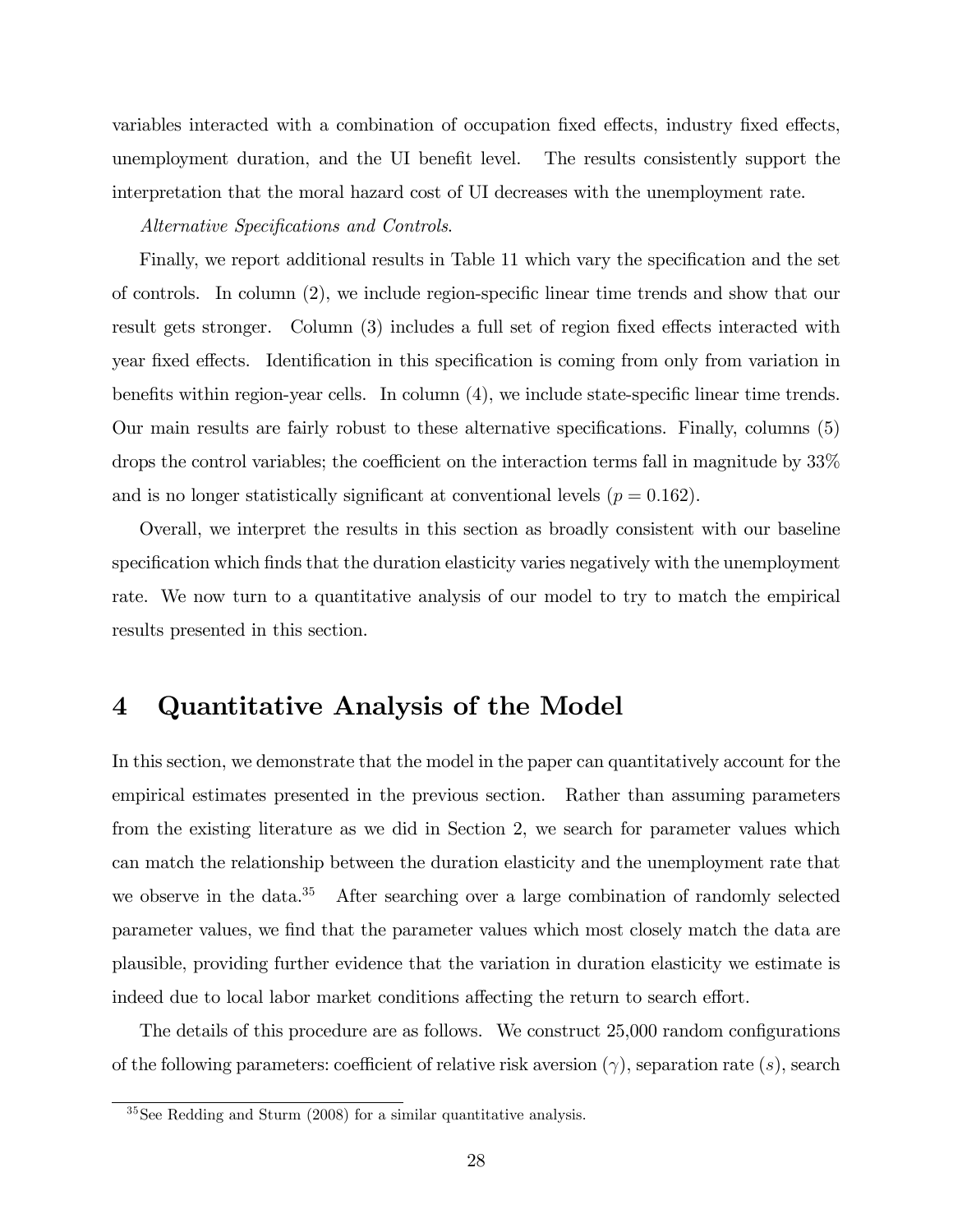variables interacted with a combination of occupation fixed effects, industry fixed effects, unemployment duration, and the UI benefit level. The results consistently support the interpretation that the moral hazard cost of UI decreases with the unemployment rate.

*Alternative Specifications and Controls.*

Finally, we report additional results in Table 11 which vary the specification and the set of controls. In column (2), we include region-specific linear time trends and show that our result gets stronger. Column (3) includes a full set of region fixed effects interacted with year fixed effects. Identification in this specification is coming from only from variation in benefits within region-year cells. In column (4), we include state-specific linear time trends. Our main results are fairly robust to these alternative specifications. Finally, columns (5) drops the control variables; the coefficient on the interaction terms fall in magnitude by 33% and is no longer statistically significant at conventional levels ($p = 0.162$).

Overall, we interpret the results in this section as broadly consistent with our baseline specification which finds that the duration elasticity varies negatively with the unemployment rate. We now turn to a quantitative analysis of our model to try to match the empirical results presented in this section.

# 4 Quantitative Analysis of the Model

In this section, we demonstrate that the model in the paper can quantitatively account for the empirical estimates presented in the previous section. Rather than assuming parameters from the existing literature as we did in Section 2, we search for parameter values which can match the relationship between the duration elasticity and the unemployment rate that we observe in the data.[35] After searching over a large combination of randomly selected parameter values, we find that the parameter values which most closely match the data are plausible, providing further evidence that the variation in duration elasticity we estimate is indeed due to local labor market conditions affecting the return to search effort.

The details of this procedure are as follows. We construct 25,000 random configurations of the following parameters: coefficient of relative risk aversion ($\gamma$), separation rate ($s$), search

[35] See Redding and Sturm (2008) for a similar quantitative analysis.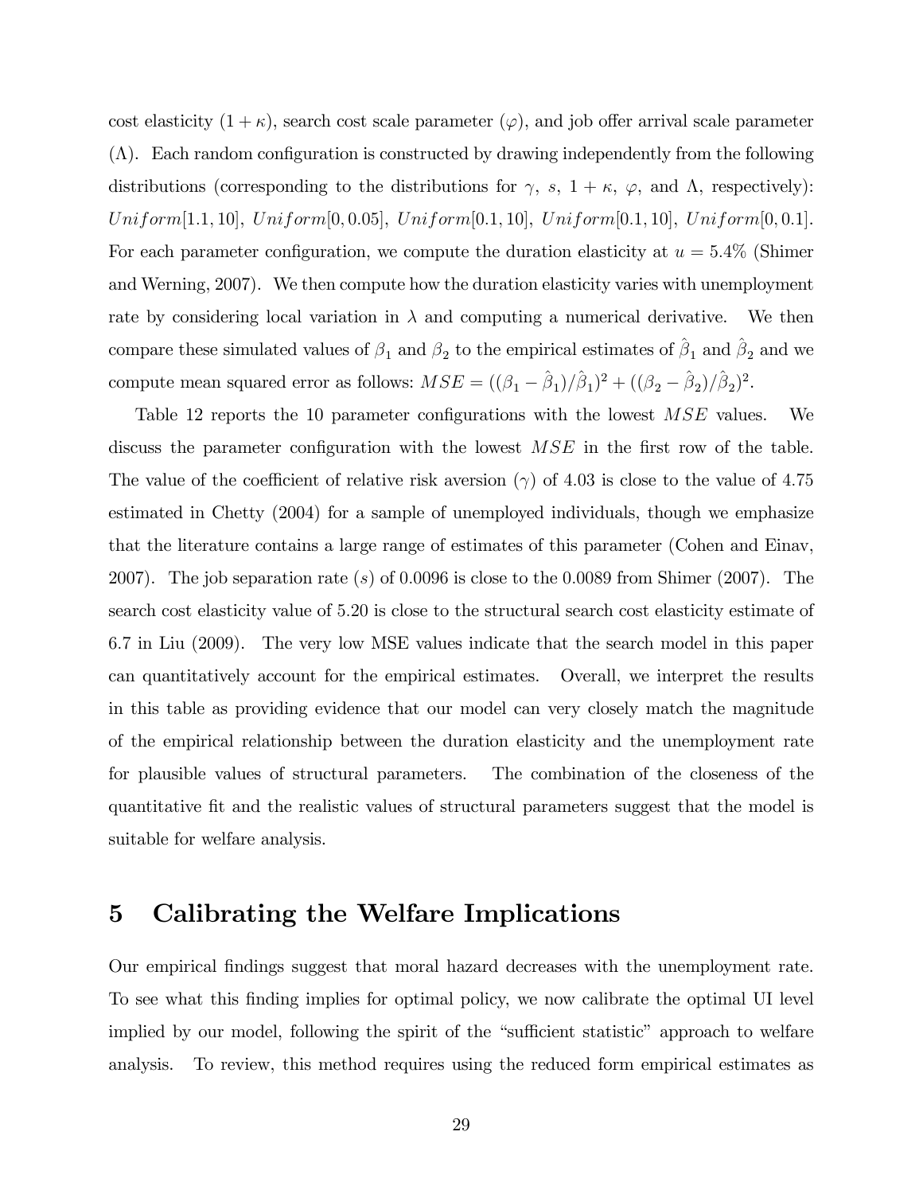cost elasticity $(1+\kappa)$, search cost scale parameter $(\varphi)$, and job offer arrival scale parameter $(\Lambda)$. Each random configuration is constructed by drawing independently from the following distributions (corresponding to the distributions for $\gamma$, $s$, $1+\kappa$, $\varphi$, and $\Lambda$, respectively): $Uniform[1.1, 10]$, $Uniform[0, 0.05]$, $Uniform[0.1, 10]$, $Uniform[0.1, 10]$, $Uniform[0, 0.1]$. For each parameter configuration, we compute the duration elasticity at $u = 5.4\%$ (Shimer and Werning, 2007). We then compute how the duration elasticity varies with unemployment rate by considering local variation in $\lambda$ and computing a numerical derivative. We then compare these simulated values of $\beta_1$ and $\beta_2$ to the empirical estimates of $\hat{\beta}_1$ and $\hat{\beta}_2$ and we compute mean squared error as follows: $MSE = ((\beta_1 - \hat{\beta}_1)/\hat{\beta}_1)^2 + ((\beta_2 - \hat{\beta}_2)/\hat{\beta}_2)^2$.

Table 12 reports the 10 parameter configurations with the lowest $MSE$ values. We discuss the parameter configuration with the lowest $MSE$ in the first row of the table. The value of the coefficient of relative risk aversion $(\gamma)$ of 4.03 is close to the value of 4.75 estimated in Chetty (2004) for a sample of unemployed individuals, though we emphasize that the literature contains a large range of estimates of this parameter (Cohen and Einav, 2007). The job separation rate $(s)$ of 0.0096 is close to the 0.0089 from Shimer (2007). The search cost elasticity value of 5.20 is close to the structural search cost elasticity estimate of 6.7 in Liu (2009). The very low MSE values indicate that the search model in this paper can quantitatively account for the empirical estimates. Overall, we interpret the results in this table as providing evidence that our model can very closely match the magnitude of the empirical relationship between the duration elasticity and the unemployment rate for plausible values of structural parameters. The combination of the closeness of the quantitative fit and the realistic values of structural parameters suggest that the model is suitable for welfare analysis.

# 5 Calibrating the Welfare Implications

Our empirical findings suggest that moral hazard decreases with the unemployment rate. To see what this finding implies for optimal policy, we now calibrate the optimal UI level implied by our model, following the spirit of the "sufficient statistic" approach to welfare analysis. To review, this method requires using the reduced form empirical estimates as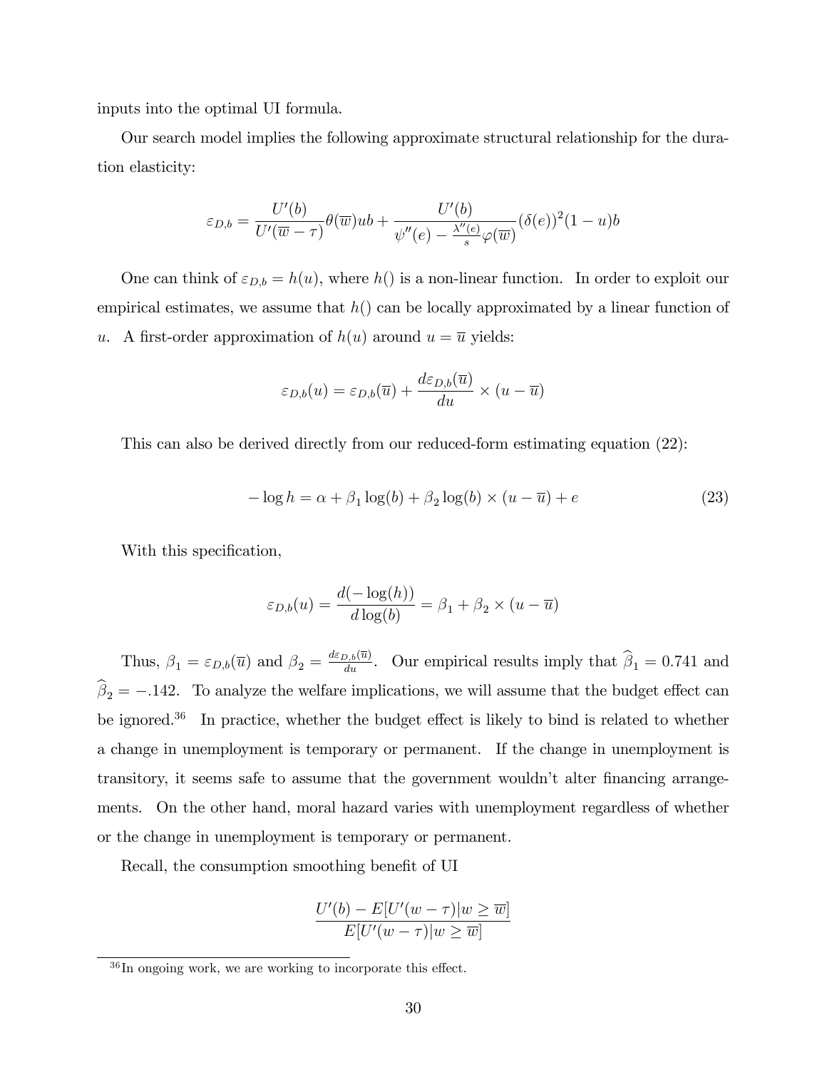inputs into the optimal UI formula.

Our search model implies the following approximate structural relationship for the duration elasticity:

$$\varepsilon_{D,b} = \frac{U'(b)}{U'(\overline{w} - \tau)}\theta(\overline{w})ub + \frac{U'(b)}{\psi''(e) - \frac{\lambda''(e)}{s}\varphi(\overline{w})}(\delta(e))^2(1-u)b$$

One can think of $\varepsilon_{D,b} = h(u)$, where $h()$ is a non-linear function. In order to exploit our empirical estimates, we assume that $h()$ can be locally approximated by a linear function of $u$. A first-order approximation of $h(u)$ around $u = \overline{u}$ yields:

$$\varepsilon_{D,b}(u) = \varepsilon_{D,b}(\overline{u}) + \frac{d\varepsilon_{D,b}(\overline{u})}{du} \times (u - \overline{u})$$

This can also be derived directly from our reduced-form estimating equation (22):

$$-\log h = \alpha + \beta_1 \log(b) + \beta_2 \log(b) \times (u - \overline{u}) + e \tag{23}$$

With this specification,

$$\varepsilon_{D,b}(u) = \frac{d(-\log(h))}{d\log(b)} = \beta_1 + \beta_2 \times (u - \overline{u})$$

Thus, $\beta_1 = \varepsilon_{D,b}(\overline{u})$ and $\beta_2 = \frac{d\varepsilon_{D,b}(\overline{u})}{du}$. Our empirical results imply that $\widehat{\beta}_1 = 0.741$ and $\widehat{\beta}_2 = -.142$. To analyze the welfare implications, we will assume that the budget effect can be ignored.[36] In practice, whether the budget effect is likely to bind is related to whether a change in unemployment is temporary or permanent. If the change in unemployment is transitory, it seems safe to assume that the government wouldn't alter financing arrangements. On the other hand, moral hazard varies with unemployment regardless of whether or the change in unemployment is temporary or permanent.

Recall, the consumption smoothing benefit of UI

$$\frac{U'(b) - E[U'(w-\tau)|w \geq \overline{w}]}{E[U'(w-\tau)|w \geq \overline{w}]}$$

[36] In ongoing work, we are working to incorporate this effect.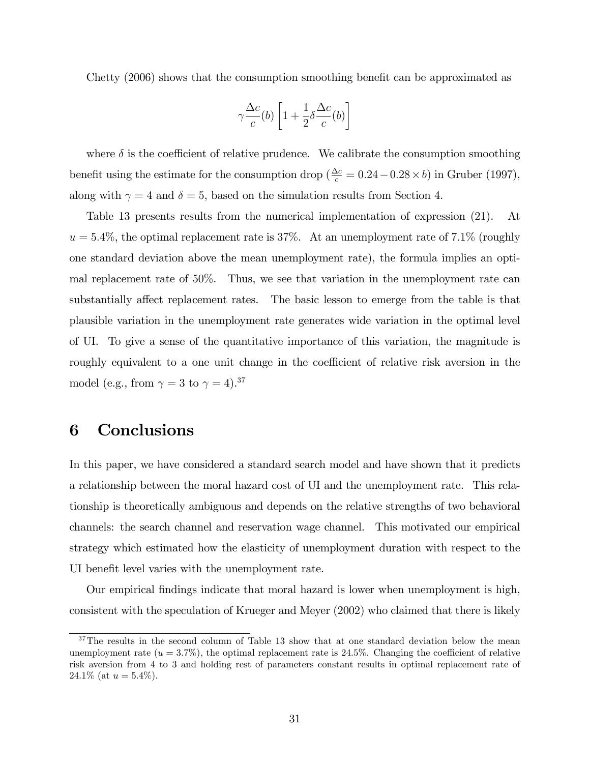Chetty (2006) shows that the consumption smoothing benefit can be approximated as

$$\gamma \frac{\Delta c}{c}(b) \left[ 1 + \frac{1}{2} \delta \frac{\Delta c}{c}(b) \right]$$

where $\delta$ is the coefficient of relative prudence. We calibrate the consumption smoothing benefit using the estimate for the consumption drop ($\frac{\Delta c}{c} = 0.24 - 0.28 \times b$) in Gruber (1997), along with $\gamma = 4$ and $\delta = 5$, based on the simulation results from Section 4.

Table 13 presents results from the numerical implementation of expression (21). At $u = 5.4\%$, the optimal replacement rate is 37%. At an unemployment rate of 7.1% (roughly one standard deviation above the mean unemployment rate), the formula implies an optimal replacement rate of 50%. Thus, we see that variation in the unemployment rate can substantially affect replacement rates. The basic lesson to emerge from the table is that plausible variation in the unemployment rate generates wide variation in the optimal level of UI. To give a sense of the quantitative importance of this variation, the magnitude is roughly equivalent to a one unit change in the coefficient of relative risk aversion in the model (e.g., from $\gamma = 3$ to $\gamma = 4$).[37]

# 6 Conclusions

In this paper, we have considered a standard search model and have shown that it predicts a relationship between the moral hazard cost of UI and the unemployment rate. This relationship is theoretically ambiguous and depends on the relative strengths of two behavioral channels: the search channel and reservation wage channel. This motivated our empirical strategy which estimated how the elasticity of unemployment duration with respect to the UI benefit level varies with the unemployment rate.

Our empirical findings indicate that moral hazard is lower when unemployment is high, consistent with the speculation of Krueger and Meyer (2002) who claimed that there is likely

[37] The results in the second column of Table 13 show that at one standard deviation below the mean unemployment rate ($u = 3.7\%$), the optimal replacement rate is 24.5%. Changing the coefficient of relative risk aversion from 4 to 3 and holding rest of parameters constant results in optimal replacement rate of 24.1% (at $u = 5.4\%$).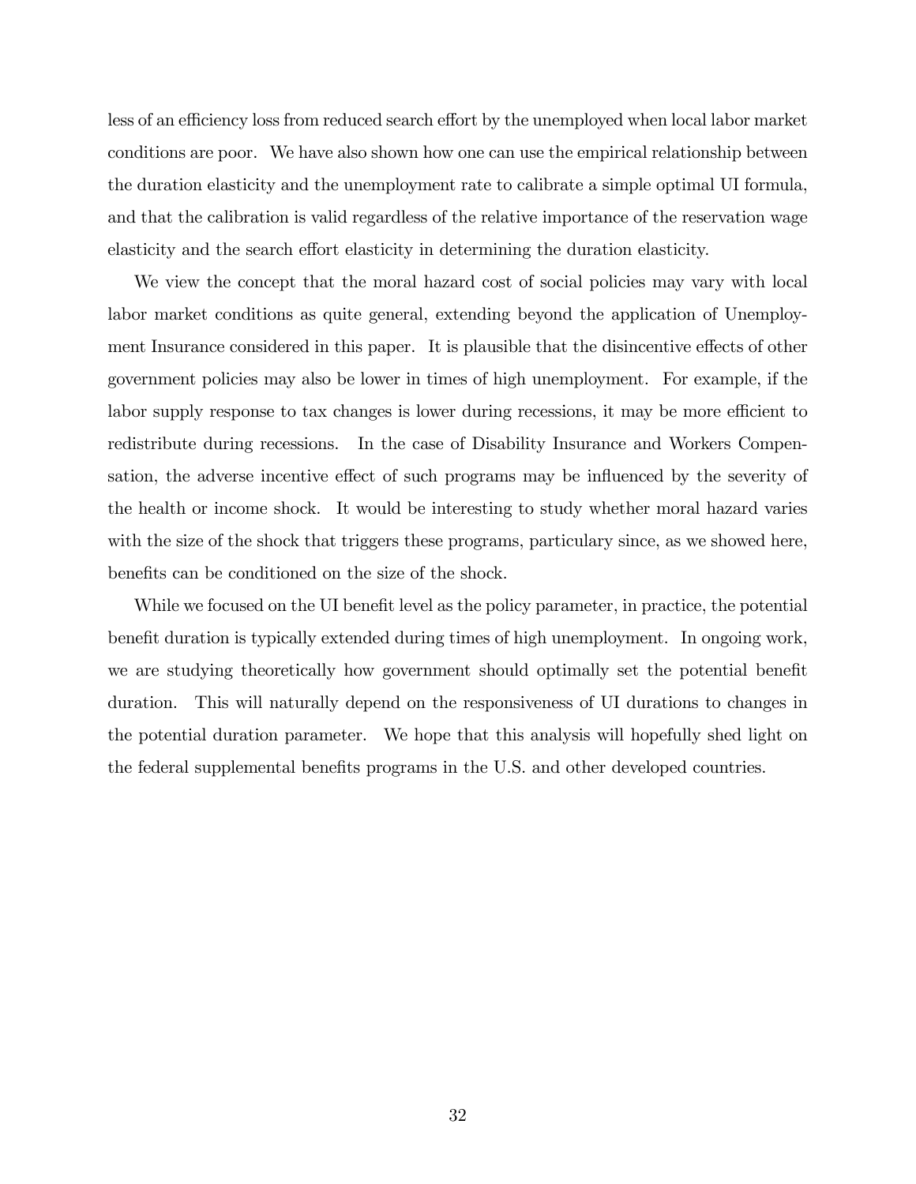less of an efficiency loss from reduced search effort by the unemployed when local labor market conditions are poor. We have also shown how one can use the empirical relationship between the duration elasticity and the unemployment rate to calibrate a simple optimal UI formula, and that the calibration is valid regardless of the relative importance of the reservation wage elasticity and the search effort elasticity in determining the duration elasticity.

We view the concept that the moral hazard cost of social policies may vary with local labor market conditions as quite general, extending beyond the application of Unemployment Insurance considered in this paper. It is plausible that the disincentive effects of other government policies may also be lower in times of high unemployment. For example, if the labor supply response to tax changes is lower during recessions, it may be more efficient to redistribute during recessions. In the case of Disability Insurance and Workers Compensation, the adverse incentive effect of such programs may be influenced by the severity of the health or income shock. It would be interesting to study whether moral hazard varies with the size of the shock that triggers these programs, particulary since, as we showed here, benefits can be conditioned on the size of the shock.

While we focused on the UI benefit level as the policy parameter, in practice, the potential benefit duration is typically extended during times of high unemployment. In ongoing work, we are studying theoretically how government should optimally set the potential benefit duration. This will naturally depend on the responsiveness of UI durations to changes in the potential duration parameter. We hope that this analysis will hopefully shed light on the federal supplemental benefits programs in the U.S. and other developed countries.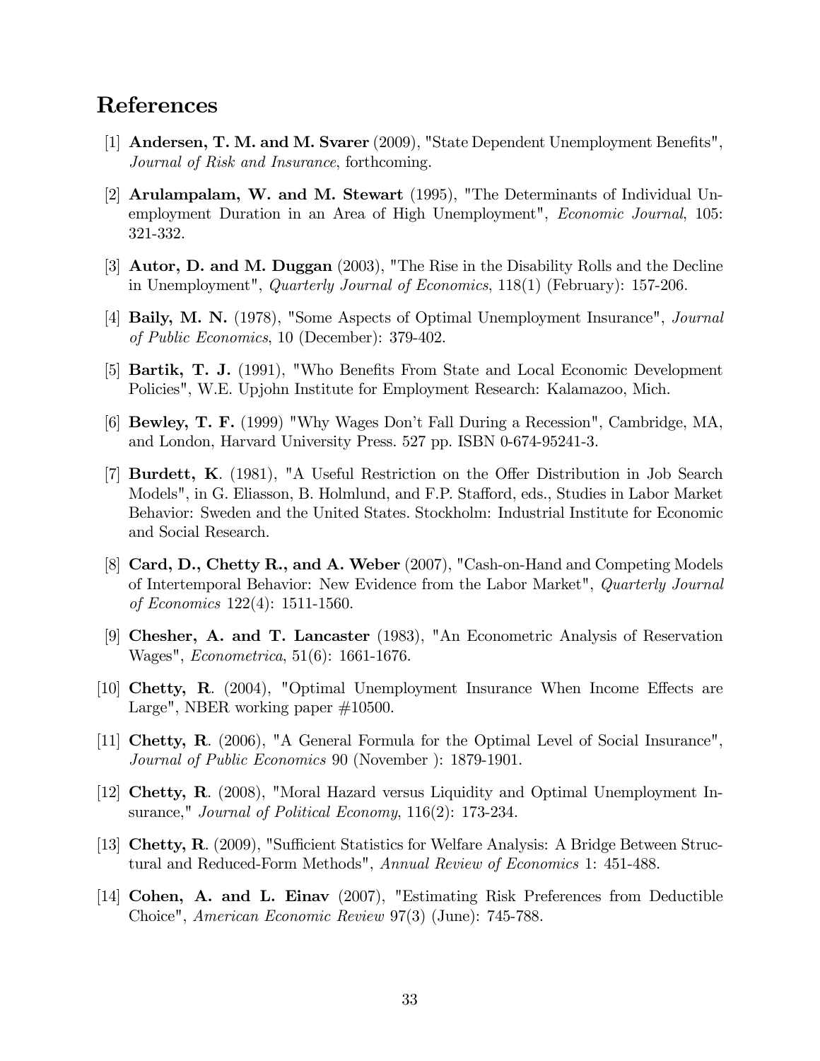# References

[1] **Andersen, T. M. and M. Svarer** (2009), "State Dependent Unemployment Benefits", *Journal of Risk and Insurance*, forthcoming.

[2] **Arulampalam, W. and M. Stewart** (1995), "The Determinants of Individual Unemployment Duration in an Area of High Unemployment", *Economic Journal*, 105: 321-332.

[3] **Autor, D. and M. Duggan** (2003), "The Rise in the Disability Rolls and the Decline in Unemployment", *Quarterly Journal of Economics*, 118(1) (February): 157-206.

[4] **Baily, M. N.** (1978), "Some Aspects of Optimal Unemployment Insurance", *Journal of Public Economics*, 10 (December): 379-402.

[5] **Bartik, T. J.** (1991), "Who Benefits From State and Local Economic Development Policies", W.E. Upjohn Institute for Employment Research: Kalamazoo, Mich.

[6] **Bewley, T. F.** (1999) "Why Wages Don't Fall During a Recession", Cambridge, MA, and London, Harvard University Press. 527 pp. ISBN 0-674-95241-3.

[7] **Burdett, K**. (1981), "A Useful Restriction on the Offer Distribution in Job Search Models", in G. Eliasson, B. Holmlund, and F.P. Stafford, eds., Studies in Labor Market Behavior: Sweden and the United States. Stockholm: Industrial Institute for Economic and Social Research.

[8] **Card, D., Chetty R., and A. Weber** (2007), "Cash-on-Hand and Competing Models of Intertemporal Behavior: New Evidence from the Labor Market", *Quarterly Journal of Economics* 122(4): 1511-1560.

[9] **Chesher, A. and T. Lancaster** (1983), "An Econometric Analysis of Reservation Wages", *Econometrica*, 51(6): 1661-1676.

[10] **Chetty, R**. (2004), "Optimal Unemployment Insurance When Income Effects are Large", NBER working paper #10500.

[11] **Chetty, R**. (2006), "A General Formula for the Optimal Level of Social Insurance", *Journal of Public Economics* 90 (November ): 1879-1901.

[12] **Chetty, R**. (2008), "Moral Hazard versus Liquidity and Optimal Unemployment Insurance," *Journal of Political Economy*, 116(2): 173-234.

[13] **Chetty, R**. (2009), "Sufficient Statistics for Welfare Analysis: A Bridge Between Structural and Reduced-Form Methods", *Annual Review of Economics* 1: 451-488.

[14] **Cohen, A. and L. Einav** (2007), "Estimating Risk Preferences from Deductible Choice", *American Economic Review* 97(3) (June): 745-788.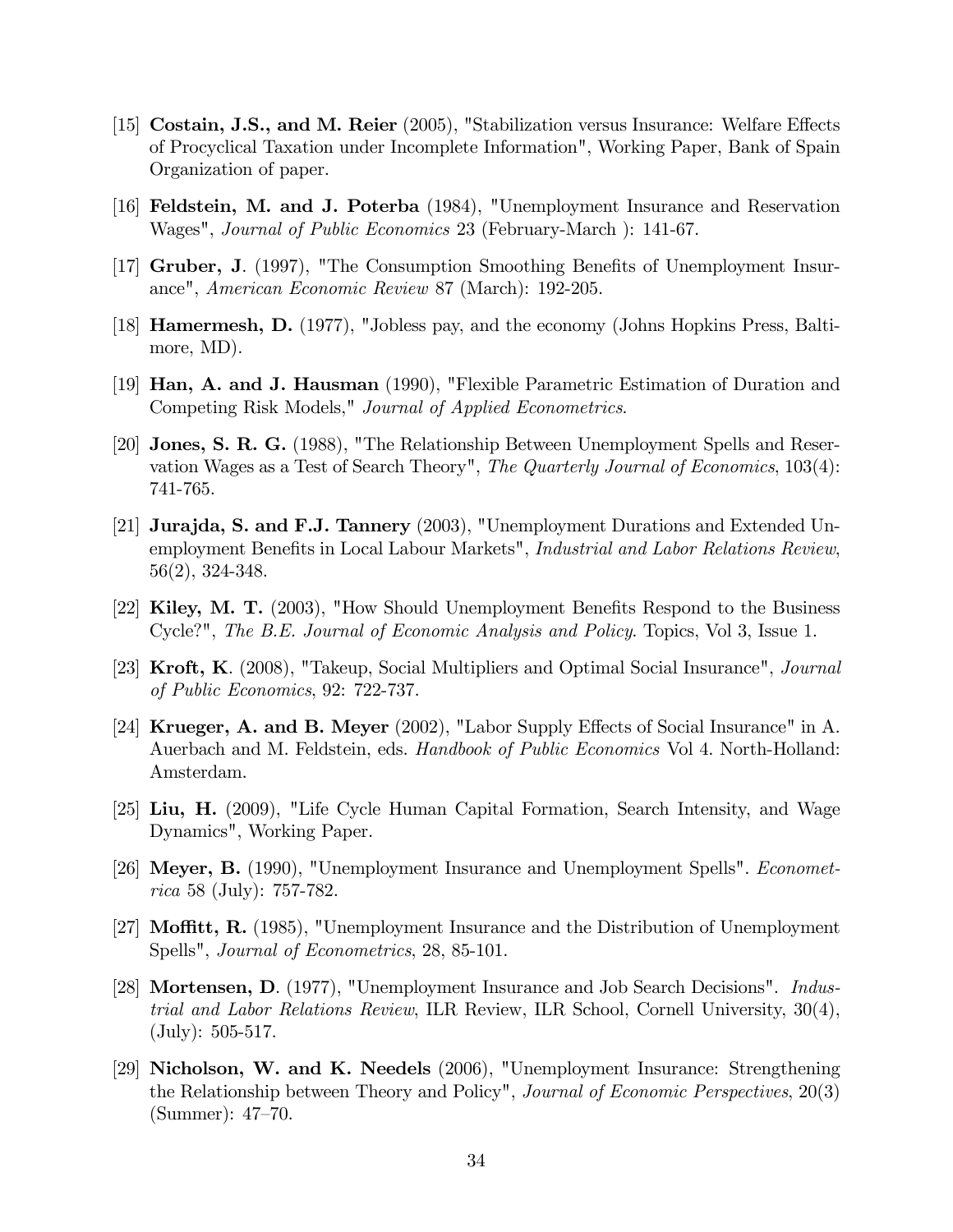[15] **Costain, J.S., and M. Reier** (2005), "Stabilization versus Insurance: Welfare Effects of Procyclical Taxation under Incomplete Information", Working Paper, Bank of Spain Organization of paper.

[16] **Feldstein, M. and J. Poterba** (1984), "Unemployment Insurance and Reservation Wages", *Journal of Public Economics* 23 (February-March ): 141-67.

[17] **Gruber, J**. (1997), "The Consumption Smoothing Benefits of Unemployment Insurance", *American Economic Review* 87 (March): 192-205.

[18] **Hamermesh, D.** (1977), "Jobless pay, and the economy (Johns Hopkins Press, Baltimore, MD).

[19] **Han, A. and J. Hausman** (1990), "Flexible Parametric Estimation of Duration and Competing Risk Models," *Journal of Applied Econometrics*.

[20] **Jones, S. R. G.** (1988), "The Relationship Between Unemployment Spells and Reservation Wages as a Test of Search Theory", *The Quarterly Journal of Economics*, 103(4): 741-765.

[21] **Jurajda, S. and F.J. Tannery** (2003), "Unemployment Durations and Extended Unemployment Benefits in Local Labour Markets", *Industrial and Labor Relations Review*, 56(2), 324-348.

[22] **Kiley, M. T.** (2003), "How Should Unemployment Benefits Respond to the Business Cycle?", *The B.E. Journal of Economic Analysis and Policy*. Topics, Vol 3, Issue 1.

[23] **Kroft, K**. (2008), "Takeup, Social Multipliers and Optimal Social Insurance", *Journal of Public Economics*, 92: 722-737.

[24] **Krueger, A. and B. Meyer** (2002), "Labor Supply Effects of Social Insurance" in A. Auerbach and M. Feldstein, eds. *Handbook of Public Economics* Vol 4. North-Holland: Amsterdam.

[25] **Liu, H.** (2009), "Life Cycle Human Capital Formation, Search Intensity, and Wage Dynamics", Working Paper.

[26] **Meyer, B.** (1990), "Unemployment Insurance and Unemployment Spells". *Econometrica* 58 (July): 757-782.

[27] **Moffitt, R.** (1985), "Unemployment Insurance and the Distribution of Unemployment Spells", *Journal of Econometrics*, 28, 85-101.

[28] **Mortensen, D**. (1977), "Unemployment Insurance and Job Search Decisions". *Industrial and Labor Relations Review*, ILR Review, ILR School, Cornell University, 30(4), (July): 505-517.

[29] **Nicholson, W. and K. Needels** (2006), "Unemployment Insurance: Strengthening the Relationship between Theory and Policy", *Journal of Economic Perspectives*, 20(3) (Summer): 47–70.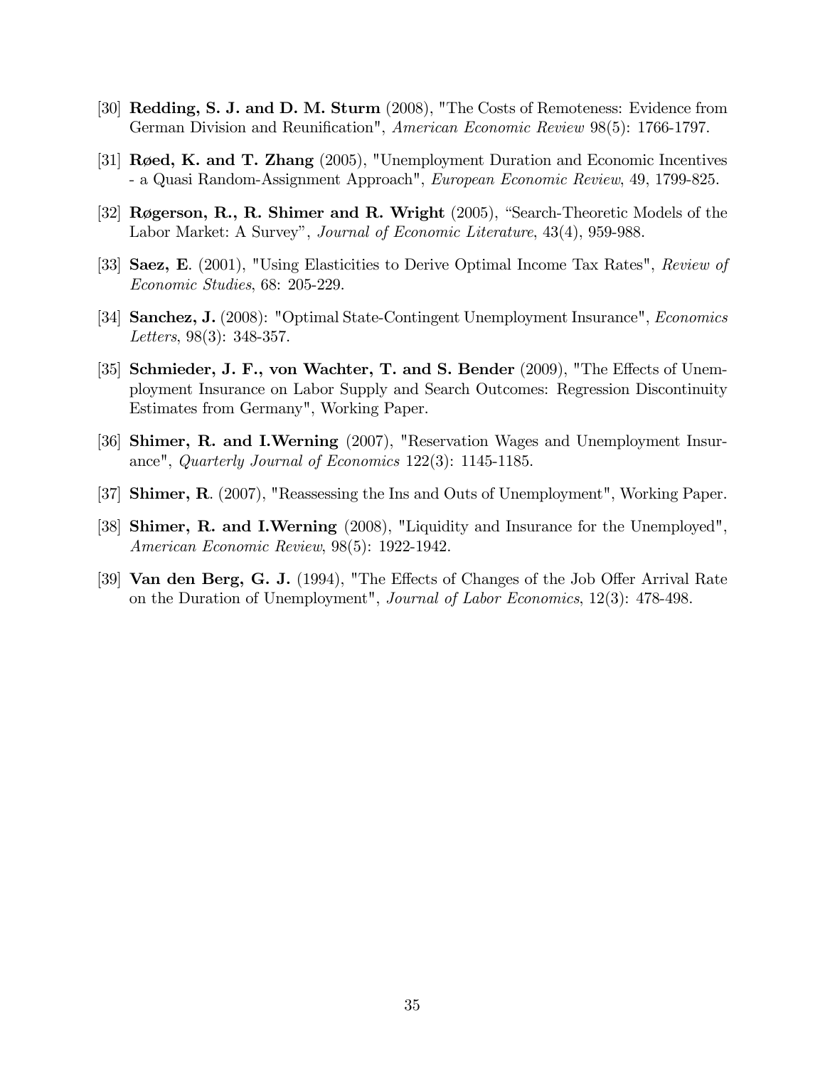[30] **Redding, S. J. and D. M. Sturm** (2008), "The Costs of Remoteness: Evidence from German Division and Reunification", *American Economic Review* 98(5): 1766-1797.

[31] **Røed, K. and T. Zhang** (2005), "Unemployment Duration and Economic Incentives - a Quasi Random-Assignment Approach", *European Economic Review*, 49, 1799-825.

[32] **Røgerson, R., R. Shimer and R. Wright** (2005), "Search-Theoretic Models of the Labor Market: A Survey", *Journal of Economic Literature*, 43(4), 959-988.

[33] **Saez, E**. (2001), "Using Elasticities to Derive Optimal Income Tax Rates", *Review of Economic Studies*, 68: 205-229.

[34] **Sanchez, J.** (2008): "Optimal State-Contingent Unemployment Insurance", *Economics Letters*, 98(3): 348-357.

[35] **Schmieder, J. F., von Wachter, T. and S. Bender** (2009), "The Effects of Unemployment Insurance on Labor Supply and Search Outcomes: Regression Discontinuity Estimates from Germany", Working Paper.

[36] **Shimer, R. and I.Werning** (2007), "Reservation Wages and Unemployment Insurance", *Quarterly Journal of Economics* 122(3): 1145-1185.

[37] **Shimer, R**. (2007), "Reassessing the Ins and Outs of Unemployment", Working Paper.

[38] **Shimer, R. and I.Werning** (2008), "Liquidity and Insurance for the Unemployed", *American Economic Review*, 98(5): 1922-1942.

[39] **Van den Berg, G. J.** (1994), "The Effects of Changes of the Job Offer Arrival Rate on the Duration of Unemployment", *Journal of Labor Economics*, 12(3): 478-498.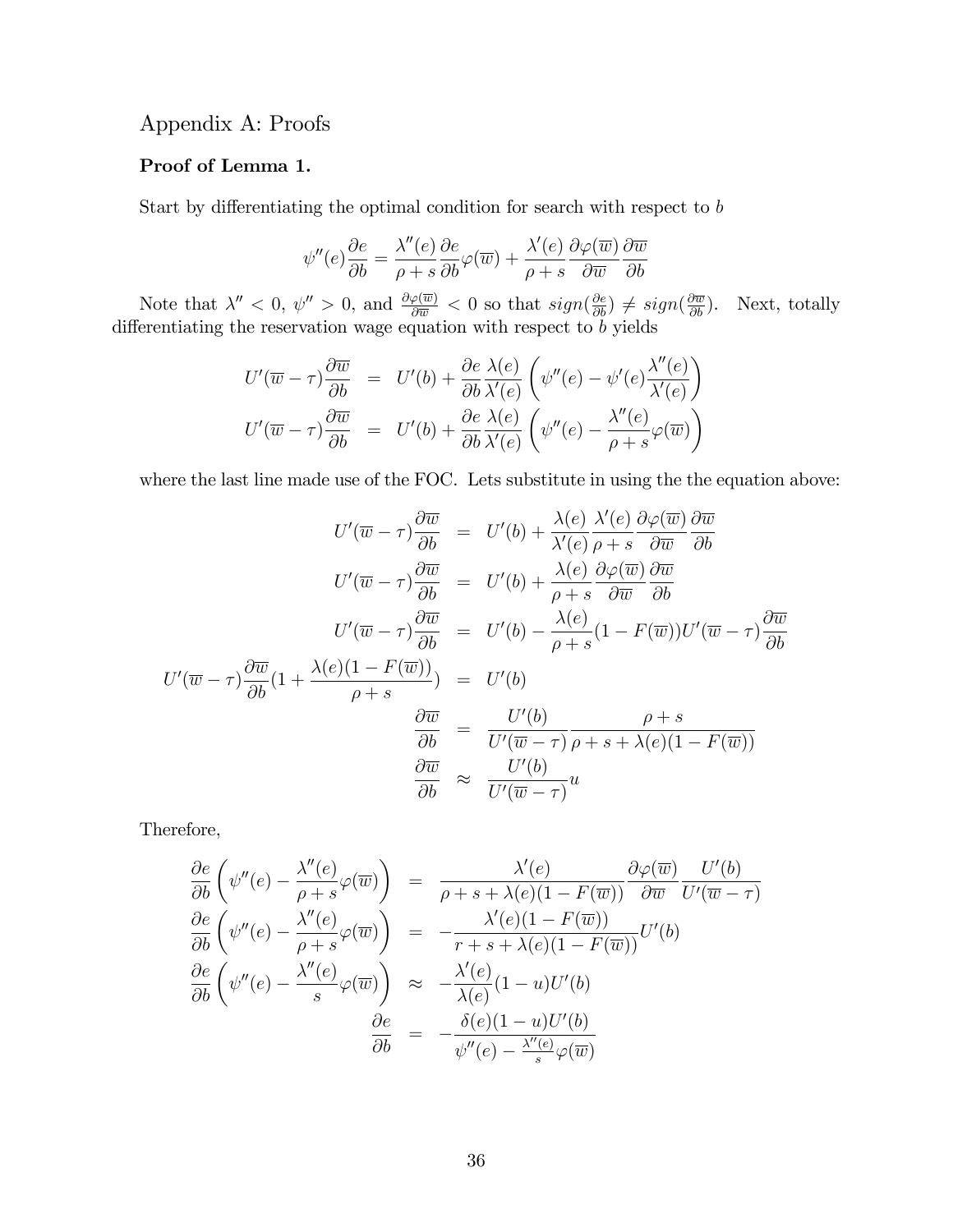## Appendix A: Proofs

**Proof of Lemma 1.**

Start by differentiating the optimal condition for search with respect to $b$

$$\psi''(e)\frac{\partial e}{\partial b} = \frac{\lambda''(e)}{\rho+s}\frac{\partial e}{\partial b}\varphi(\overline{w}) + \frac{\lambda'(e)}{\rho+s}\frac{\partial \varphi(\overline{w})}{\partial \overline{w}}\frac{\partial \overline{w}}{\partial b}$$

Note that $\lambda'' < 0$, $\psi'' > 0$, and $\frac{\partial \varphi(\overline{w})}{\partial \overline{w}} < 0$ so that $sign(\frac{\partial e}{\partial b}) \neq sign(\frac{\partial \overline{w}}{\partial b})$. Next, totally differentiating the reservation wage equation with respect to $b$ yields

$$\begin{aligned}
U'(\overline{w}-\tau)\frac{\partial \overline{w}}{\partial b} &= U'(b) + \frac{\partial e}{\partial b}\frac{\lambda(e)}{\lambda'(e)}\left(\psi''(e) - \psi'(e)\frac{\lambda''(e)}{\lambda'(e)}\right) \\
U'(\overline{w}-\tau)\frac{\partial \overline{w}}{\partial b} &= U'(b) + \frac{\partial e}{\partial b}\frac{\lambda(e)}{\lambda'(e)}\left(\psi''(e) - \frac{\lambda''(e)}{\rho+s}\varphi(\overline{w})\right)
\end{aligned}$$

where the last line made use of the FOC. Lets substitute in using the the equation above:

$$\begin{aligned}
U'(\overline{w}-\tau)\frac{\partial \overline{w}}{\partial b} &= U'(b) + \frac{\lambda(e)}{\lambda'(e)}\frac{\lambda'(e)}{\rho+s}\frac{\partial \varphi(\overline{w})}{\partial \overline{w}}\frac{\partial \overline{w}}{\partial b} \\
U'(\overline{w}-\tau)\frac{\partial \overline{w}}{\partial b} &= U'(b) + \frac{\lambda(e)}{\rho+s}\frac{\partial \varphi(\overline{w})}{\partial \overline{w}}\frac{\partial \overline{w}}{\partial b} \\
U'(\overline{w}-\tau)\frac{\partial \overline{w}}{\partial b} &= U'(b) - \frac{\lambda(e)}{\rho+s}(1-F(\overline{w}))U'(\overline{w}-\tau)\frac{\partial \overline{w}}{\partial b} \\
U'(\overline{w}-\tau)\frac{\partial \overline{w}}{\partial b}\left(1 + \frac{\lambda(e)(1-F(\overline{w}))}{\rho+s}\right) &= U'(b) \\
\frac{\partial \overline{w}}{\partial b} &= \frac{U'(b)}{U'(\overline{w}-\tau)}\frac{\rho+s}{\rho+s+\lambda(e)(1-F(\overline{w}))} \\
\frac{\partial \overline{w}}{\partial b} &\approx \frac{U'(b)}{U'(\overline{w}-\tau)}u
\end{aligned}$$

Therefore,

$$\begin{aligned}
\frac{\partial e}{\partial b}\left(\psi''(e) - \frac{\lambda''(e)}{\rho+s}\varphi(\overline{w})\right) &= \frac{\lambda'(e)}{\rho+s+\lambda(e)(1-F(\overline{w}))}\frac{\partial \varphi(\overline{w})}{\partial \overline{w}}\frac{U'(b)}{U'(\overline{w}-\tau)} \\
\frac{\partial e}{\partial b}\left(\psi''(e) - \frac{\lambda''(e)}{\rho+s}\varphi(\overline{w})\right) &= -\frac{\lambda'(e)(1-F(\overline{w}))}{r+s+\lambda(e)(1-F(\overline{w}))}U'(b) \\
\frac{\partial e}{\partial b}\left(\psi''(e) - \frac{\lambda''(e)}{s}\varphi(\overline{w})\right) &\approx -\frac{\lambda'(e)}{\lambda(e)}(1-u)U'(b) \\
\frac{\partial e}{\partial b} &= -\frac{\delta(e)(1-u)U'(b)}{\psi''(e) - \frac{\lambda''(e)}{s}\varphi(\overline{w})}
\end{aligned}$$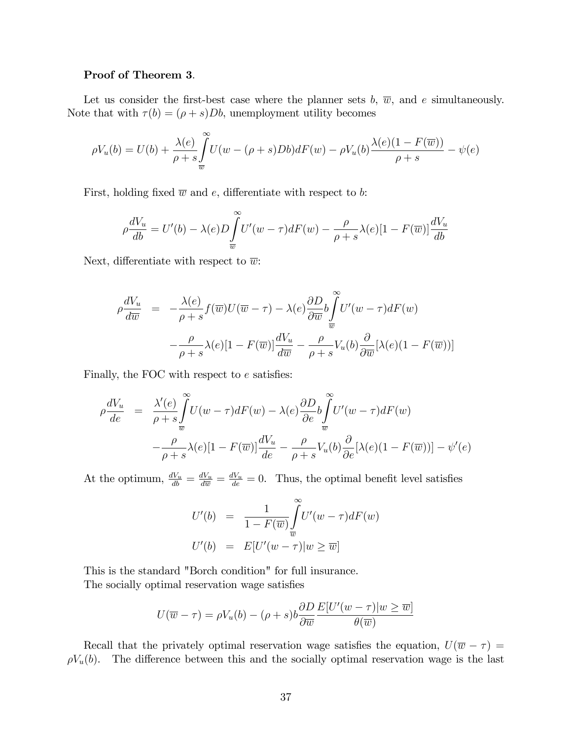**Proof of Theorem 3**.

Let us consider the first-best case where the planner sets $b$, $\overline{w}$, and $e$ simultaneously. Note that with $\tau(b) = (\rho + s)Db$, unemployment utility becomes

$$\rho V_u(b) = U(b) + \frac{\lambda(e)}{\rho + s} \int_{\overline{w}}^{\infty} U(w - (\rho + s)Db) dF(w) - \rho V_u(b) \frac{\lambda(e)(1 - F(\overline{w}))}{\rho + s} - \psi(e)$$

First, holding fixed $\overline{w}$ and $e$, differentiate with respect to $b$:

$$\rho \frac{dV_u}{db} = U'(b) - \lambda(e) D \int_{\overline{w}}^{\infty} U'(w - \tau) dF(w) - \frac{\rho}{\rho + s} \lambda(e)[1 - F(\overline{w})] \frac{dV_u}{db}$$

Next, differentiate with respect to $\overline{w}$:

$$\begin{aligned}
\rho \frac{dV_u}{d\overline{w}} &= -\frac{\lambda(e)}{\rho + s} f(\overline{w}) U(\overline{w} - \tau) - \lambda(e) \frac{\partial D}{\partial \overline{w}} b \int_{\overline{w}}^{\infty} U'(w - \tau) dF(w) \\
&\quad - \frac{\rho}{\rho + s} \lambda(e)[1 - F(\overline{w})] \frac{dV_u}{d\overline{w}} - \frac{\rho}{\rho + s} V_u(b) \frac{\partial}{\partial \overline{w}} [\lambda(e)(1 - F(\overline{w}))]
\end{aligned}$$

Finally, the FOC with respect to $e$ satisfies:

$$\begin{aligned}
\rho \frac{dV_u}{de} &= \frac{\lambda'(e)}{\rho + s} \int_{\overline{w}}^{\infty} U(w - \tau) dF(w) - \lambda(e) \frac{\partial D}{\partial e} b \int_{\overline{w}}^{\infty} U'(w - \tau) dF(w) \\
&\quad - \frac{\rho}{\rho + s} \lambda(e)[1 - F(\overline{w})] \frac{dV_u}{de} - \frac{\rho}{\rho + s} V_u(b) \frac{\partial}{\partial e} [\lambda(e)(1 - F(\overline{w}))] - \psi'(e)
\end{aligned}$$

At the optimum, $\frac{dV_u}{db} = \frac{dV_u}{d\overline{w}} = \frac{dV_u}{de} = 0$. Thus, the optimal benefit level satisfies

$$\begin{aligned}
U'(b) &= \frac{1}{1 - F(\overline{w})} \int_{\overline{w}}^{\infty} U'(w - \tau) dF(w) \\
U'(b) &= E[U'(w - \tau) | w \geq \overline{w}]
\end{aligned}$$

This is the standard "Borch condition" for full insurance.

The socially optimal reservation wage satisfies

$$U(\overline{w} - \tau) = \rho V_u(b) - (\rho + s) b \frac{\partial D}{\partial \overline{w}} \frac{E[U'(w - \tau) | w \geq \overline{w}]}{\theta(\overline{w})}$$

Recall that the privately optimal reservation wage satisfies the equation, $U(\overline{w} - \tau) = \rho V_u(b)$. The difference between this and the socially optimal reservation wage is the last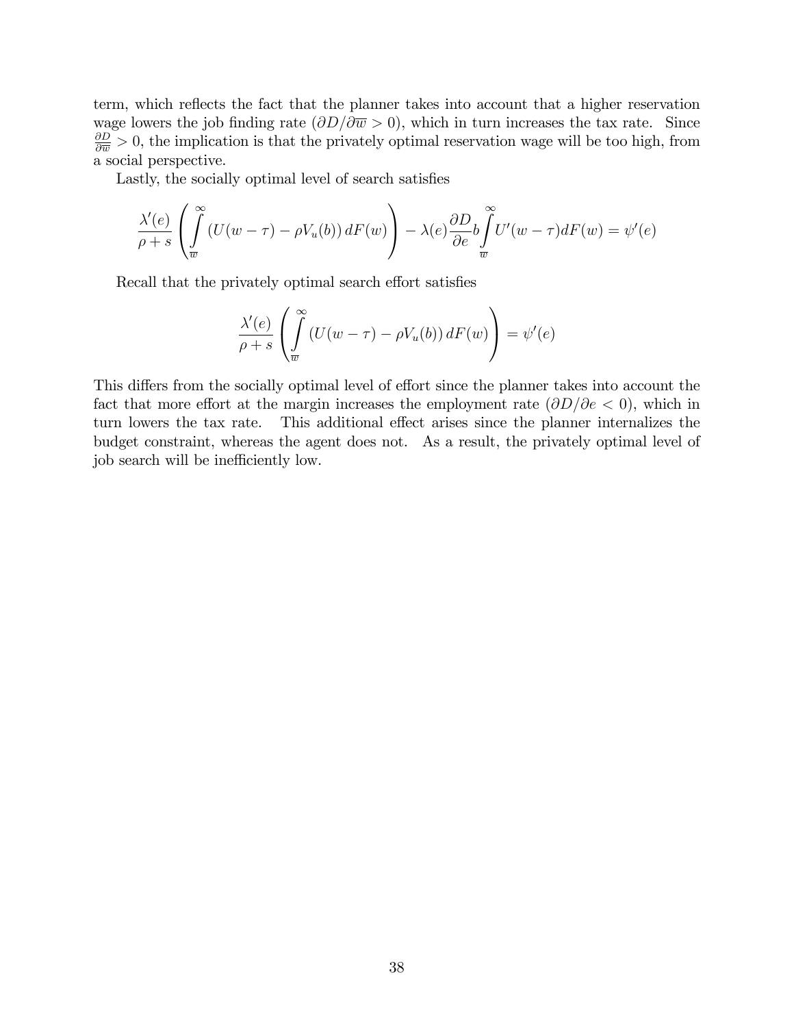term, which reflects the fact that the planner takes into account that a higher reservation wage lowers the job finding rate ($\partial D/\partial \overline{w} > 0$), which in turn increases the tax rate. Since $\frac{\partial D}{\partial \overline{w}} > 0$, the implication is that the privately optimal reservation wage will be too high, from a social perspective.

Lastly, the socially optimal level of search satisfies

$$\frac{\lambda'(e)}{\rho + s}\left(\int_{\overline{w}}^{\infty}\left(U(w-\tau) - \rho V_u(b)\right)dF(w)\right) - \lambda(e)\frac{\partial D}{\partial e}b\int_{\overline{w}}^{\infty}U'(w-\tau)dF(w) = \psi'(e)$$

Recall that the privately optimal search effort satisfies

$$\frac{\lambda'(e)}{\rho + s}\left(\int_{\overline{w}}^{\infty}\left(U(w-\tau) - \rho V_u(b)\right)dF(w)\right) = \psi'(e)$$

This differs from the socially optimal level of effort since the planner takes into account the fact that more effort at the margin increases the employment rate ($\partial D/\partial e < 0$), which in turn lowers the tax rate. This additional effect arises since the planner internalizes the budget constraint, whereas the agent does not. As a result, the privately optimal level of job search will be inefficiently low.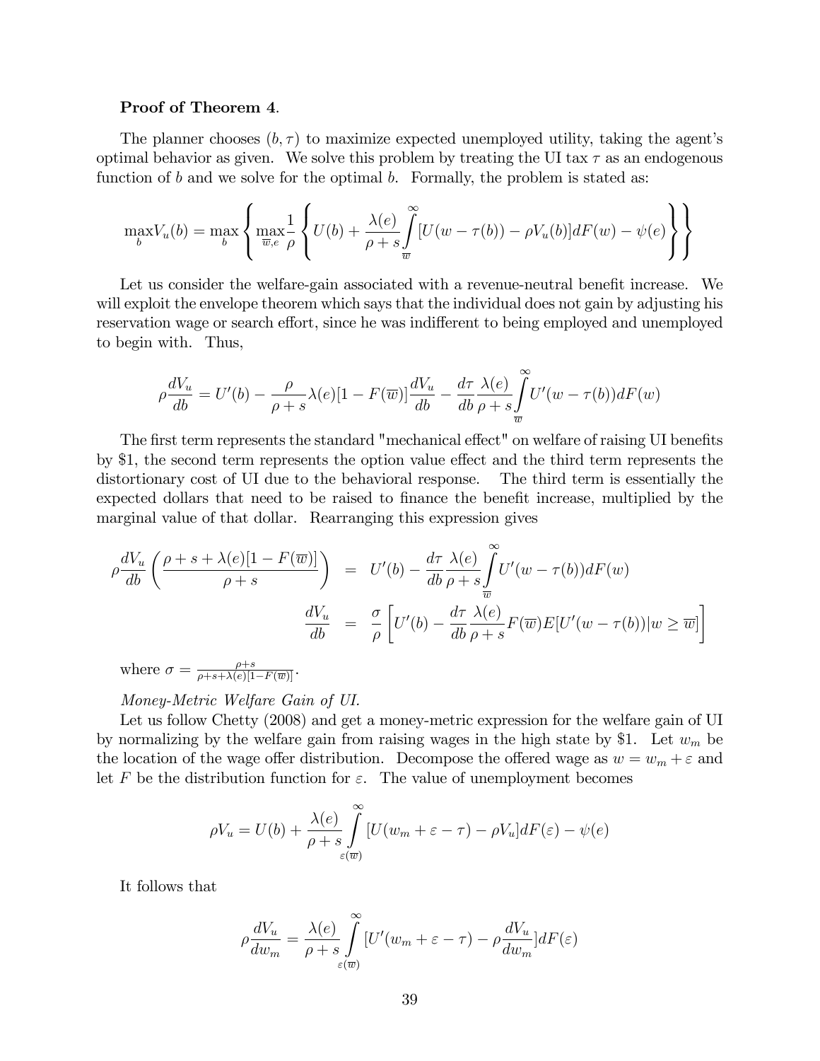**Proof of Theorem 4**.

The planner chooses $(b, \tau)$ to maximize expected unemployed utility, taking the agent's optimal behavior as given. We solve this problem by treating the UI tax $\tau$ as an endogenous function of $b$ and we solve for the optimal $b$. Formally, the problem is stated as:

$$\max_b V_u(b) = \max_b \left\{ \max_{\overline{w},e} \frac{1}{\rho} \left\{ U(b) + \frac{\lambda(e)}{\rho + s} \int_{\overline{w}}^{\infty} [U(w - \tau(b)) - \rho V_u(b)] dF(w) - \psi(e) \right\} \right\}$$

Let us consider the welfare-gain associated with a revenue-neutral benefit increase. We will exploit the envelope theorem which says that the individual does not gain by adjusting his reservation wage or search effort, since he was indifferent to being employed and unemployed to begin with. Thus,

$$\rho \frac{dV_u}{db} = U'(b) - \frac{\rho}{\rho + s} \lambda(e)[1 - F(\overline{w})] \frac{dV_u}{db} - \frac{d\tau}{db} \frac{\lambda(e)}{\rho + s} \int_{\overline{w}}^{\infty} U'(w - \tau(b)) dF(w)$$

The first term represents the standard "mechanical effect" on welfare of raising UI benefits by \$1, the second term represents the option value effect and the third term represents the distortionary cost of UI due to the behavioral response. The third term is essentially the expected dollars that need to be raised to finance the benefit increase, multiplied by the marginal value of that dollar. Rearranging this expression gives

$$\rho \frac{dV_u}{db} \left( \frac{\rho + s + \lambda(e)[1 - F(\overline{w})]}{\rho + s} \right) = U'(b) - \frac{d\tau}{db} \frac{\lambda(e)}{\rho + s} \int_{\overline{w}}^{\infty} U'(w - \tau(b)) dF(w)$$

$$\frac{dV_u}{db} = \frac{\sigma}{\rho} \left[ U'(b) - \frac{d\tau}{db} \frac{\lambda(e)}{\rho + s} F(\overline{w}) E[U'(w - \tau(b)) | w \geq \overline{w}] \right]$$

where $\sigma = \frac{\rho + s}{\rho + s + \lambda(e)[1 - F(\overline{w})]}$.

*Money-Metric Welfare Gain of UI.*

Let us follow Chetty (2008) and get a money-metric expression for the welfare gain of UI by normalizing by the welfare gain from raising wages in the high state by \$1. Let $w_m$ be the location of the wage offer distribution. Decompose the offered wage as $w = w_m + \varepsilon$ and let $F$ be the distribution function for $\varepsilon$. The value of unemployment becomes

$$\rho V_u = U(b) + \frac{\lambda(e)}{\rho + s} \int_{\varepsilon(\overline{w})}^{\infty} [U(w_m + \varepsilon - \tau) - \rho V_u] dF(\varepsilon) - \psi(e)$$

It follows that

$$\rho \frac{dV_u}{dw_m} = \frac{\lambda(e)}{\rho + s} \int_{\varepsilon(\overline{w})}^{\infty} [U'(w_m + \varepsilon - \tau) - \rho \frac{dV_u}{dw_m}] dF(\varepsilon)$$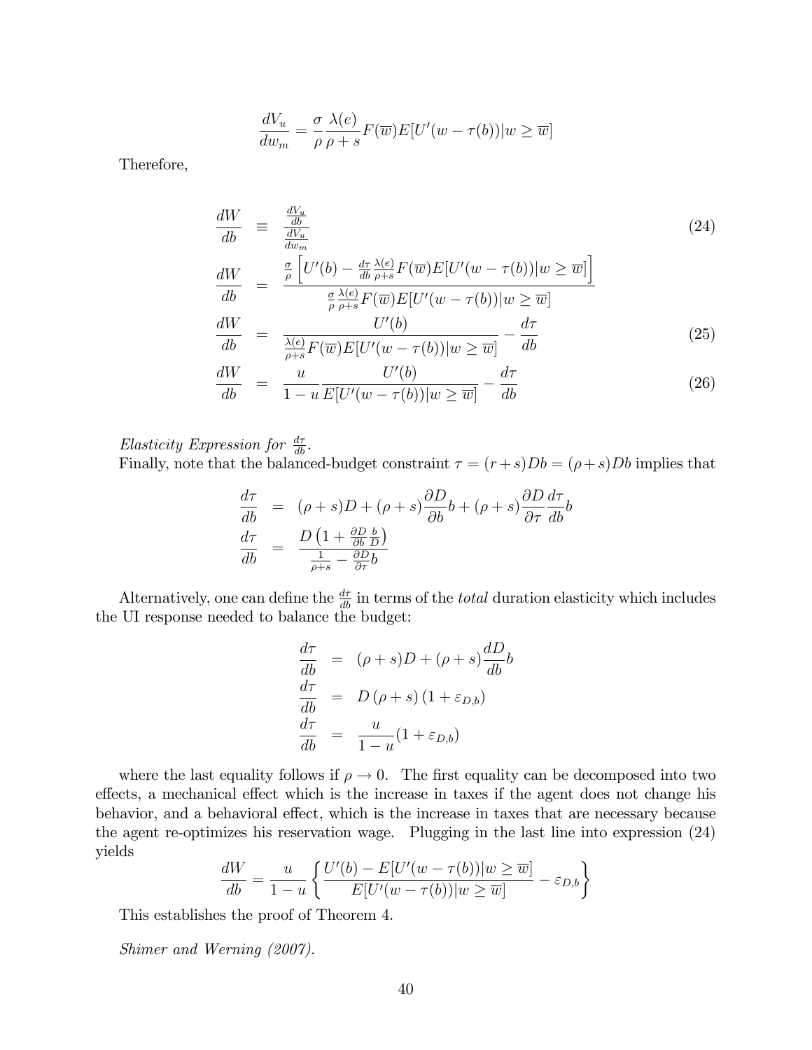$$\frac{dV_u}{dw_m} = \frac{\sigma}{\rho}\frac{\lambda(e)}{\rho+s}F(\overline{w})E[U'(w-\tau(b))|w \geq \overline{w}]$$

Therefore,

$$\frac{dW}{db} \equiv \frac{\frac{dV_u}{db}}{\frac{dV_u}{dw_m}} \tag{24}$$

$$\frac{dW}{db} = \frac{\frac{\sigma}{\rho}\left[U'(b) - \frac{d\tau}{db}\frac{\lambda(e)}{\rho+s}F(\overline{w})E[U'(w-\tau(b))|w \geq \overline{w}]\right]}{\frac{\sigma}{\rho}\frac{\lambda(e)}{\rho+s}F(\overline{w})E[U'(w-\tau(b))|w \geq \overline{w}]}$$

$$\frac{dW}{db} = \frac{U'(b)}{\frac{\lambda(e)}{\rho+s}F(\overline{w})E[U'(w-\tau(b))|w \geq \overline{w}]} - \frac{d\tau}{db} \tag{25}$$

$$\frac{dW}{db} = \frac{u}{1-u}\frac{U'(b)}{E[U'(w-\tau(b))|w \geq \overline{w}]} - \frac{d\tau}{db} \tag{26}$$

*Elasticity Expression for* $\frac{d\tau}{db}$.

Finally, note that the balanced-budget constraint $\tau = (r+s)Db = (\rho+s)Db$ implies that

$$\frac{d\tau}{db} = (\rho+s)D + (\rho+s)\frac{\partial D}{\partial b}b + (\rho+s)\frac{\partial D}{\partial \tau}\frac{d\tau}{db}b$$

$$\frac{d\tau}{db} = \frac{D\left(1 + \frac{\partial D}{\partial b}\frac{b}{D}\right)}{\frac{1}{\rho+s} - \frac{\partial D}{\partial \tau}b}$$

Alternatively, one can define the $\frac{d\tau}{db}$ in terms of the *total* duration elasticity which includes the UI response needed to balance the budget:

$$\frac{d\tau}{db} = (\rho+s)D + (\rho+s)\frac{dD}{db}b$$

$$\frac{d\tau}{db} = D\left(\rho+s\right)\left(1+\varepsilon_{D,b}\right)$$

$$\frac{d\tau}{db} = \frac{u}{1-u}(1+\varepsilon_{D,b})$$

where the last equality follows if $\rho \to 0$. The first equality can be decomposed into two effects, a mechanical effect which is the increase in taxes if the agent does not change his behavior, and a behavioral effect, which is the increase in taxes that are necessary because the agent re-optimizes his reservation wage. Plugging in the last line into expression (24) yields

$$\frac{dW}{db} = \frac{u}{1-u}\left\{\frac{U'(b) - E[U'(w-\tau(b))|w \geq \overline{w}]}{E[U'(w-\tau(b))|w \geq \overline{w}]} - \varepsilon_{D,b}\right\}$$

This establishes the proof of Theorem 4.

*Shimer and Werning (2007).*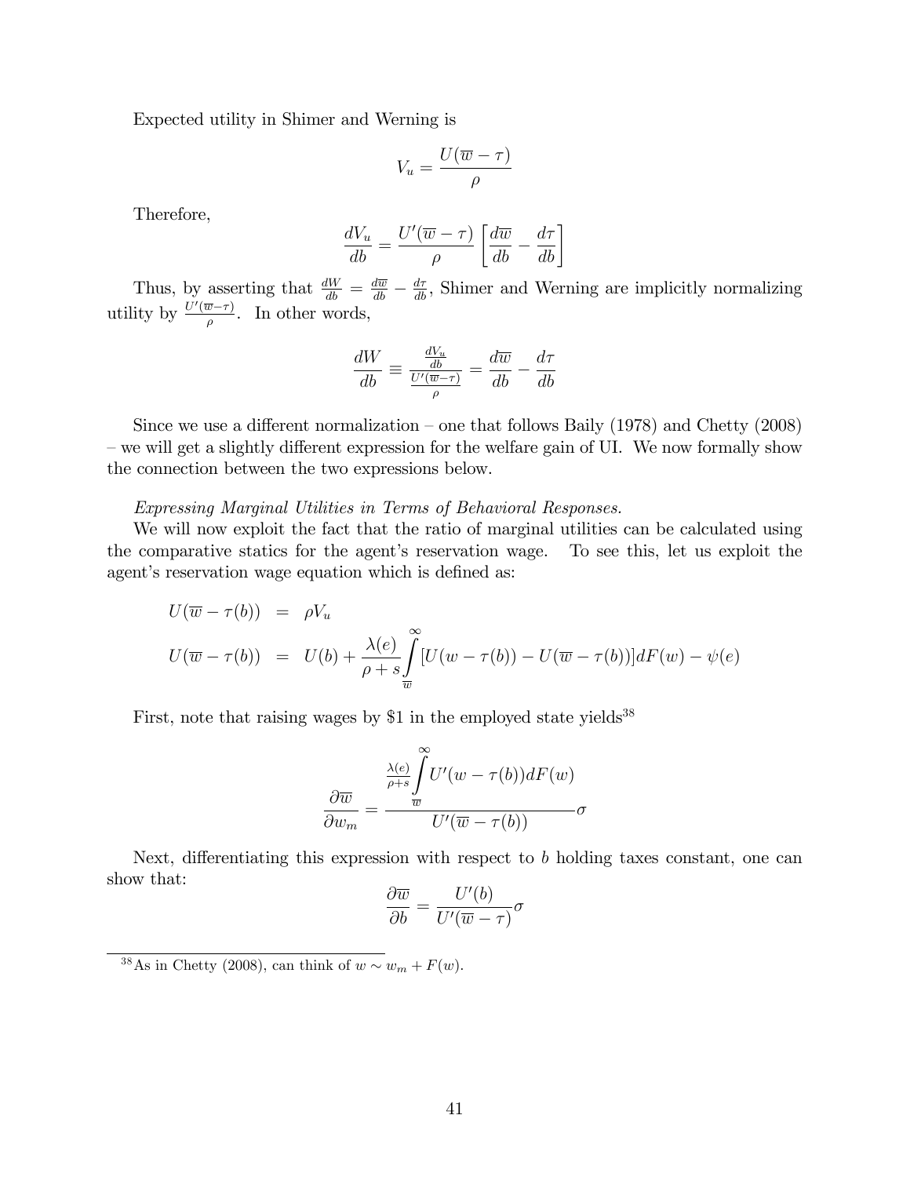Expected utility in Shimer and Werning is

$$V_u = \frac{U(\overline{w} - \tau)}{\rho}$$

Therefore,

$$\frac{dV_u}{db} = \frac{U'(\overline{w} - \tau)}{\rho}\left[\frac{d\overline{w}}{db} - \frac{d\tau}{db}\right]$$

Thus, by asserting that $\frac{dW}{db} = \frac{d\overline{w}}{db} - \frac{d\tau}{db}$, Shimer and Werning are implicitly normalizing utility by $\frac{U'(\overline{w}-\tau)}{\rho}$. In other words,

$$\frac{dW}{db} \equiv \frac{\frac{dV_u}{db}}{\frac{U'(\overline{w}-\tau)}{\rho}} = \frac{d\overline{w}}{db} - \frac{d\tau}{db}$$

Since we use a different normalization – one that follows Baily (1978) and Chetty (2008) – we will get a slightly different expression for the welfare gain of UI. We now formally show the connection between the two expressions below.

*Expressing Marginal Utilities in Terms of Behavioral Responses.*

We will now exploit the fact that the ratio of marginal utilities can be calculated using the comparative statics for the agent's reservation wage. To see this, let us exploit the agent's reservation wage equation which is defined as:

$$\begin{aligned}
U(\overline{w} - \tau(b)) &= \rho V_u \\
U(\overline{w} - \tau(b)) &= U(b) + \frac{\lambda(e)}{\rho + s}\int_{\overline{w}}^{\infty}[U(w - \tau(b)) - U(\overline{w} - \tau(b))]dF(w) - \psi(e)
\end{aligned}$$

First, note that raising wages by \$1 in the employed state yields[38]

$$\frac{\partial \overline{w}}{\partial w_m} = \frac{\frac{\lambda(e)}{\rho+s}\int_{\overline{w}}^{\infty} U'(w - \tau(b))dF(w)}{U'(\overline{w} - \tau(b))}\sigma$$

Next, differentiating this expression with respect to $b$ holding taxes constant, one can show that:

$$\frac{\partial \overline{w}}{\partial b} = \frac{U'(b)}{U'(\overline{w} - \tau)}\sigma$$

[38] As in Chetty (2008), can think of $w \sim w_m + F(w)$.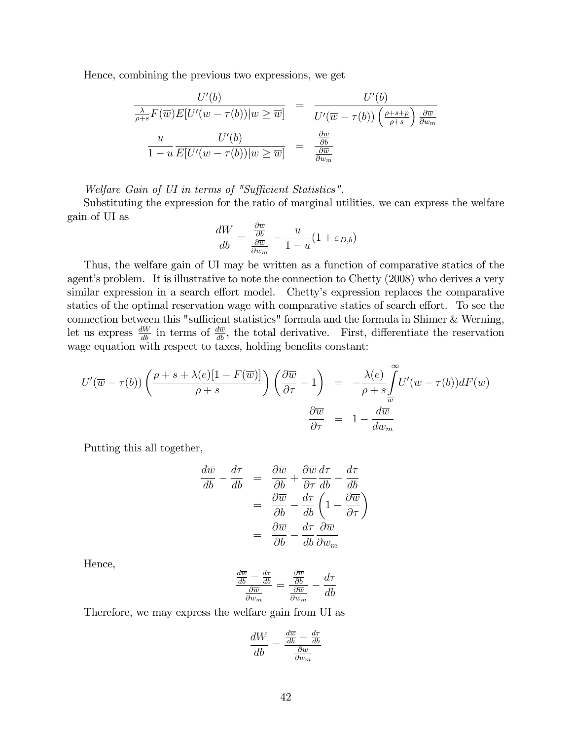Hence, combining the previous two expressions, we get

$$
\begin{aligned}
\frac{U'(b)}{\frac{\lambda}{\rho+s}F(\overline{w})E[U'(w-\tau(b))|w \geq \overline{w}]} &= \frac{U'(b)}{U'(\overline{w}-\tau(b))\left(\frac{\rho+s+p}{\rho+s}\right)\frac{\partial \overline{w}}{\partial w_m}} \\
\frac{u}{1-u}\frac{U'(b)}{E[U'(w-\tau(b))|w \geq \overline{w}]} &= \frac{\frac{\partial \overline{w}}{\partial b}}{\frac{\partial \overline{w}}{\partial w_m}}
\end{aligned}
$$

*Welfare Gain of UI in terms of "Sufficient Statistics".*

Substituting the expression for the ratio of marginal utilities, we can express the welfare gain of UI as

$$
\frac{dW}{db} = \frac{\frac{\partial \overline{w}}{\partial b}}{\frac{\partial \overline{w}}{\partial w_m}} - \frac{u}{1-u}(1+\varepsilon_{D,b})
$$

Thus, the welfare gain of UI may be written as a function of comparative statics of the agent's problem. It is illustrative to note the connection to Chetty (2008) who derives a very similar expression in a search effort model. Chetty's expression replaces the comparative statics of the optimal reservation wage with comparative statics of search effort. To see the connection between this "sufficient statistics" formula and the formula in Shimer & Werning, let us express $\frac{dW}{db}$ in terms of $\frac{d\overline{w}}{db}$, the total derivative. First, differentiate the reservation wage equation with respect to taxes, holding benefits constant:

$$
\begin{aligned}
U'(\overline{w}-\tau(b))\left(\frac{\rho+s+\lambda(e)[1-F(\overline{w})]}{\rho+s}\right)\left(\frac{\partial \overline{w}}{\partial \tau}-1\right) &= -\frac{\lambda(e)}{\rho+s}\int_{\overline{w}}^{\infty} U'(w-\tau(b))dF(w) \\
\frac{\partial \overline{w}}{\partial \tau} &= 1 - \frac{d\overline{w}}{dw_m}
\end{aligned}
$$

Putting this all together,

$$
\begin{aligned}
\frac{d\overline{w}}{db} - \frac{d\tau}{db} &= \frac{\partial \overline{w}}{\partial b} + \frac{\partial \overline{w}}{\partial \tau}\frac{d\tau}{db} - \frac{d\tau}{db} \\
&= \frac{\partial \overline{w}}{\partial b} - \frac{d\tau}{db}\left(1 - \frac{\partial \overline{w}}{\partial \tau}\right) \\
&= \frac{\partial \overline{w}}{\partial b} - \frac{d\tau}{db}\frac{\partial \overline{w}}{\partial w_m}
\end{aligned}
$$

Hence,

$$
\frac{\frac{d\overline{w}}{db} - \frac{d\tau}{db}}{\frac{\partial \overline{w}}{\partial w_m}} = \frac{\frac{\partial \overline{w}}{\partial b}}{\frac{\partial \overline{w}}{\partial w_m}} - \frac{d\tau}{db}
$$

Therefore, we may express the welfare gain from UI as

$$
\frac{dW}{db} = \frac{\frac{d\overline{w}}{db} - \frac{d\tau}{db}}{\frac{\partial \overline{w}}{\partial w_m}}
$$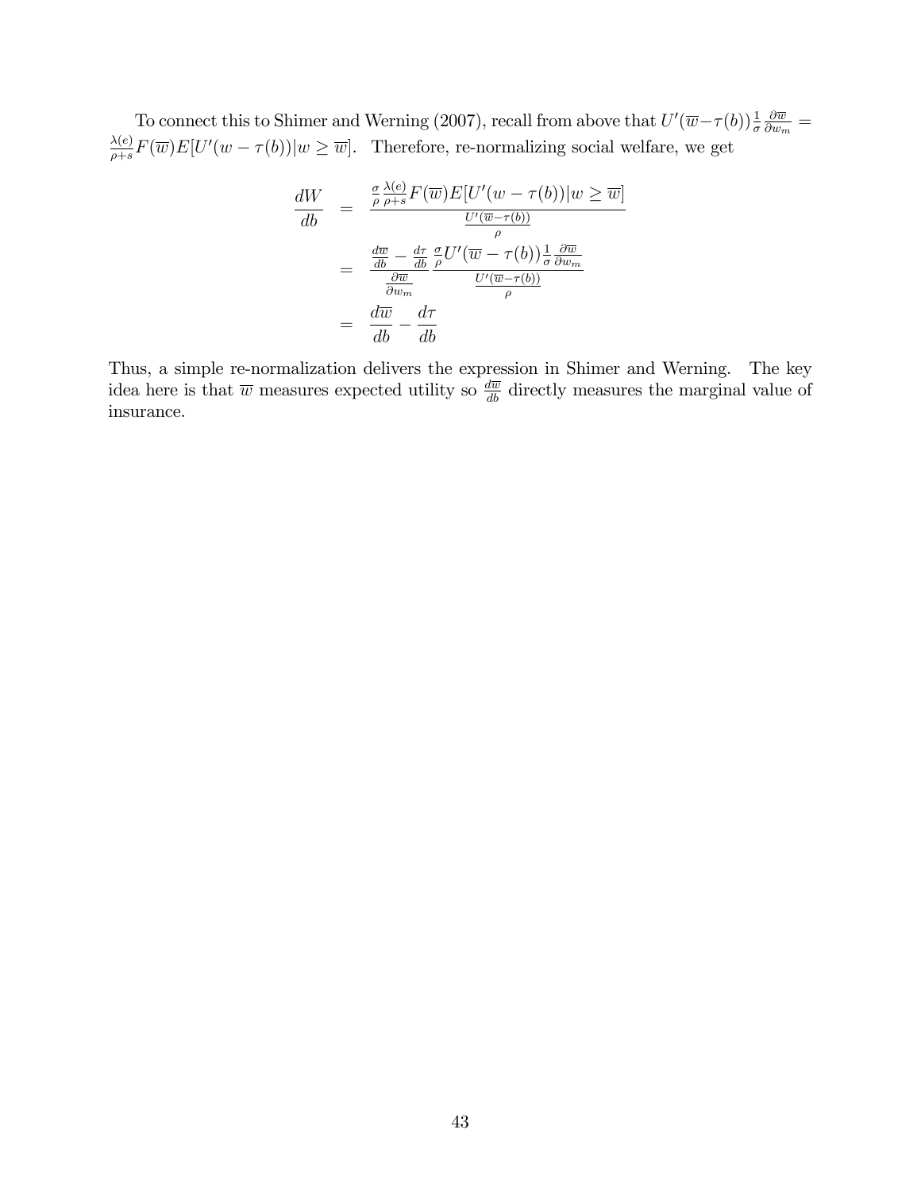To connect this to Shimer and Werning (2007), recall from above that $U'(\overline{w}-\tau(b))\frac{1}{\sigma}\frac{\partial \overline{w}}{\partial w_m} = \frac{\lambda(e)}{\rho+s}F(\overline{w})E[U'(w-\tau(b))|w \geq \overline{w}]$. Therefore, re-normalizing social welfare, we get

$$
\begin{aligned}
\frac{dW}{db} &= \frac{\frac{\sigma}{\rho}\frac{\lambda(e)}{\rho+s}F(\overline{w})E[U'(w-\tau(b))|w \geq \overline{w}]}{\frac{U'(\overline{w}-\tau(b))}{\rho}} \\
&= \frac{\frac{d\overline{w}}{db} - \frac{d\tau}{db}}{\frac{\partial \overline{w}}{\partial w_m}} \frac{\frac{\sigma}{\rho}U'(\overline{w}-\tau(b))\frac{1}{\sigma}\frac{\partial \overline{w}}{\partial w_m}}{\frac{U'(\overline{w}-\tau(b))}{\rho}} \\
&= \frac{d\overline{w}}{db} - \frac{d\tau}{db}
\end{aligned}
$$

Thus, a simple re-normalization delivers the expression in Shimer and Werning. The key idea here is that $\overline{w}$ measures expected utility so $\frac{d\overline{w}}{db}$ directly measures the marginal value of insurance.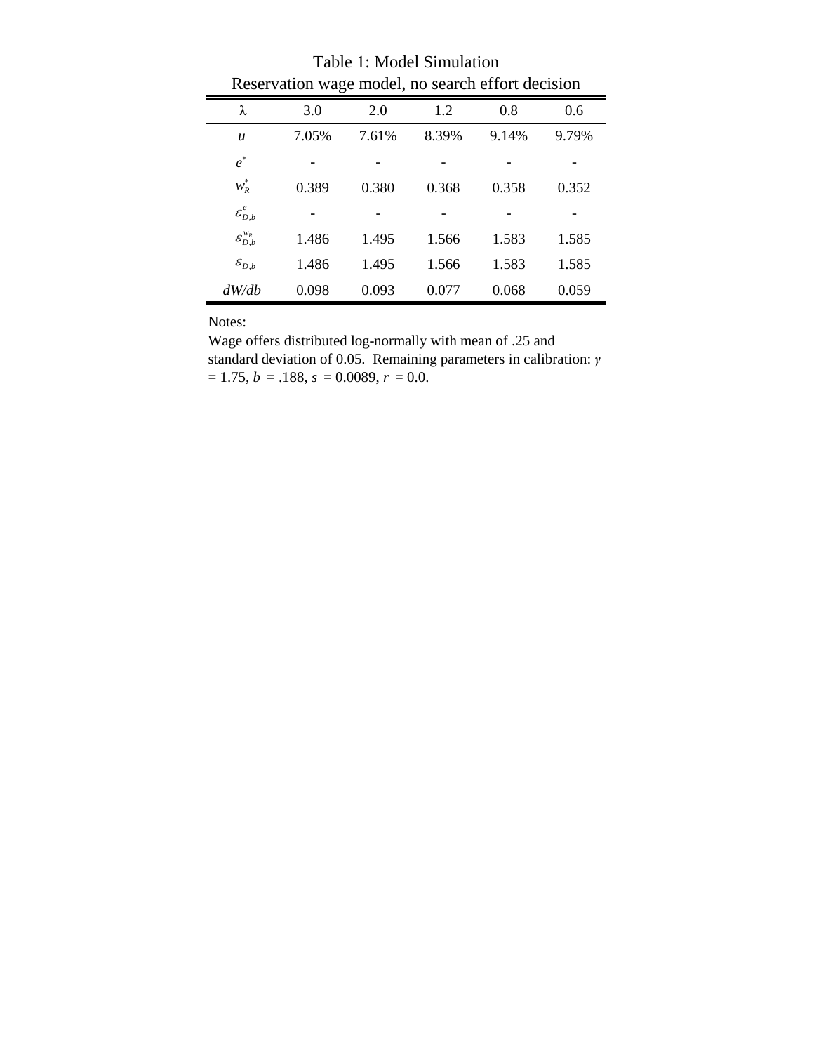Table 1: Model Simulation

Reservation wage model, no search effort decision

| $\lambda$ | 3.0 | 2.0 | 1.2 | 0.8 | 0.6 |
|---|---|---|---|---|---|
| $u$ | 7.05% | 7.61% | 8.39% | 9.14% | 9.79% |
| $e^*$ | - | - | - | - | - |
| $w_R^*$ | 0.389 | 0.380 | 0.368 | 0.358 | 0.352 |
| $\varepsilon_{D,b}^{e}$ | - | - | - | - | - |
| $\varepsilon_{D,b}^{w_R}$ | 1.486 | 1.495 | 1.566 | 1.583 | 1.585 |
| $\varepsilon_{D,b}$ | 1.486 | 1.495 | 1.566 | 1.583 | 1.585 |
| $dW/db$ | 0.098 | 0.093 | 0.077 | 0.068 | 0.059 |

Notes:

Wage offers distributed log-normally with mean of .25 and standard deviation of 0.05. Remaining parameters in calibration: $\gamma = 1.75$, $b = .188$, $s = 0.0089$, $r = 0.0$.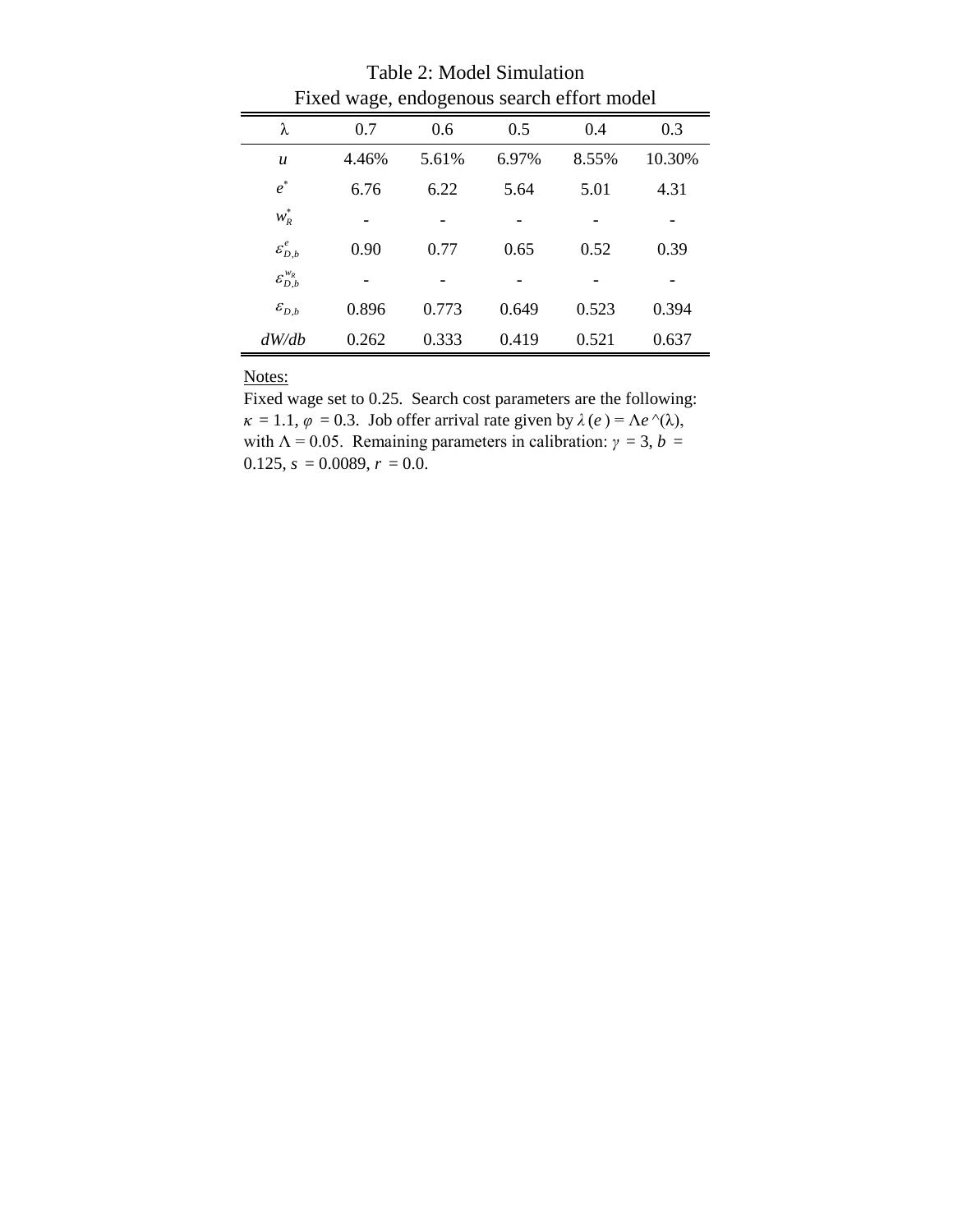Table 2: Model Simulation
Fixed wage, endogenous search effort model

| $\lambda$ | 0.7 | 0.6 | 0.5 | 0.4 | 0.3 |
|---|---|---|---|---|---|
| $u$ | 4.46% | 5.61% | 6.97% | 8.55% | 10.30% |
| $e^*$ | 6.76 | 6.22 | 5.64 | 5.01 | 4.31 |
| $w_R^*$ | - | - | - | - | - |
| $\varepsilon_{D,b}^{e}$ | 0.90 | 0.77 | 0.65 | 0.52 | 0.39 |
| $\varepsilon_{D,b}^{w_R}$ | - | - | - | - | - |
| $\varepsilon_{D,b}$ | 0.896 | 0.773 | 0.649 | 0.523 | 0.394 |
| $dW/db$ | 0.262 | 0.333 | 0.419 | 0.521 | 0.637 |

Notes:

Fixed wage set to 0.25. Search cost parameters are the following: $\kappa = 1.1$, $\varphi = 0.3$. Job offer arrival rate given by $\lambda(e) = \Lambda e$^($\lambda$), with $\Lambda = 0.05$. Remaining parameters in calibration: $\gamma = 3$, $b = 0.125$, $s = 0.0089$, $r = 0.0$.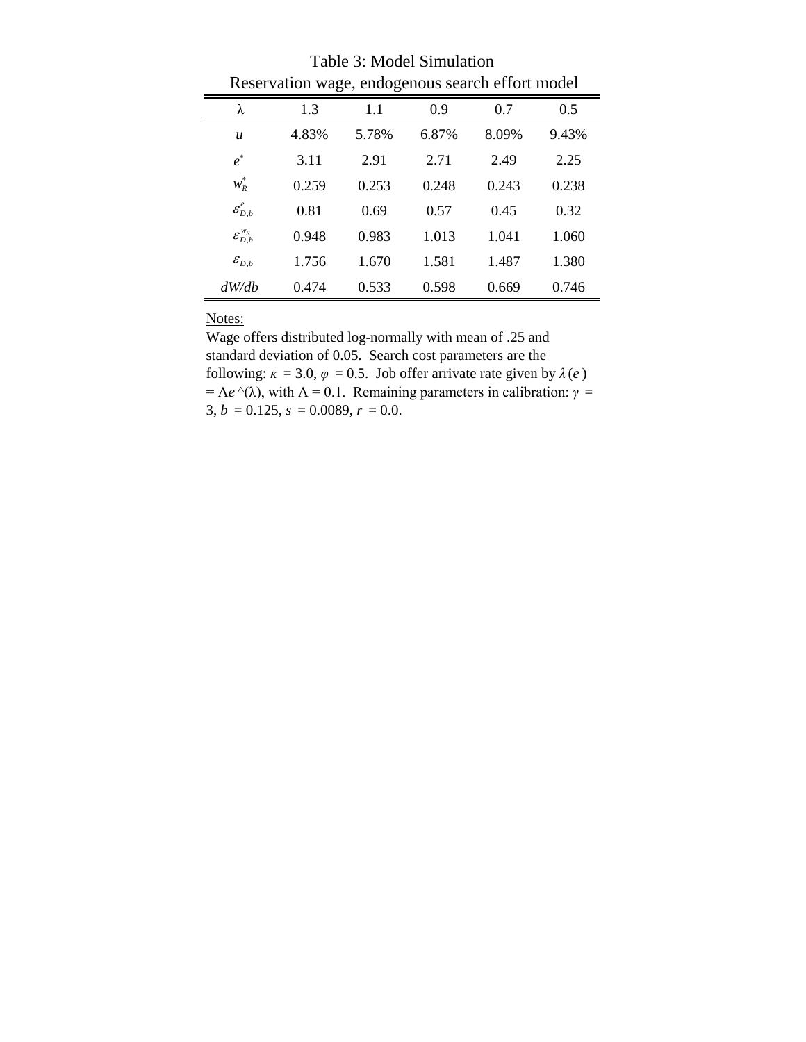Table 3: Model Simulation

Reservation wage, endogenous search effort model

| $\lambda$ | 1.3 | 1.1 | 0.9 | 0.7 | 0.5 |
|---|---|---|---|---|---|
| $u$ | 4.83% | 5.78% | 6.87% | 8.09% | 9.43% |
| $e^*$ | 3.11 | 2.91 | 2.71 | 2.49 | 2.25 |
| $w_R^*$ | 0.259 | 0.253 | 0.248 | 0.243 | 0.238 |
| $\varepsilon_{D,b}^{e}$ | 0.81 | 0.69 | 0.57 | 0.45 | 0.32 |
| $\varepsilon_{D,b}^{w_R}$ | 0.948 | 0.983 | 1.013 | 1.041 | 1.060 |
| $\varepsilon_{D,b}$ | 1.756 | 1.670 | 1.581 | 1.487 | 1.380 |
| $dW/db$ | 0.474 | 0.533 | 0.598 | 0.669 | 0.746 |

Notes:

Wage offers distributed log-normally with mean of .25 and standard deviation of 0.05. Search cost parameters are the following: $\kappa = 3.0$, $\varphi = 0.5$. Job offer arrivate rate given by $\lambda(e) = \Lambda e$^($\lambda$), with $\Lambda = 0.1$. Remaining parameters in calibration: $\gamma = 3$, $b = 0.125$, $s = 0.0089$, $r = 0.0$.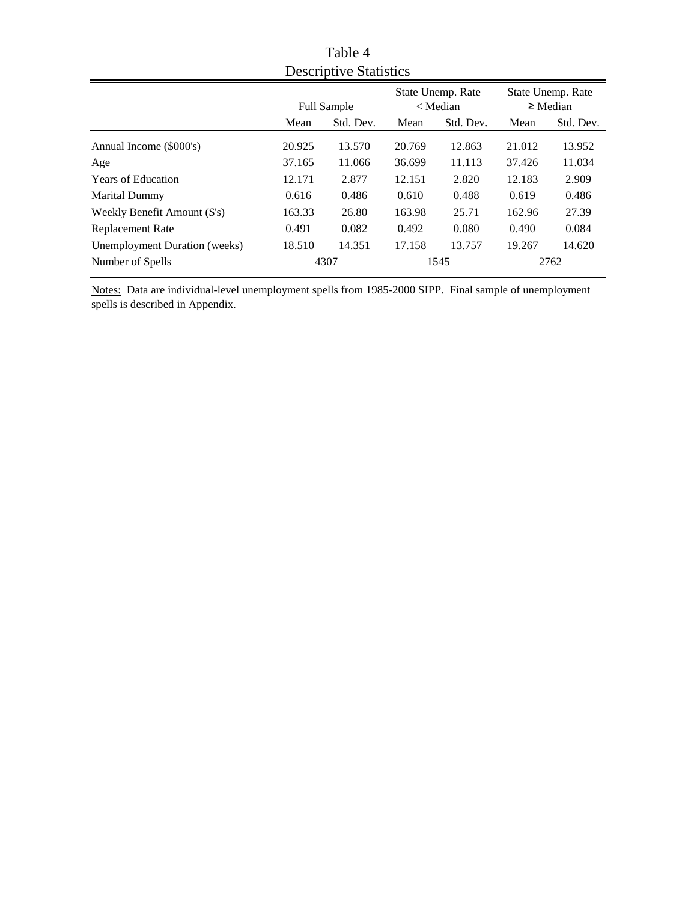# Table 4
## Descriptive Statistics

| | Full Sample | | State Unemp. Rate < Median | | State Unemp. Rate ≥ Median | |
|---|---|---|---|---|---|---|
| | Mean | Std. Dev. | Mean | Std. Dev. | Mean | Std. Dev. |
| Annual Income ($000's) | 20.925 | 13.570 | 20.769 | 12.863 | 21.012 | 13.952 |
| Age | 37.165 | 11.066 | 36.699 | 11.113 | 37.426 | 11.034 |
| Years of Education | 12.171 | 2.877 | 12.151 | 2.820 | 12.183 | 2.909 |
| Marital Dummy | 0.616 | 0.486 | 0.610 | 0.488 | 0.619 | 0.486 |
| Weekly Benefit Amount ($'s) | 163.33 | 26.80 | 163.98 | 25.71 | 162.96 | 27.39 |
| Replacement Rate | 0.491 | 0.082 | 0.492 | 0.080 | 0.490 | 0.084 |
| Unemployment Duration (weeks) | 18.510 | 14.351 | 17.158 | 13.757 | 19.267 | 14.620 |
| Number of Spells | 4307 | | 1545 | | 2762 | |

Notes: Data are individual-level unemployment spells from 1985-2000 SIPP. Final sample of unemployment spells is described in Appendix.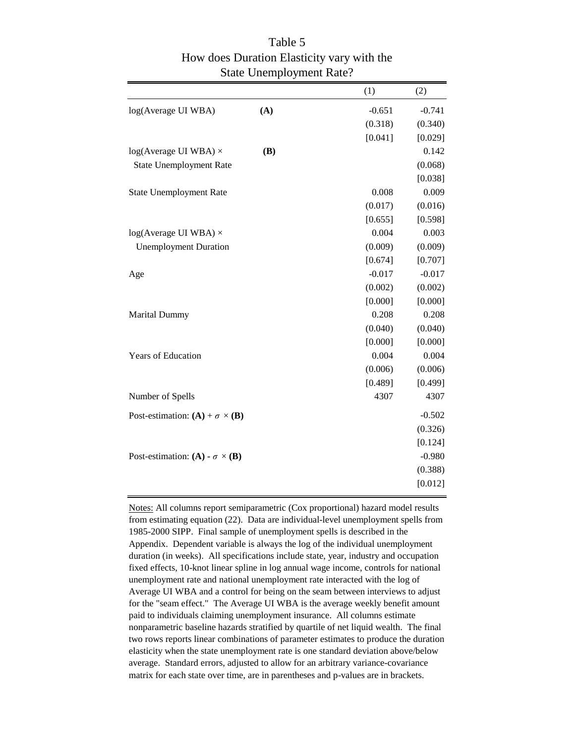Table 5

How does Duration Elasticity vary with the State Unemployment Rate?

| | | (1) | (2) |
|---|---|---|---|
| log(Average UI WBA) | **(A)** | -0.651 | -0.741 |
| | | (0.318) | (0.340) |
| | | [0.041] | [0.029] |
| log(Average UI WBA) × State Unemployment Rate | **(B)** | | 0.142 |
| | | | (0.068) |
| | | | [0.038] |
| State Unemployment Rate | | 0.008 | 0.009 |
| | | (0.017) | (0.016) |
| | | [0.655] | [0.598] |
| log(Average UI WBA) × Unemployment Duration | | 0.004 | 0.003 |
| | | (0.009) | (0.009) |
| | | [0.674] | [0.707] |
| Age | | -0.017 | -0.017 |
| | | (0.002) | (0.002) |
| | | [0.000] | [0.000] |
| Marital Dummy | | 0.208 | 0.208 |
| | | (0.040) | (0.040) |
| | | [0.000] | [0.000] |
| Years of Education | | 0.004 | 0.004 |
| | | (0.006) | (0.006) |
| | | [0.489] | [0.499] |
| Number of Spells | | 4307 | 4307 |
| Post-estimation: **(A)** + $\sigma$ × **(B)** | | | -0.502 |
| | | | (0.326) |
| | | | [0.124] |
| Post-estimation: **(A)** - $\sigma$ × **(B)** | | | -0.980 |
| | | | (0.388) |
| | | | [0.012] |

Notes: All columns report semiparametric (Cox proportional) hazard model results from estimating equation (22). Data are individual-level unemployment spells from 1985-2000 SIPP. Final sample of unemployment spells is described in the Appendix. Dependent variable is always the log of the individual unemployment duration (in weeks). All specifications include state, year, industry and occupation fixed effects, 10-knot linear spline in log annual wage income, controls for national unemployment rate and national unemployment rate interacted with the log of Average UI WBA and a control for being on the seam between interviews to adjust for the "seam effect." The Average UI WBA is the average weekly benefit amount paid to individuals claiming unemployment insurance. All columns estimate nonparametric baseline hazards stratified by quartile of net liquid wealth. The final two rows reports linear combinations of parameter estimates to produce the duration elasticity when the state unemployment rate is one standard deviation above/below average. Standard errors, adjusted to allow for an arbitrary variance-covariance matrix for each state over time, are in parentheses and p-values are in brackets.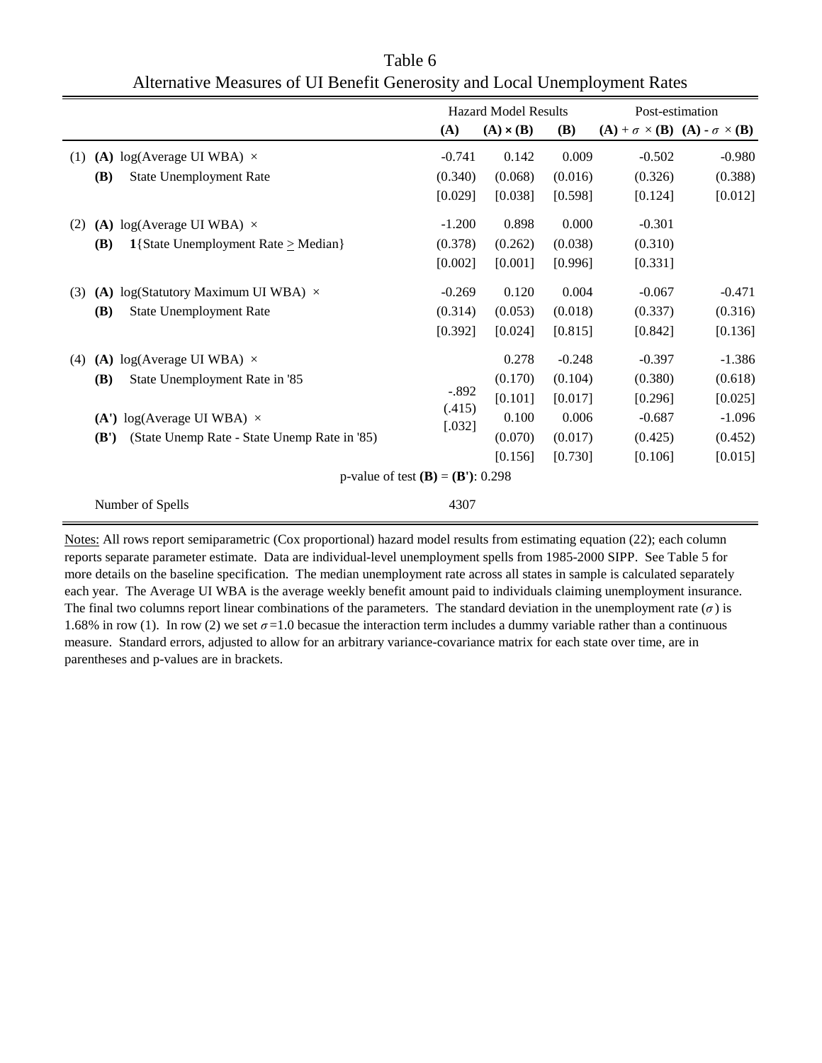# Table 6
## Alternative Measures of UI Benefit Generosity and Local Unemployment Rates

| | | Hazard Model Results | | | Post-estimation | |
|---|---|---|---|---|---|---|
| | | **(A)** | **(A) × (B)** | **(B)** | **(A)** + $\sigma$ × **(B)** | **(A)** - $\sigma$ × **(B)** |
| (1) | **(A)** log(Average UI WBA) × | -0.741 | 0.142 | 0.009 | -0.502 | -0.980 |
| | **(B)** State Unemployment Rate | (0.340) | (0.068) | (0.016) | (0.326) | (0.388) |
| | | [0.029] | [0.038] | [0.598] | [0.124] | [0.012] |
| (2) | **(A)** log(Average UI WBA) × | -1.200 | 0.898 | 0.000 | -0.301 | |
| | **(B)** **1**{State Unemployment Rate > Median} | (0.378) | (0.262) | (0.038) | (0.310) | |
| | | [0.002] | [0.001] | [0.996] | [0.331] | |
| (3) | **(A)** log(Statutory Maximum UI WBA) × | -0.269 | 0.120 | 0.004 | -0.067 | -0.471 |
| | **(B)** State Unemployment Rate | (0.314) | (0.053) | (0.018) | (0.337) | (0.316) |
| | | [0.392] | [0.024] | [0.815] | [0.842] | [0.136] |
| (4) | **(A)** log(Average UI WBA) × | | 0.278 | -0.248 | -0.397 | -1.386 |
| | **(B)** State Unemployment Rate in '85 | | (0.170) | (0.104) | (0.380) | (0.618) |
| | | -.892 | [0.101] | [0.017] | [0.296] | [0.025] |
| | **(A')** log(Average UI WBA) × | (.415) | 0.100 | 0.006 | -0.687 | -1.096 |
| | **(B')** (State Unemp Rate - State Unemp Rate in '85) | [.032] | (0.070) | (0.017) | (0.425) | (0.452) |
| | | | [0.156] | [0.730] | [0.106] | [0.015] |
| | p-value of test **(B)** = **(B')**: 0.298 | | | | | |
| | Number of Spells | 4307 | | | | |

Notes: All rows report semiparametric (Cox proportional) hazard model results from estimating equation (22); each column reports separate parameter estimate. Data are individual-level unemployment spells from 1985-2000 SIPP. See Table 5 for more details on the baseline specification. The median unemployment rate across all states in sample is calculated separately each year. The Average UI WBA is the average weekly benefit amount paid to individuals claiming unemployment insurance. The final two columns report linear combinations of the parameters. The standard deviation in the unemployment rate ($\sigma$) is 1.68% in row (1). In row (2) we set $\sigma$=1.0 becasue the interaction term includes a dummy variable rather than a continuous measure. Standard errors, adjusted to allow for an arbitrary variance-covariance matrix for each state over time, are in parentheses and p-values are in brackets.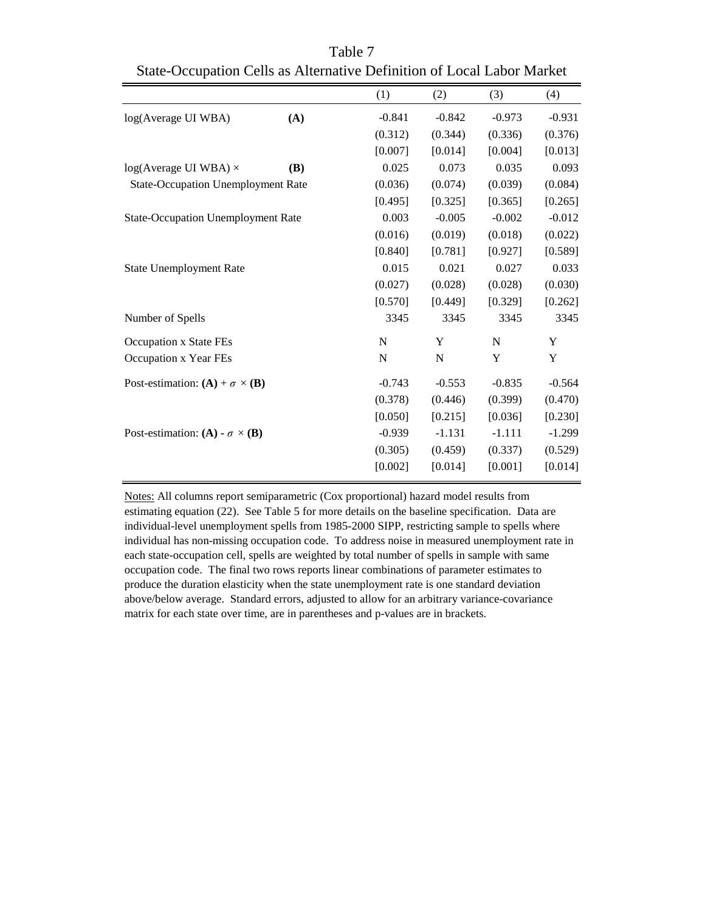# Table 7

## State-Occupation Cells as Alternative Definition of Local Labor Market

| | | (1) | (2) | (3) | (4) |
|---|---|---|---|---|---|
| log(Average UI WBA) | **(A)** | -0.841 | -0.842 | -0.973 | -0.931 |
| | | (0.312) | (0.344) | (0.336) | (0.376) |
| | | [0.007] | [0.014] | [0.004] | [0.013] |
| log(Average UI WBA) × State-Occupation Unemployment Rate | **(B)** | 0.025 | 0.073 | 0.035 | 0.093 |
| | | (0.036) | (0.074) | (0.039) | (0.084) |
| | | [0.495] | [0.325] | [0.365] | [0.265] |
| State-Occupation Unemployment Rate | | 0.003 | -0.005 | -0.002 | -0.012 |
| | | (0.016) | (0.019) | (0.018) | (0.022) |
| | | [0.840] | [0.781] | [0.927] | [0.589] |
| State Unemployment Rate | | 0.015 | 0.021 | 0.027 | 0.033 |
| | | (0.027) | (0.028) | (0.028) | (0.030) |
| | | [0.570] | [0.449] | [0.329] | [0.262] |
| Number of Spells | | 3345 | 3345 | 3345 | 3345 |
| Occupation x State FEs | | N | Y | N | Y |
| Occupation x Year FEs | | N | N | Y | Y |
| Post-estimation: **(A)** + $\sigma$ × **(B)** | | -0.743 | -0.553 | -0.835 | -0.564 |
| | | (0.378) | (0.446) | (0.399) | (0.470) |
| | | [0.050] | [0.215] | [0.036] | [0.230] |
| Post-estimation: **(A)** - $\sigma$ × **(B)** | | -0.939 | -1.131 | -1.111 | -1.299 |
| | | (0.305) | (0.459) | (0.337) | (0.529) |
| | | [0.002] | [0.014] | [0.001] | [0.014] |

Notes: All columns report semiparametric (Cox proportional) hazard model results from estimating equation (22). See Table 5 for more details on the baseline specification. Data are individual-level unemployment spells from 1985-2000 SIPP, restricting sample to spells where individual has non-missing occupation code. To address noise in measured unemployment rate in each state-occupation cell, spells are weighted by total number of spells in sample with same occupation code. The final two rows reports linear combinations of parameter estimates to produce the duration elasticity when the state unemployment rate is one standard deviation above/below average. Standard errors, adjusted to allow for an arbitrary variance-covariance matrix for each state over time, are in parentheses and p-values are in brackets.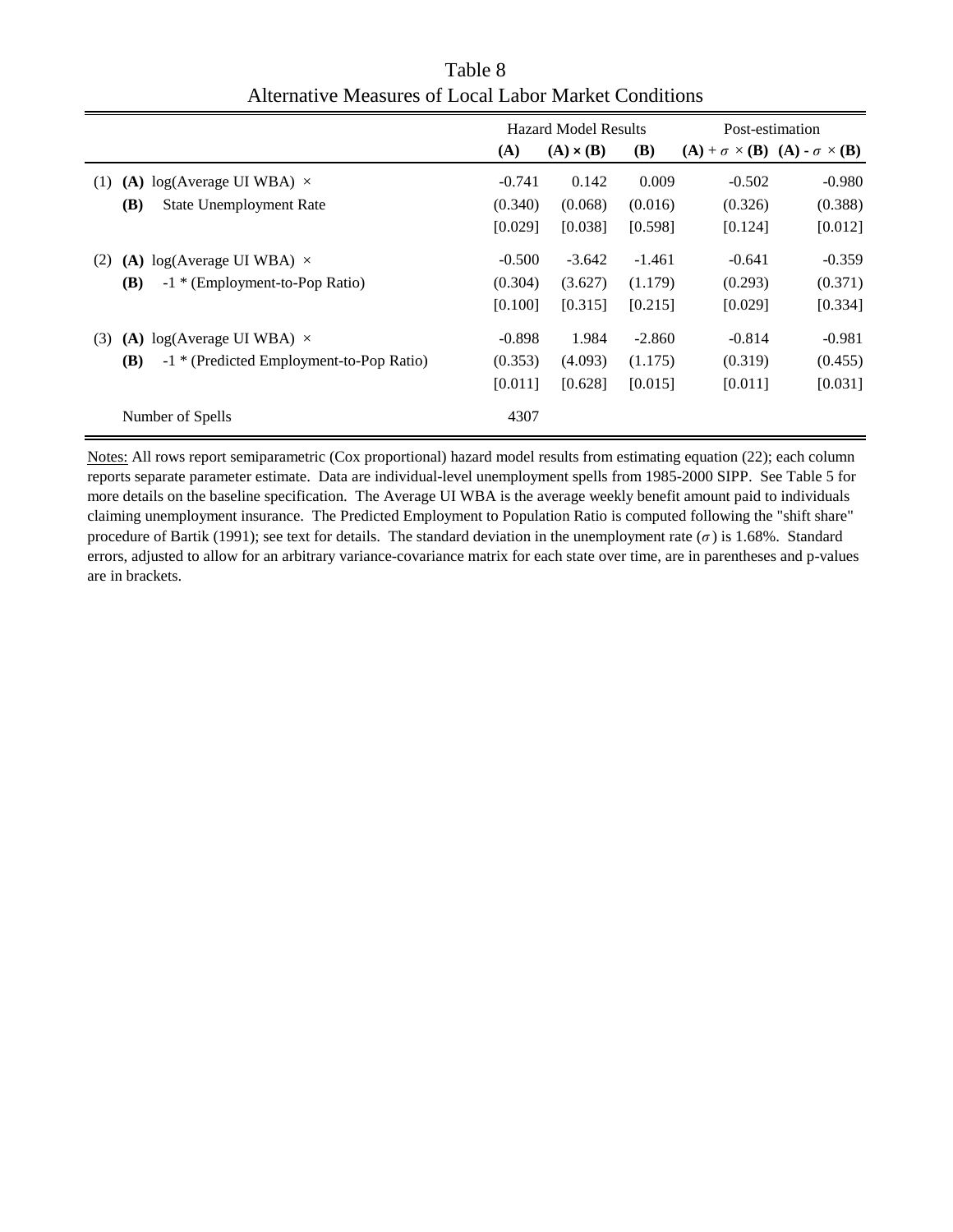# Table 8
## Alternative Measures of Local Labor Market Conditions

| | | Hazard Model Results | | | Post-estimation | |
|---|---|---|---|---|---|---|
| | | **(A)** | **(A) × (B)** | **(B)** | **(A)** + $\sigma$ × **(B)** | **(A)** - $\sigma$ × **(B)** |
| (1) | **(A)** log(Average UI WBA) × | -0.741 | 0.142 | 0.009 | -0.502 | -0.980 |
| | **(B)** State Unemployment Rate | (0.340) | (0.068) | (0.016) | (0.326) | (0.388) |
| | | [0.029] | [0.038] | [0.598] | [0.124] | [0.012] |
| (2) | **(A)** log(Average UI WBA) × | -0.500 | -3.642 | -1.461 | -0.641 | -0.359 |
| | **(B)** -1 * (Employment-to-Pop Ratio) | (0.304) | (3.627) | (1.179) | (0.293) | (0.371) |
| | | [0.100] | [0.315] | [0.215] | [0.029] | [0.334] |
| (3) | **(A)** log(Average UI WBA) × | -0.898 | 1.984 | -2.860 | -0.814 | -0.981 |
| | **(B)** -1 * (Predicted Employment-to-Pop Ratio) | (0.353) | (4.093) | (1.175) | (0.319) | (0.455) |
| | | [0.011] | [0.628] | [0.015] | [0.011] | [0.031] |
| | Number of Spells | 4307 | | | | |

Notes: All rows report semiparametric (Cox proportional) hazard model results from estimating equation (22); each column reports separate parameter estimate. Data are individual-level unemployment spells from 1985-2000 SIPP. See Table 5 for more details on the baseline specification. The Average UI WBA is the average weekly benefit amount paid to individuals claiming unemployment insurance. The Predicted Employment to Population Ratio is computed following the "shift share" procedure of Bartik (1991); see text for details. The standard deviation in the unemployment rate ($\sigma$) is 1.68%. Standard errors, adjusted to allow for an arbitrary variance-covariance matrix for each state over time, are in parentheses and p-values are in brackets.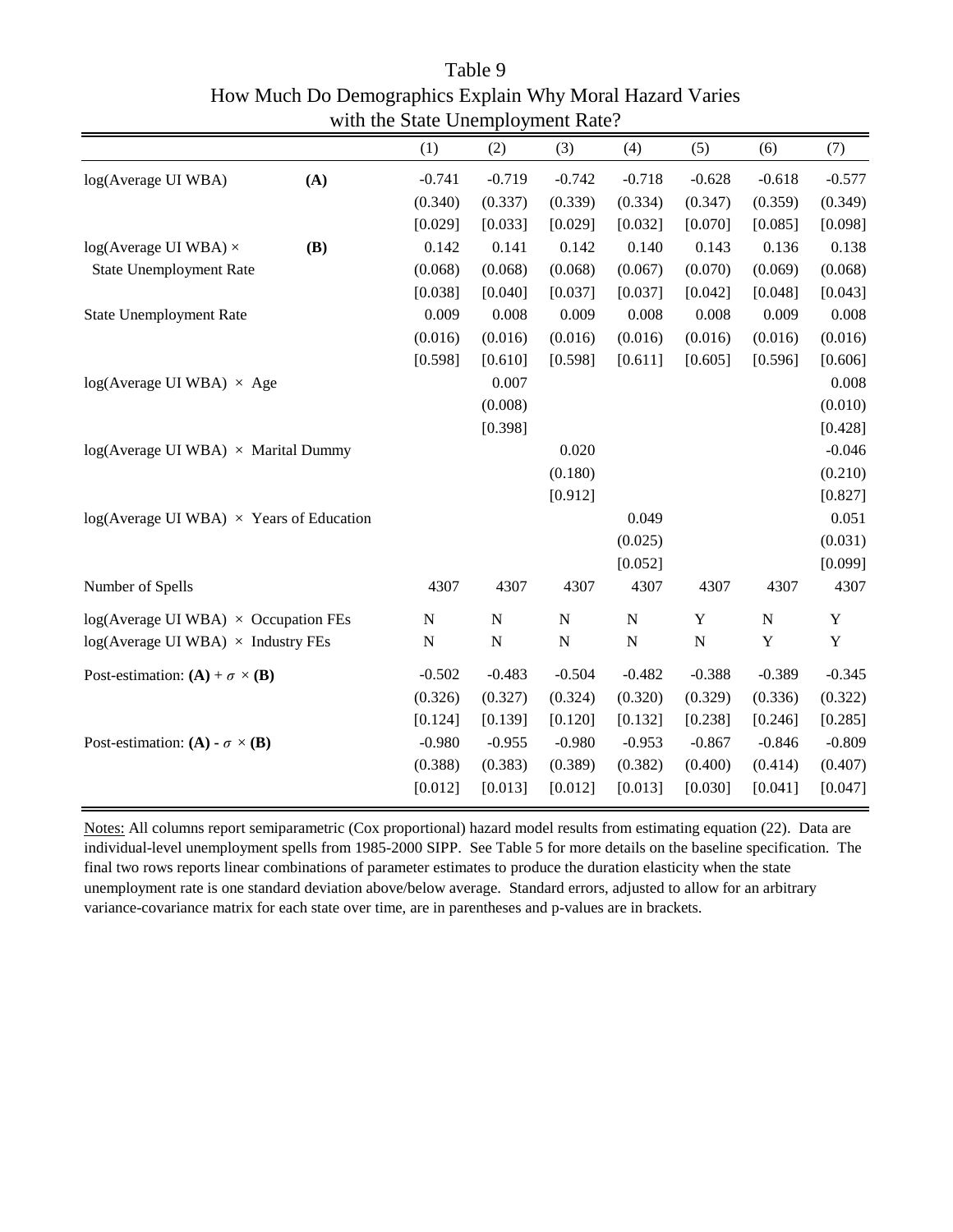Table 9
How Much Do Demographics Explain Why Moral Hazard Varies with the State Unemployment Rate?

| | | (1) | (2) | (3) | (4) | (5) | (6) | (7) |
|---|---|---|---|---|---|---|---|---|
| log(Average UI WBA) | **(A)** | -0.741 | -0.719 | -0.742 | -0.718 | -0.628 | -0.618 | -0.577 |
| | | (0.340) | (0.337) | (0.339) | (0.334) | (0.347) | (0.359) | (0.349) |
| | | [0.029] | [0.033] | [0.029] | [0.032] | [0.070] | [0.085] | [0.098] |
| log(Average UI WBA) × State Unemployment Rate | **(B)** | 0.142 | 0.141 | 0.142 | 0.140 | 0.143 | 0.136 | 0.138 |
| | | (0.068) | (0.068) | (0.068) | (0.067) | (0.070) | (0.069) | (0.068) |
| | | [0.038] | [0.040] | [0.037] | [0.037] | [0.042] | [0.048] | [0.043] |
| State Unemployment Rate | | 0.009 | 0.008 | 0.009 | 0.008 | 0.008 | 0.009 | 0.008 |
| | | (0.016) | (0.016) | (0.016) | (0.016) | (0.016) | (0.016) | (0.016) |
| | | [0.598] | [0.610] | [0.598] | [0.611] | [0.605] | [0.596] | [0.606] |
| log(Average UI WBA) × Age | | | 0.007 | | | | | 0.008 |
| | | | (0.008) | | | | | (0.010) |
| | | | [0.398] | | | | | [0.428] |
| log(Average UI WBA) × Marital Dummy | | | | 0.020 | | | | -0.046 |
| | | | | (0.180) | | | | (0.210) |
| | | | | [0.912] | | | | [0.827] |
| log(Average UI WBA) × Years of Education | | | | | 0.049 | | | 0.051 |
| | | | | | (0.025) | | | (0.031) |
| | | | | | [0.052] | | | [0.099] |
| Number of Spells | | 4307 | 4307 | 4307 | 4307 | 4307 | 4307 | 4307 |
| log(Average UI WBA) × Occupation FEs | | N | N | N | N | Y | N | Y |
| log(Average UI WBA) × Industry FEs | | N | N | N | N | N | Y | Y |
| Post-estimation: **(A)** + $\sigma$ × **(B)** | | -0.502 | -0.483 | -0.504 | -0.482 | -0.388 | -0.389 | -0.345 |
| | | (0.326) | (0.327) | (0.324) | (0.320) | (0.329) | (0.336) | (0.322) |
| | | [0.124] | [0.139] | [0.120] | [0.132] | [0.238] | [0.246] | [0.285] |
| Post-estimation: **(A)** - $\sigma$ × **(B)** | | -0.980 | -0.955 | -0.980 | -0.953 | -0.867 | -0.846 | -0.809 |
| | | (0.388) | (0.383) | (0.389) | (0.382) | (0.400) | (0.414) | (0.407) |
| | | [0.012] | [0.013] | [0.012] | [0.013] | [0.030] | [0.041] | [0.047] |

Notes: All columns report semiparametric (Cox proportional) hazard model results from estimating equation (22). Data are individual-level unemployment spells from 1985-2000 SIPP. See Table 5 for more details on the baseline specification. The final two rows reports linear combinations of parameter estimates to produce the duration elasticity when the state unemployment rate is one standard deviation above/below average. Standard errors, adjusted to allow for an arbitrary variance-covariance matrix for each state over time, are in parentheses and p-values are in brackets.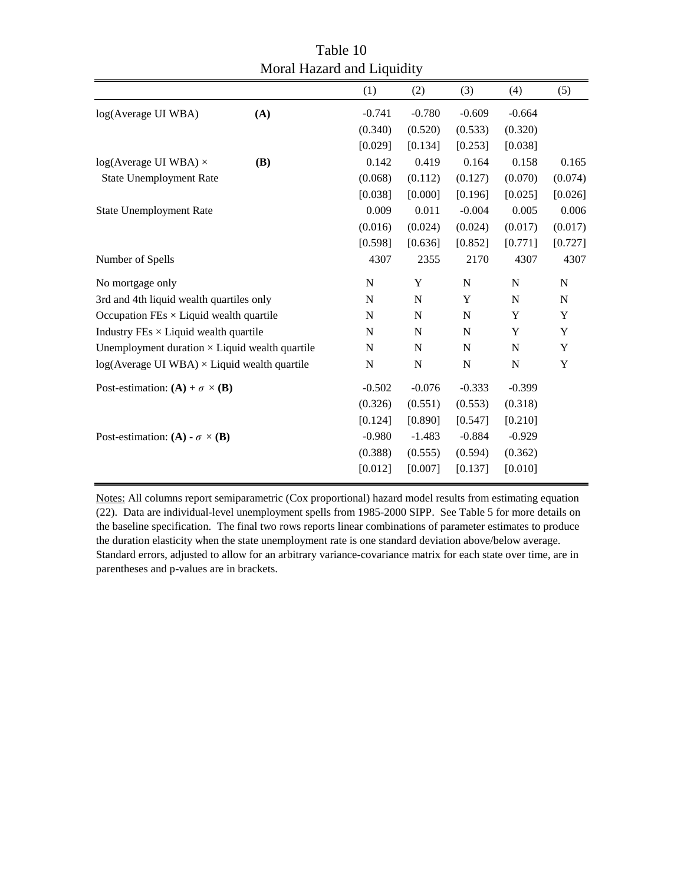# Table 10
## Moral Hazard and Liquidity

| | | (1) | (2) | (3) | (4) | (5) |
|---|---|---|---|---|---|---|
| log(Average UI WBA) | **(A)** | -0.741 | -0.780 | -0.609 | -0.664 | |
| | | (0.340) | (0.520) | (0.533) | (0.320) | |
| | | [0.029] | [0.134] | [0.253] | [0.038] | |
| log(Average UI WBA) × State Unemployment Rate | **(B)** | 0.142 | 0.419 | 0.164 | 0.158 | 0.165 |
| | | (0.068) | (0.112) | (0.127) | (0.070) | (0.074) |
| | | [0.038] | [0.000] | [0.196] | [0.025] | [0.026] |
| State Unemployment Rate | | 0.009 | 0.011 | -0.004 | 0.005 | 0.006 |
| | | (0.016) | (0.024) | (0.024) | (0.017) | (0.017) |
| | | [0.598] | [0.636] | [0.852] | [0.771] | [0.727] |
| Number of Spells | | 4307 | 2355 | 2170 | 4307 | 4307 |
| No mortgage only | | N | Y | N | N | N |
| 3rd and 4th liquid wealth quartiles only | | N | N | Y | N | N |
| Occupation FEs × Liquid wealth quartile | | N | N | N | Y | Y |
| Industry FEs × Liquid wealth quartile | | N | N | N | Y | Y |
| Unemployment duration × Liquid wealth quartile | | N | N | N | N | Y |
| log(Average UI WBA) × Liquid wealth quartile | | N | N | N | N | Y |
| Post-estimation: **(A)** + $\sigma$ × **(B)** | | -0.502 | -0.076 | -0.333 | -0.399 | |
| | | (0.326) | (0.551) | (0.553) | (0.318) | |
| | | [0.124] | [0.890] | [0.547] | [0.210] | |
| Post-estimation: **(A)** - $\sigma$ × **(B)** | | -0.980 | -1.483 | -0.884 | -0.929 | |
| | | (0.388) | (0.555) | (0.594) | (0.362) | |
| | | [0.012] | [0.007] | [0.137] | [0.010] | |

Notes: All columns report semiparametric (Cox proportional) hazard model results from estimating equation (22). Data are individual-level unemployment spells from 1985-2000 SIPP. See Table 5 for more details on the baseline specification. The final two rows reports linear combinations of parameter estimates to produce the duration elasticity when the state unemployment rate is one standard deviation above/below average. Standard errors, adjusted to allow for an arbitrary variance-covariance matrix for each state over time, are in parentheses and p-values are in brackets.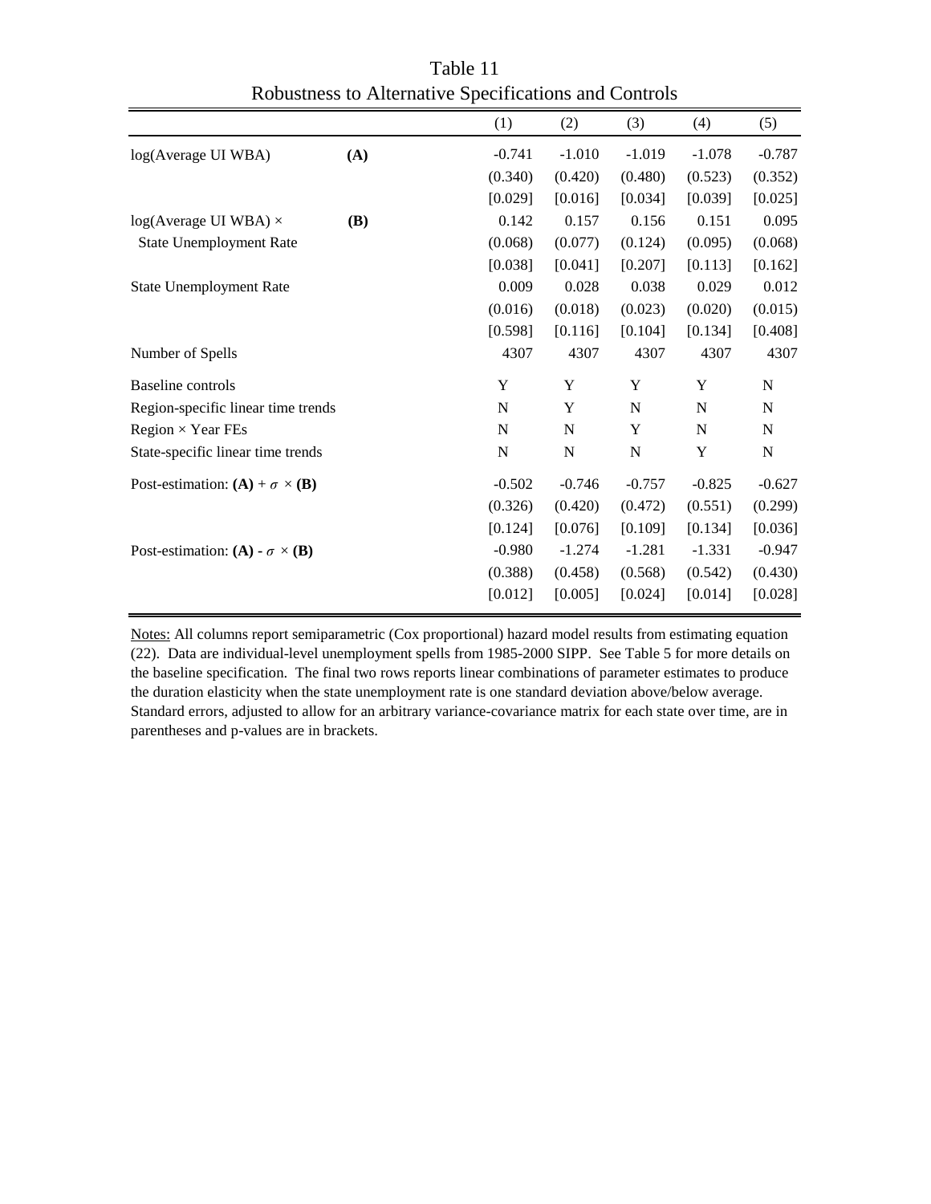# Table 11
## Robustness to Alternative Specifications and Controls

| | | (1) | (2) | (3) | (4) | (5) |
|---|---|---|---|---|---|---|
| log(Average UI WBA) | **(A)** | -0.741 | -1.010 | -1.019 | -1.078 | -0.787 |
| | | (0.340) | (0.420) | (0.480) | (0.523) | (0.352) |
| | | [0.029] | [0.016] | [0.034] | [0.039] | [0.025] |
| log(Average UI WBA) × State Unemployment Rate | **(B)** | 0.142 | 0.157 | 0.156 | 0.151 | 0.095 |
| | | (0.068) | (0.077) | (0.124) | (0.095) | (0.068) |
| | | [0.038] | [0.041] | [0.207] | [0.113] | [0.162] |
| State Unemployment Rate | | 0.009 | 0.028 | 0.038 | 0.029 | 0.012 |
| | | (0.016) | (0.018) | (0.023) | (0.020) | (0.015) |
| | | [0.598] | [0.116] | [0.104] | [0.134] | [0.408] |
| Number of Spells | | 4307 | 4307 | 4307 | 4307 | 4307 |
| Baseline controls | | Y | Y | Y | Y | N |
| Region-specific linear time trends | | N | Y | N | N | N |
| Region × Year FEs | | N | N | Y | N | N |
| State-specific linear time trends | | N | N | N | Y | N |
| Post-estimation: **(A)** + $\sigma$ × **(B)** | | -0.502 | -0.746 | -0.757 | -0.825 | -0.627 |
| | | (0.326) | (0.420) | (0.472) | (0.551) | (0.299) |
| | | [0.124] | [0.076] | [0.109] | [0.134] | [0.036] |
| Post-estimation: **(A)** - $\sigma$ × **(B)** | | -0.980 | -1.274 | -1.281 | -1.331 | -0.947 |
| | | (0.388) | (0.458) | (0.568) | (0.542) | (0.430) |
| | | [0.012] | [0.005] | [0.024] | [0.014] | [0.028] |

Notes: All columns report semiparametric (Cox proportional) hazard model results from estimating equation (22). Data are individual-level unemployment spells from 1985-2000 SIPP. See Table 5 for more details on the baseline specification. The final two rows reports linear combinations of parameter estimates to produce the duration elasticity when the state unemployment rate is one standard deviation above/below average. Standard errors, adjusted to allow for an arbitrary variance-covariance matrix for each state over time, are in parentheses and p-values are in brackets.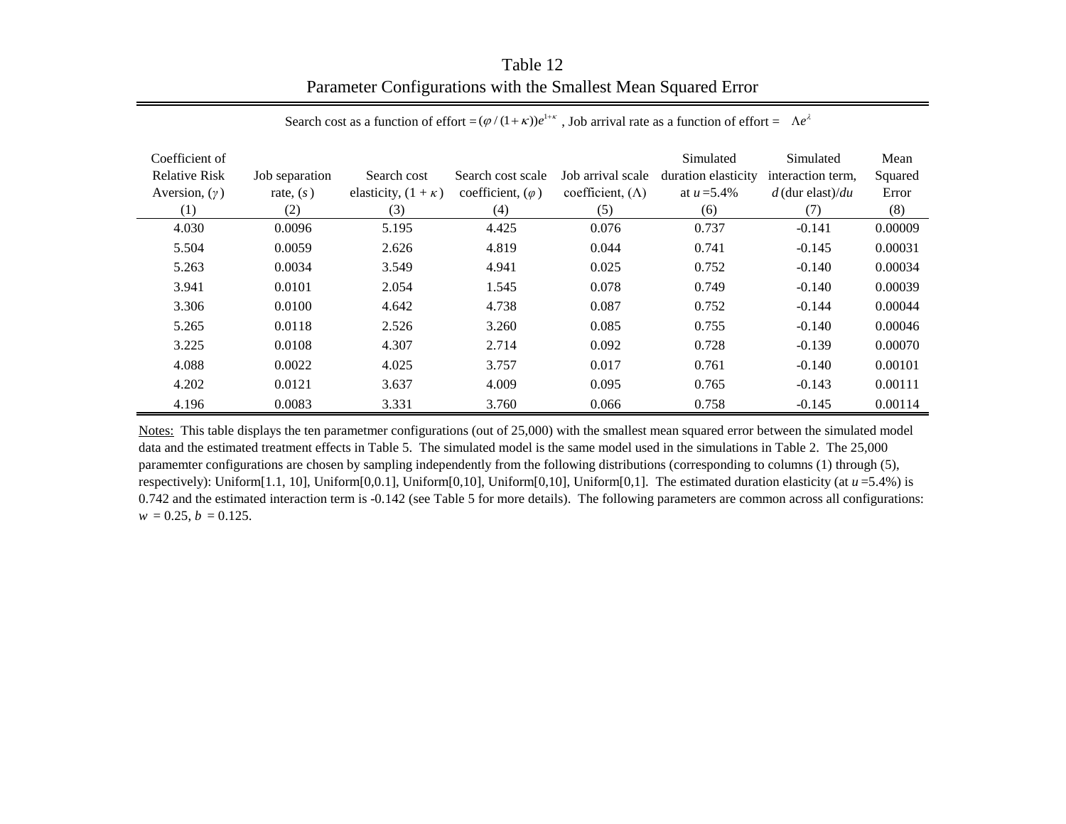# Table 12

## Parameter Configurations with the Smallest Mean Squared Error

Search cost as a function of effort $= (\varphi / (1+\kappa))e^{1+\kappa}$ , Job arrival rate as a function of effort = $\Lambda e^{\lambda}$

| Coefficient of Relative Risk Aversion, ($\gamma$) (1) | Job separation rate, ($s$) (2) | Search cost elasticity, ($1+\kappa$) (3) | Search cost scale coefficient, ($\varphi$) (4) | Job arrival scale coefficient, ($\Lambda$) (5) | Simulated duration elasticity at $u$ =5.4% (6) | Simulated interaction term, $d$(dur elast)/$du$ (7) | Mean Squared Error (8) |
|---|---|---|---|---|---|---|---|
| 4.030 | 0.0096 | 5.195 | 4.425 | 0.076 | 0.737 | -0.141 | 0.00009 |
| 5.504 | 0.0059 | 2.626 | 4.819 | 0.044 | 0.741 | -0.145 | 0.00031 |
| 5.263 | 0.0034 | 3.549 | 4.941 | 0.025 | 0.752 | -0.140 | 0.00034 |
| 3.941 | 0.0101 | 2.054 | 1.545 | 0.078 | 0.749 | -0.140 | 0.00039 |
| 3.306 | 0.0100 | 4.642 | 4.738 | 0.087 | 0.752 | -0.144 | 0.00044 |
| 5.265 | 0.0118 | 2.526 | 3.260 | 0.085 | 0.755 | -0.140 | 0.00046 |
| 3.225 | 0.0108 | 4.307 | 2.714 | 0.092 | 0.728 | -0.139 | 0.00070 |
| 4.088 | 0.0022 | 4.025 | 3.757 | 0.017 | 0.761 | -0.140 | 0.00101 |
| 4.202 | 0.0121 | 3.637 | 4.009 | 0.095 | 0.765 | -0.143 | 0.00111 |
| 4.196 | 0.0083 | 3.331 | 3.760 | 0.066 | 0.758 | -0.145 | 0.00114 |

Notes: This table displays the ten parametmer configurations (out of 25,000) with the smallest mean squared error between the simulated model data and the estimated treatment effects in Table 5. The simulated model is the same model used in the simulations in Table 2. The 25,000 paramemter configurations are chosen by sampling independently from the following distributions (corresponding to columns (1) through (5), respectively): Uniform[1.1, 10], Uniform[0,0.1], Uniform[0,10], Uniform[0,10], Uniform[0,1]. The estimated duration elasticity (at $u$ =5.4%) is 0.742 and the estimated interaction term is -0.142 (see Table 5 for more details). The following parameters are common across all configurations: $w$ = 0.25, $b$ = 0.125.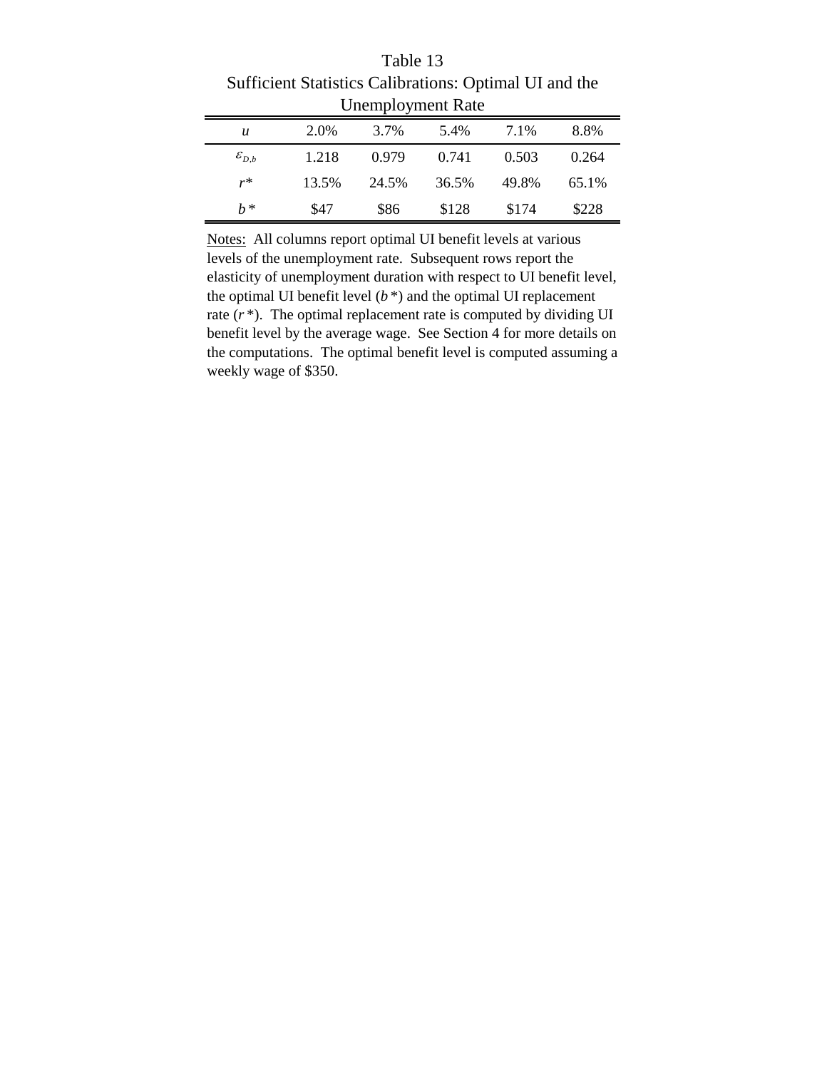Table 13
Sufficient Statistics Calibrations: Optimal UI and the Unemployment Rate

| $u$ | 2.0% | 3.7% | 5.4% | 7.1% | 8.8% |
|---|---|---|---|---|---|
| $\varepsilon_{D,b}$ | 1.218 | 0.979 | 0.741 | 0.503 | 0.264 |
| $r$* | 13.5% | 24.5% | 36.5% | 49.8% | 65.1% |
| $b$* | $47 | $86 | $128 | $174 | $228 |

Notes: All columns report optimal UI benefit levels at various levels of the unemployment rate. Subsequent rows report the elasticity of unemployment duration with respect to UI benefit level, the optimal UI benefit level ($b$*) and the optimal UI replacement rate ($r$*). The optimal replacement rate is computed by dividing UI benefit level by the average wage. See Section 4 for more details on the computations. The optimal benefit level is computed assuming a weekly wage of $350.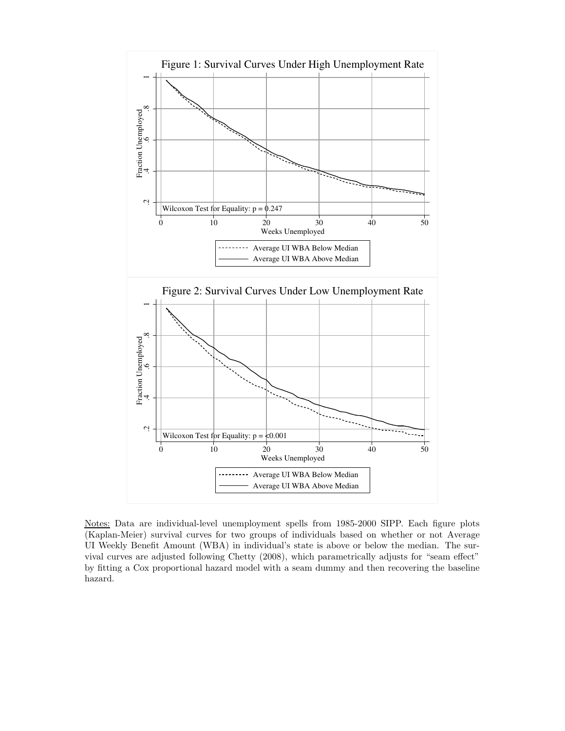Figure 1: Survival Curves Under High Unemployment Rate

Fraction Unemployed

1

.8

.6

.4

.2

Wilcoxon Test for Equality: p = 0.247

0 10 20 30 40 50

Weeks Unemployed

Average UI WBA Below Median

Average UI WBA Above Median

Figure 2: Survival Curves Under Low Unemployment Rate

Fraction Unemployed

1

.8

.6

.4

.2

Wilcoxon Test for Equality: p = <0.001

0 10 20 30 40 50

Weeks Unemployed

Average UI WBA Below Median

Average UI WBA Above Median

Notes: Data are individual-level unemployment spells from 1985-2000 SIPP. Each figure plots (Kaplan-Meier) survival curves for two groups of individuals based on whether or not Average UI Weekly Benefit Amount (WBA) in individual's state is above or below the median. The survival curves are adjusted following Chetty (2008), which parametrically adjusts for "seam effect" by fitting a Cox proportional hazard model with a seam dummy and then recovering the baseline hazard.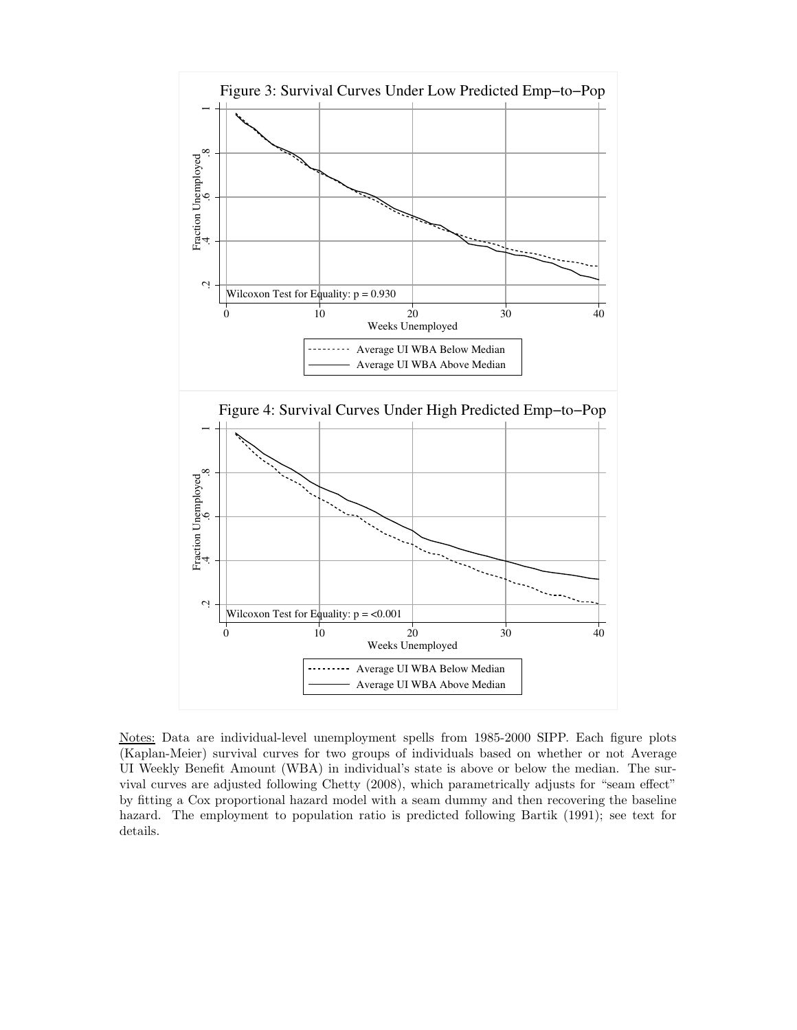Figure 3: Survival Curves Under Low Predicted Emp−to−Pop

Fraction Unemployed

1

.8

.6

.4

.2

Wilcoxon Test for Equality: p = 0.930

0

10

20

30

40

Weeks Unemployed

Average UI WBA Below Median

Average UI WBA Above Median

Figure 4: Survival Curves Under High Predicted Emp−to−Pop

Fraction Unemployed

1

.8

.6

.4

.2

Wilcoxon Test for Equality: p = <0.001

0

10

20

30

40

Weeks Unemployed

Average UI WBA Below Median

Average UI WBA Above Median

Notes: Data are individual-level unemployment spells from 1985-2000 SIPP. Each figure plots (Kaplan-Meier) survival curves for two groups of individuals based on whether or not Average UI Weekly Benefit Amount (WBA) in individual's state is above or below the median. The survival curves are adjusted following Chetty (2008), which parametrically adjusts for "seam effect" by fitting a Cox proportional hazard model with a seam dummy and then recovering the baseline hazard. The employment to population ratio is predicted following Bartik (1991); see text for details.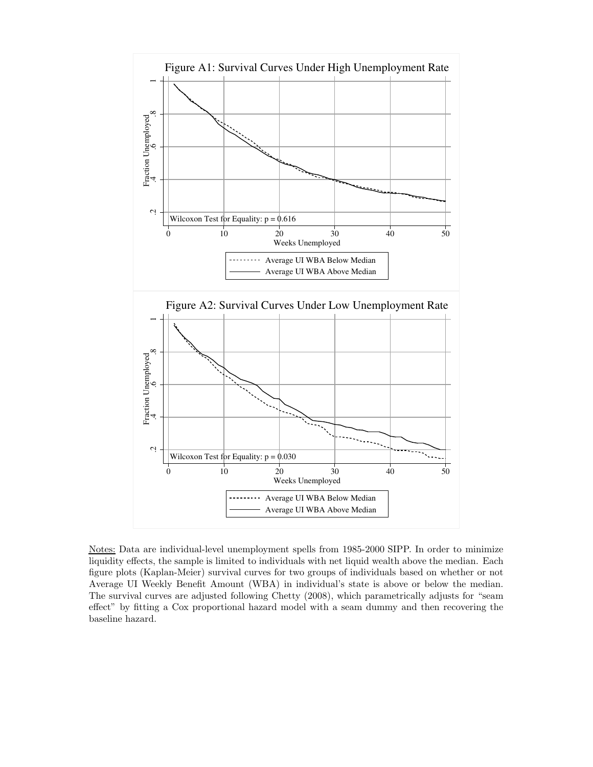Figure A1: Survival Curves Under High Unemployment Rate

Fraction Unemployed

1

.8

.6

.4

.2

Wilcoxon Test for Equality: p = 0.616

0 10 20 30 40 50

Weeks Unemployed

Average UI WBA Below Median

Average UI WBA Above Median

Figure A2: Survival Curves Under Low Unemployment Rate

Fraction Unemployed

1

.8

.6

.4

.2

Wilcoxon Test for Equality: p = 0.030

0 10 20 30 40 50

Weeks Unemployed

Average UI WBA Below Median

Average UI WBA Above Median

Notes: Data are individual-level unemployment spells from 1985-2000 SIPP. In order to minimize liquidity effects, the sample is limited to individuals with net liquid wealth above the median. Each figure plots (Kaplan-Meier) survival curves for two groups of individuals based on whether or not Average UI Weekly Benefit Amount (WBA) in individual's state is above or below the median. The survival curves are adjusted following Chetty (2008), which parametrically adjusts for "seam effect" by fitting a Cox proportional hazard model with a seam dummy and then recovering the baseline hazard.